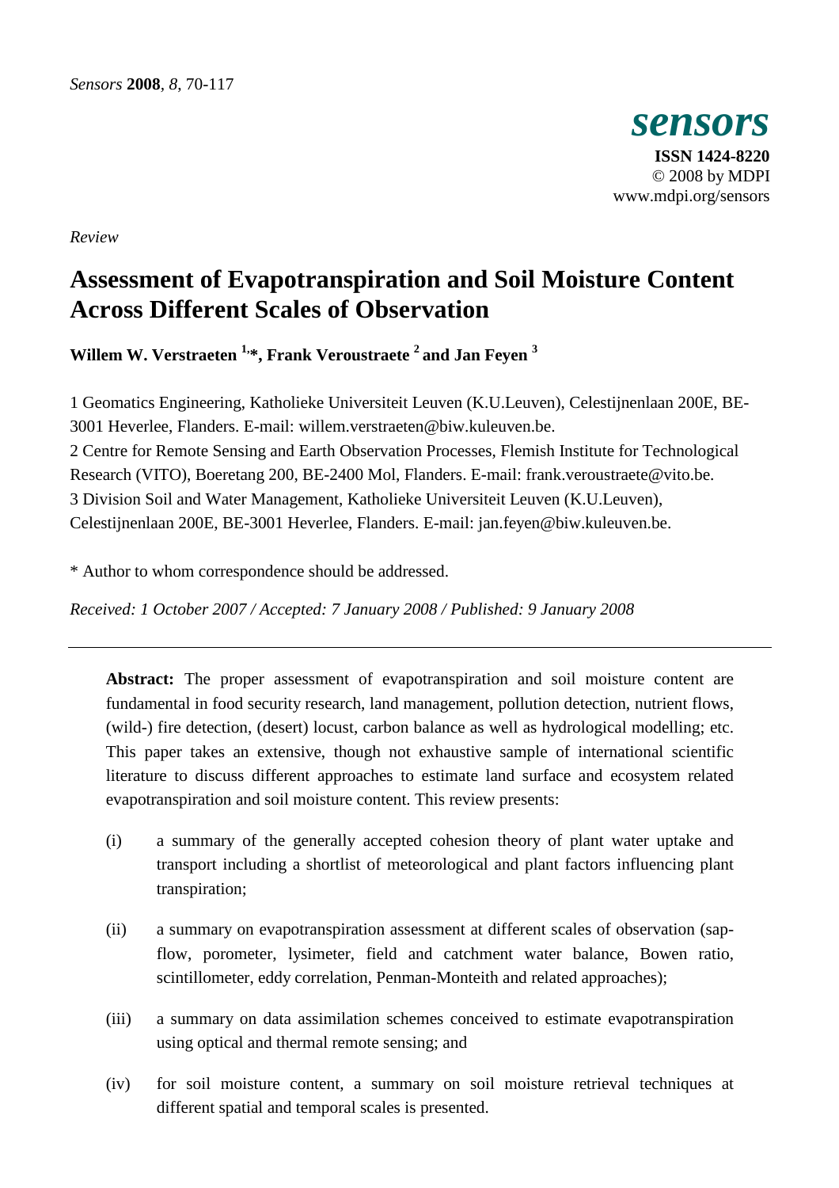*Review*

# Assessment of Evapotranspiration and Soil Moisture Content Across Different Scales of Observation

**Willem W. Verstraeten [1,*], Frank Veroustraete [2] and Jan Feyen [3]**

1 Geomatics Engineering, Katholieke Universiteit Leuven (K.U.Leuven), Celestijnenlaan 200E, BE-3001 Heverlee, Flanders. E-mail: willem.verstraeten@biw.kuleuven.be.
2 Centre for Remote Sensing and Earth Observation Processes, Flemish Institute for Technological Research (VITO), Boeretang 200, BE-2400 Mol, Flanders. E-mail: frank.veroustraete@vito.be.
3 Division Soil and Water Management, Katholieke Universiteit Leuven (K.U.Leuven), Celestijnenlaan 200E, BE-3001 Heverlee, Flanders. E-mail: jan.feyen@biw.kuleuven.be.

* Author to whom correspondence should be addressed.

*Received: 1 October 2007 / Accepted: 7 January 2008 / Published: 9 January 2008*

---

**Abstract:** The proper assessment of evapotranspiration and soil moisture content are fundamental in food security research, land management, pollution detection, nutrient flows, (wild-) fire detection, (desert) locust, carbon balance as well as hydrological modelling; etc. This paper takes an extensive, though not exhaustive sample of international scientific literature to discuss different approaches to estimate land surface and ecosystem related evapotranspiration and soil moisture content. This review presents:

(i) a summary of the generally accepted cohesion theory of plant water uptake and transport including a shortlist of meteorological and plant factors influencing plant transpiration;

(ii) a summary on evapotranspiration assessment at different scales of observation (sap-flow, porometer, lysimeter, field and catchment water balance, Bowen ratio, scintillometer, eddy correlation, Penman-Monteith and related approaches);

(iii) a summary on data assimilation schemes conceived to estimate evapotranspiration using optical and thermal remote sensing; and

(iv) for soil moisture content, a summary on soil moisture retrieval techniques at different spatial and temporal scales is presented.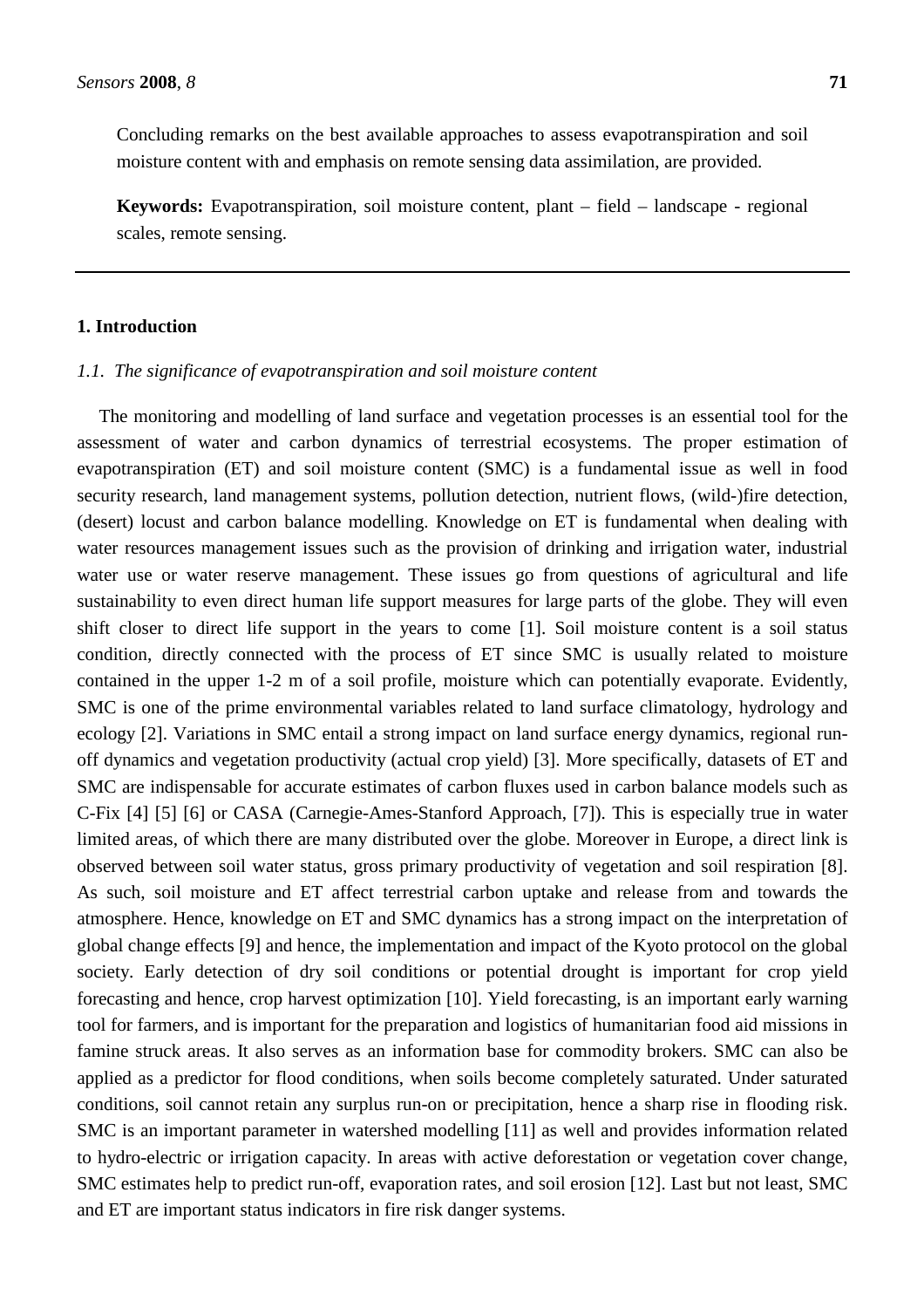Concluding remarks on the best available approaches to assess evapotranspiration and soil moisture content with and emphasis on remote sensing data assimilation, are provided.

**Keywords:** Evapotranspiration, soil moisture content, plant – field – landscape - regional scales, remote sensing.

---

## 1. Introduction

### *1.1. The significance of evapotranspiration and soil moisture content*

The monitoring and modelling of land surface and vegetation processes is an essential tool for the assessment of water and carbon dynamics of terrestrial ecosystems. The proper estimation of evapotranspiration (ET) and soil moisture content (SMC) is a fundamental issue as well in food security research, land management systems, pollution detection, nutrient flows, (wild-)fire detection, (desert) locust and carbon balance modelling. Knowledge on ET is fundamental when dealing with water resources management issues such as the provision of drinking and irrigation water, industrial water use or water reserve management. These issues go from questions of agricultural and life sustainability to even direct human life support measures for large parts of the globe. They will even shift closer to direct life support in the years to come [1]. Soil moisture content is a soil status condition, directly connected with the process of ET since SMC is usually related to moisture contained in the upper 1-2 m of a soil profile, moisture which can potentially evaporate. Evidently, SMC is one of the prime environmental variables related to land surface climatology, hydrology and ecology [2]. Variations in SMC entail a strong impact on land surface energy dynamics, regional run-off dynamics and vegetation productivity (actual crop yield) [3]. More specifically, datasets of ET and SMC are indispensable for accurate estimates of carbon fluxes used in carbon balance models such as C-Fix [4] [5] [6] or CASA (Carnegie-Ames-Stanford Approach, [7]). This is especially true in water limited areas, of which there are many distributed over the globe. Moreover in Europe, a direct link is observed between soil water status, gross primary productivity of vegetation and soil respiration [8]. As such, soil moisture and ET affect terrestrial carbon uptake and release from and towards the atmosphere. Hence, knowledge on ET and SMC dynamics has a strong impact on the interpretation of global change effects [9] and hence, the implementation and impact of the Kyoto protocol on the global society. Early detection of dry soil conditions or potential drought is important for crop yield forecasting and hence, crop harvest optimization [10]. Yield forecasting, is an important early warning tool for farmers, and is important for the preparation and logistics of humanitarian food aid missions in famine struck areas. It also serves as an information base for commodity brokers. SMC can also be applied as a predictor for flood conditions, when soils become completely saturated. Under saturated conditions, soil cannot retain any surplus run-on or precipitation, hence a sharp rise in flooding risk. SMC is an important parameter in watershed modelling [11] as well and provides information related to hydro-electric or irrigation capacity. In areas with active deforestation or vegetation cover change, SMC estimates help to predict run-off, evaporation rates, and soil erosion [12]. Last but not least, SMC and ET are important status indicators in fire risk danger systems.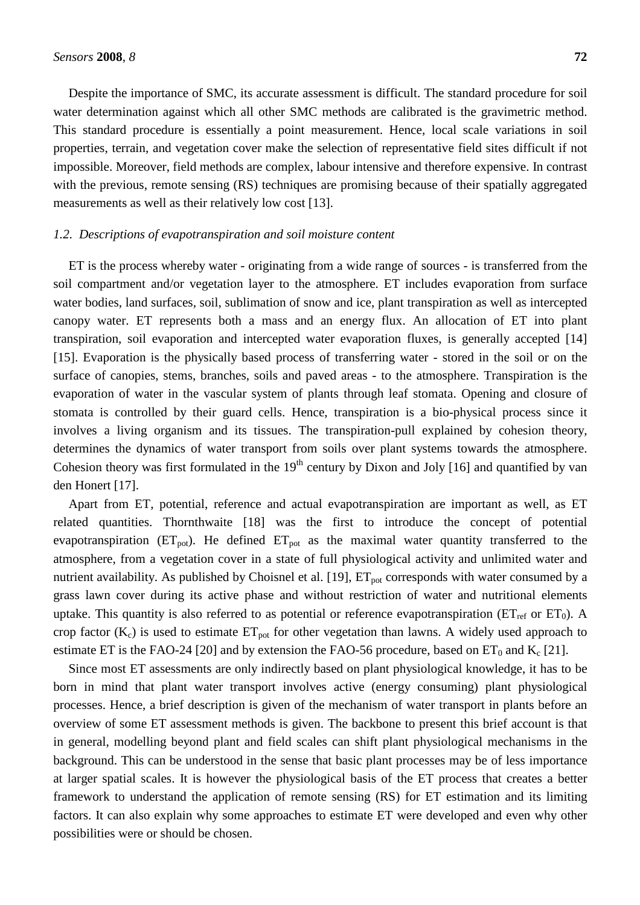Despite the importance of SMC, its accurate assessment is difficult. The standard procedure for soil water determination against which all other SMC methods are calibrated is the gravimetric method. This standard procedure is essentially a point measurement. Hence, local scale variations in soil properties, terrain, and vegetation cover make the selection of representative field sites difficult if not impossible. Moreover, field methods are complex, labour intensive and therefore expensive. In contrast with the previous, remote sensing (RS) techniques are promising because of their spatially aggregated measurements as well as their relatively low cost [13].

### *1.2. Descriptions of evapotranspiration and soil moisture content*

ET is the process whereby water - originating from a wide range of sources - is transferred from the soil compartment and/or vegetation layer to the atmosphere. ET includes evaporation from surface water bodies, land surfaces, soil, sublimation of snow and ice, plant transpiration as well as intercepted canopy water. ET represents both a mass and an energy flux. An allocation of ET into plant transpiration, soil evaporation and intercepted water evaporation fluxes, is generally accepted [14] [15]. Evaporation is the physically based process of transferring water - stored in the soil or on the surface of canopies, stems, branches, soils and paved areas - to the atmosphere. Transpiration is the evaporation of water in the vascular system of plants through leaf stomata. Opening and closure of stomata is controlled by their guard cells. Hence, transpiration is a bio-physical process since it involves a living organism and its tissues. The transpiration-pull explained by cohesion theory, determines the dynamics of water transport from soils over plant systems towards the atmosphere. Cohesion theory was first formulated in the 19th century by Dixon and Joly [16] and quantified by van den Honert [17].

Apart from ET, potential, reference and actual evapotranspiration are important as well, as ET related quantities. Thornthwaite [18] was the first to introduce the concept of potential evapotranspiration ($ET_{pot}$). He defined $ET_{pot}$ as the maximal water quantity transferred to the atmosphere, from a vegetation cover in a state of full physiological activity and unlimited water and nutrient availability. As published by Choisnel et al. [19], $ET_{pot}$ corresponds with water consumed by a grass lawn cover during its active phase and without restriction of water and nutritional elements uptake. This quantity is also referred to as potential or reference evapotranspiration ($ET_{ref}$ or $ET_0$). A crop factor ($K_c$) is used to estimate $ET_{pot}$ for other vegetation than lawns. A widely used approach to estimate ET is the FAO-24 [20] and by extension the FAO-56 procedure, based on $ET_0$ and $K_c$ [21].

Since most ET assessments are only indirectly based on plant physiological knowledge, it has to be born in mind that plant water transport involves active (energy consuming) plant physiological processes. Hence, a brief description is given of the mechanism of water transport in plants before an overview of some ET assessment methods is given. The backbone to present this brief account is that in general, modelling beyond plant and field scales can shift plant physiological mechanisms in the background. This can be understood in the sense that basic plant processes may be of less importance at larger spatial scales. It is however the physiological basis of the ET process that creates a better framework to understand the application of remote sensing (RS) for ET estimation and its limiting factors. It can also explain why some approaches to estimate ET were developed and even why other possibilities were or should be chosen.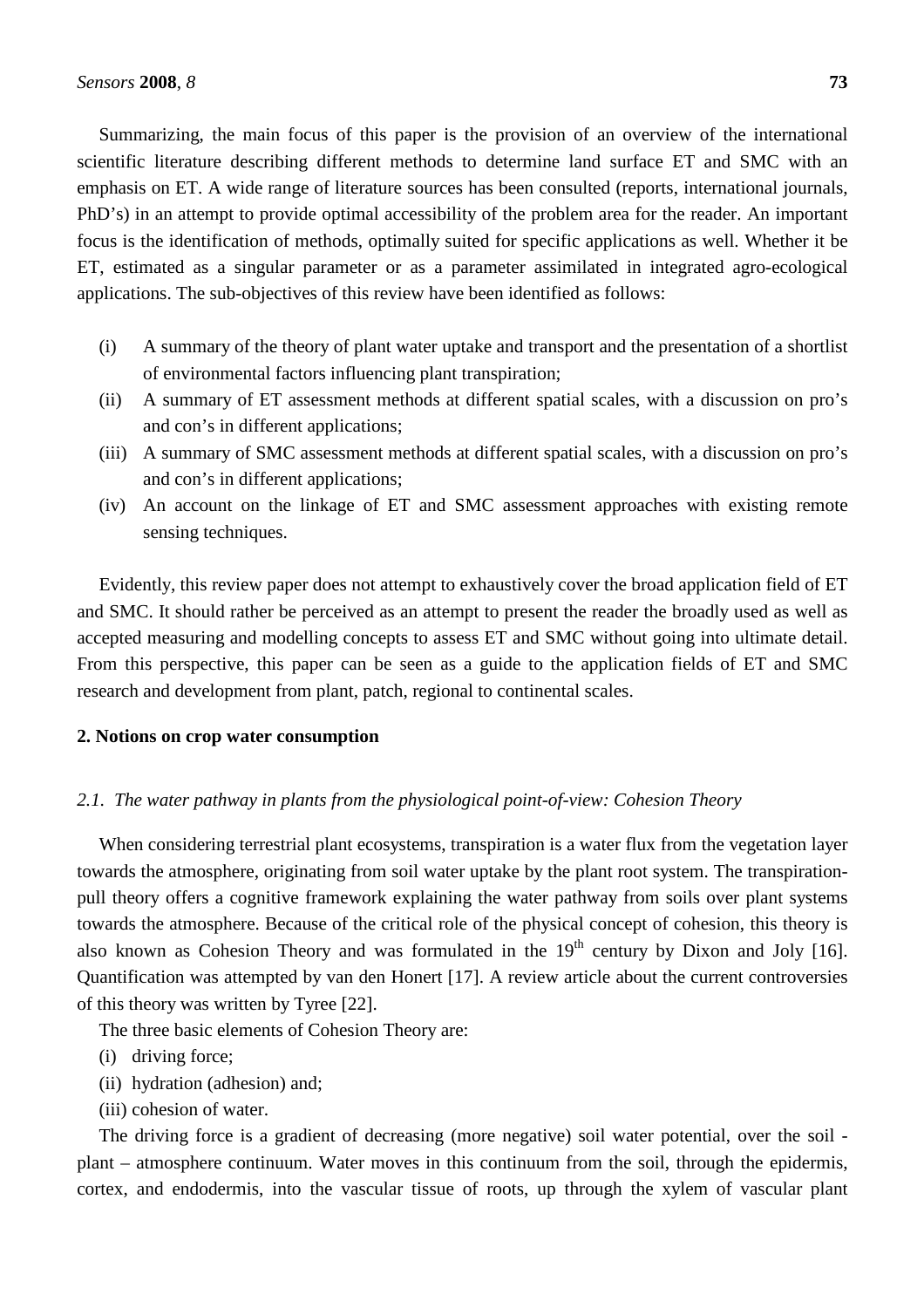Summarizing, the main focus of this paper is the provision of an overview of the international scientific literature describing different methods to determine land surface ET and SMC with an emphasis on ET. A wide range of literature sources has been consulted (reports, international journals, PhD's) in an attempt to provide optimal accessibility of the problem area for the reader. An important focus is the identification of methods, optimally suited for specific applications as well. Whether it be ET, estimated as a singular parameter or as a parameter assimilated in integrated agro-ecological applications. The sub-objectives of this review have been identified as follows:

(i) A summary of the theory of plant water uptake and transport and the presentation of a shortlist of environmental factors influencing plant transpiration;
(ii) A summary of ET assessment methods at different spatial scales, with a discussion on pro's and con's in different applications;
(iii) A summary of SMC assessment methods at different spatial scales, with a discussion on pro's and con's in different applications;
(iv) An account on the linkage of ET and SMC assessment approaches with existing remote sensing techniques.

Evidently, this review paper does not attempt to exhaustively cover the broad application field of ET and SMC. It should rather be perceived as an attempt to present the reader the broadly used as well as accepted measuring and modelling concepts to assess ET and SMC without going into ultimate detail. From this perspective, this paper can be seen as a guide to the application fields of ET and SMC research and development from plant, patch, regional to continental scales.

## 2. Notions on crop water consumption

### *2.1. The water pathway in plants from the physiological point-of-view: Cohesion Theory*

When considering terrestrial plant ecosystems, transpiration is a water flux from the vegetation layer towards the atmosphere, originating from soil water uptake by the plant root system. The transpiration-pull theory offers a cognitive framework explaining the water pathway from soils over plant systems towards the atmosphere. Because of the critical role of the physical concept of cohesion, this theory is also known as Cohesion Theory and was formulated in the 19th century by Dixon and Joly [16]. Quantification was attempted by van den Honert [17]. A review article about the current controversies of this theory was written by Tyree [22].

The three basic elements of Cohesion Theory are:

(i) driving force;
(ii) hydration (adhesion) and;
(iii) cohesion of water.

The driving force is a gradient of decreasing (more negative) soil water potential, over the soil - plant – atmosphere continuum. Water moves in this continuum from the soil, through the epidermis, cortex, and endodermis, into the vascular tissue of roots, up through the xylem of vascular plant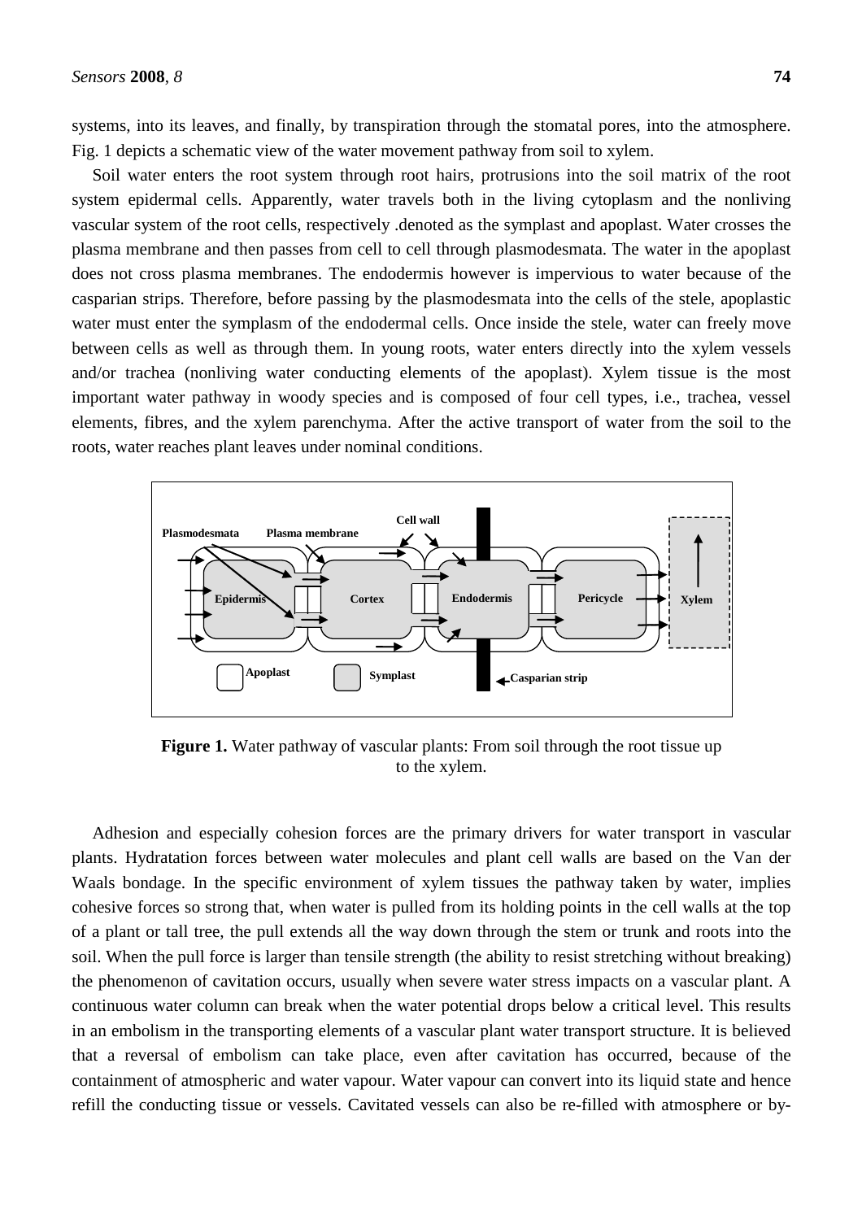systems, into its leaves, and finally, by transpiration through the stomatal pores, into the atmosphere. Fig. 1 depicts a schematic view of the water movement pathway from soil to xylem.

Soil water enters the root system through root hairs, protrusions into the soil matrix of the root system epidermal cells. Apparently, water travels both in the living cytoplasm and the nonliving vascular system of the root cells, respectively .denoted as the symplast and apoplast. Water crosses the plasma membrane and then passes from cell to cell through plasmodesmata. The water in the apoplast does not cross plasma membranes. The endodermis however is impervious to water because of the casparian strips. Therefore, before passing by the plasmodesmata into the cells of the stele, apoplastic water must enter the symplasm of the endodermal cells. Once inside the stele, water can freely move between cells as well as through them. In young roots, water enters directly into the xylem vessels and/or trachea (nonliving water conducting elements of the apoplast). Xylem tissue is the most important water pathway in woody species and is composed of four cell types, i.e., trachea, vessel elements, fibres, and the xylem parenchyma. After the active transport of water from the soil to the roots, water reaches plant leaves under nominal conditions.

**Figure 1.** Water pathway of vascular plants: From soil through the root tissue up to the xylem.

Adhesion and especially cohesion forces are the primary drivers for water transport in vascular plants. Hydratation forces between water molecules and plant cell walls are based on the Van der Waals bondage. In the specific environment of xylem tissues the pathway taken by water, implies cohesive forces so strong that, when water is pulled from its holding points in the cell walls at the top of a plant or tall tree, the pull extends all the way down through the stem or trunk and roots into the soil. When the pull force is larger than tensile strength (the ability to resist stretching without breaking) the phenomenon of cavitation occurs, usually when severe water stress impacts on a vascular plant. A continuous water column can break when the water potential drops below a critical level. This results in an embolism in the transporting elements of a vascular plant water transport structure. It is believed that a reversal of embolism can take place, even after cavitation has occurred, because of the containment of atmospheric and water vapour. Water vapour can convert into its liquid state and hence refill the conducting tissue or vessels. Cavitated vessels can also be re-filled with atmosphere or by-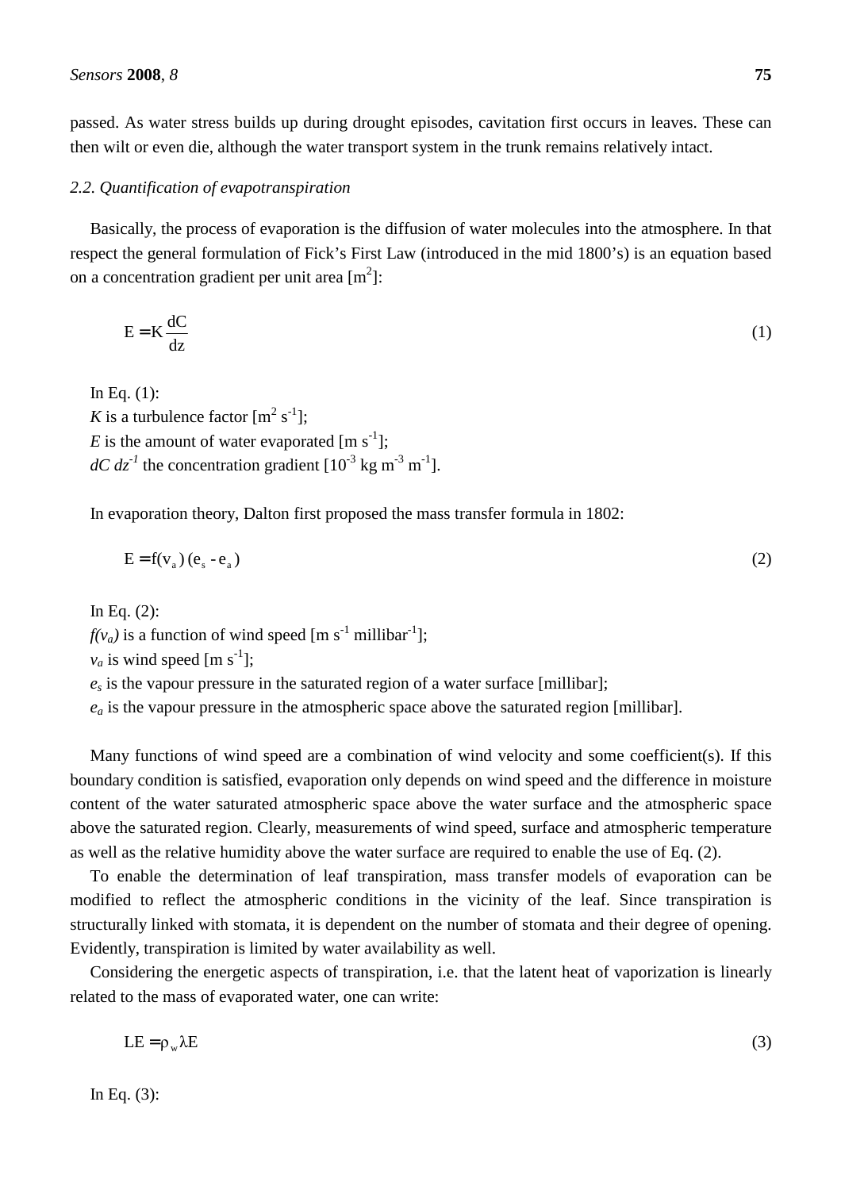passed. As water stress builds up during drought episodes, cavitation first occurs in leaves. These can then wilt or even die, although the water transport system in the trunk remains relatively intact.

### *2.2. Quantification of evapotranspiration*

Basically, the process of evaporation is the diffusion of water molecules into the atmosphere. In that respect the general formulation of Fick's First Law (introduced in the mid 1800's) is an equation based on a concentration gradient per unit area [$m^2$]:

$$E = K \frac{dC}{dz} \tag{1}$$

In Eq. (1):
$K$ is a turbulence factor [$m^2\ s^{-1}$];
$E$ is the amount of water evaporated [$m\ s^{-1}$];
$dC\ dz^{-1}$ the concentration gradient [$10^{-3}$ kg $m^{-3}$ $m^{-1}$].

In evaporation theory, Dalton first proposed the mass transfer formula in 1802:

$$E = f(v_a)\,(e_s - e_a) \tag{2}$$

In Eq. (2):
$f(v_a)$ is a function of wind speed [$m\ s^{-1}$ $millibar^{-1}$];
$v_a$ is wind speed [$m\ s^{-1}$];
$e_s$ is the vapour pressure in the saturated region of a water surface [millibar];
$e_a$ is the vapour pressure in the atmospheric space above the saturated region [millibar].

Many functions of wind speed are a combination of wind velocity and some coefficient(s). If this boundary condition is satisfied, evaporation only depends on wind speed and the difference in moisture content of the water saturated atmospheric space above the water surface and the atmospheric space above the saturated region. Clearly, measurements of wind speed, surface and atmospheric temperature as well as the relative humidity above the water surface are required to enable the use of Eq. (2).

To enable the determination of leaf transpiration, mass transfer models of evaporation can be modified to reflect the atmospheric conditions in the vicinity of the leaf. Since transpiration is structurally linked with stomata, it is dependent on the number of stomata and their degree of opening. Evidently, transpiration is limited by water availability as well.

Considering the energetic aspects of transpiration, i.e. that the latent heat of vaporization is linearly related to the mass of evaporated water, one can write:

$$LE = \rho_w \lambda E \tag{3}$$

In Eq. (3):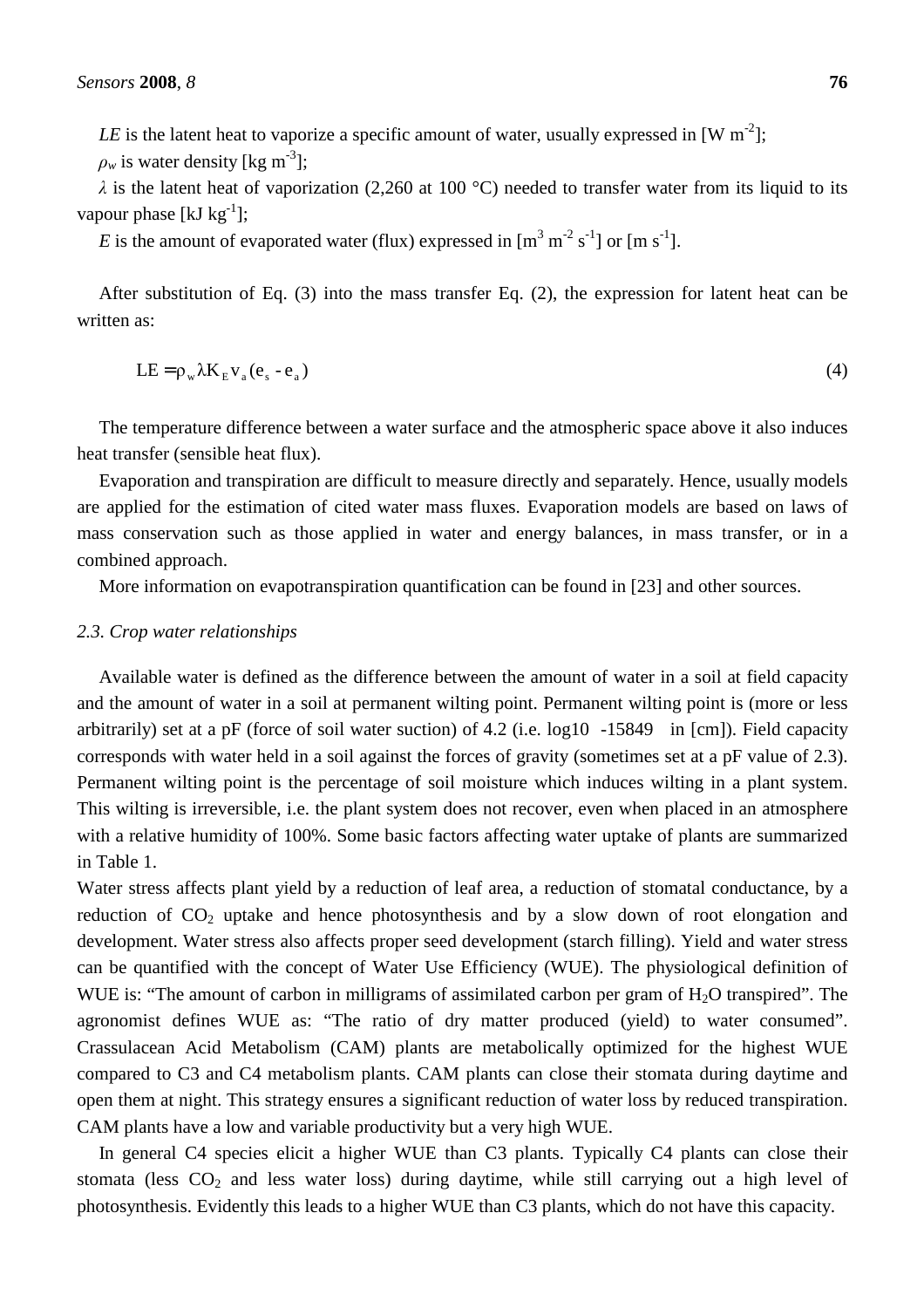$LE$ is the latent heat to vaporize a specific amount of water, usually expressed in [W m$^{-2}$];

$\rho_w$ is water density [kg m$^{-3}$];

$\lambda$ is the latent heat of vaporization (2,260 at 100 °C) needed to transfer water from its liquid to its vapour phase [kJ kg$^{-1}$];

$E$ is the amount of evaporated water (flux) expressed in [m$^3$ m$^{-2}$ s$^{-1}$] or [m s$^{-1}$].

After substitution of Eq. (3) into the mass transfer Eq. (2), the expression for latent heat can be written as:

$$LE = \rho_w \lambda K_E v_a (e_s - e_a) \tag{4}$$

The temperature difference between a water surface and the atmospheric space above it also induces heat transfer (sensible heat flux).

Evaporation and transpiration are difficult to measure directly and separately. Hence, usually models are applied for the estimation of cited water mass fluxes. Evaporation models are based on laws of mass conservation such as those applied in water and energy balances, in mass transfer, or in a combined approach.

More information on evapotranspiration quantification can be found in [23] and other sources.

### *2.3. Crop water relationships*

Available water is defined as the difference between the amount of water in a soil at field capacity and the amount of water in a soil at permanent wilting point. Permanent wilting point is (more or less arbitrarily) set at a pF (force of soil water suction) of 4.2 (i.e. log10 -15849 in [cm]). Field capacity corresponds with water held in a soil against the forces of gravity (sometimes set at a pF value of 2.3). Permanent wilting point is the percentage of soil moisture which induces wilting in a plant system. This wilting is irreversible, i.e. the plant system does not recover, even when placed in an atmosphere with a relative humidity of 100%. Some basic factors affecting water uptake of plants are summarized in Table 1.

Water stress affects plant yield by a reduction of leaf area, a reduction of stomatal conductance, by a reduction of $CO_2$ uptake and hence photosynthesis and by a slow down of root elongation and development. Water stress also affects proper seed development (starch filling). Yield and water stress can be quantified with the concept of Water Use Efficiency (WUE). The physiological definition of WUE is: "The amount of carbon in milligrams of assimilated carbon per gram of $H_2O$ transpired". The agronomist defines WUE as: "The ratio of dry matter produced (yield) to water consumed". Crassulacean Acid Metabolism (CAM) plants are metabolically optimized for the highest WUE compared to C3 and C4 metabolism plants. CAM plants can close their stomata during daytime and open them at night. This strategy ensures a significant reduction of water loss by reduced transpiration. CAM plants have a low and variable productivity but a very high WUE.

In general C4 species elicit a higher WUE than C3 plants. Typically C4 plants can close their stomata (less $CO_2$ and less water loss) during daytime, while still carrying out a high level of photosynthesis. Evidently this leads to a higher WUE than C3 plants, which do not have this capacity.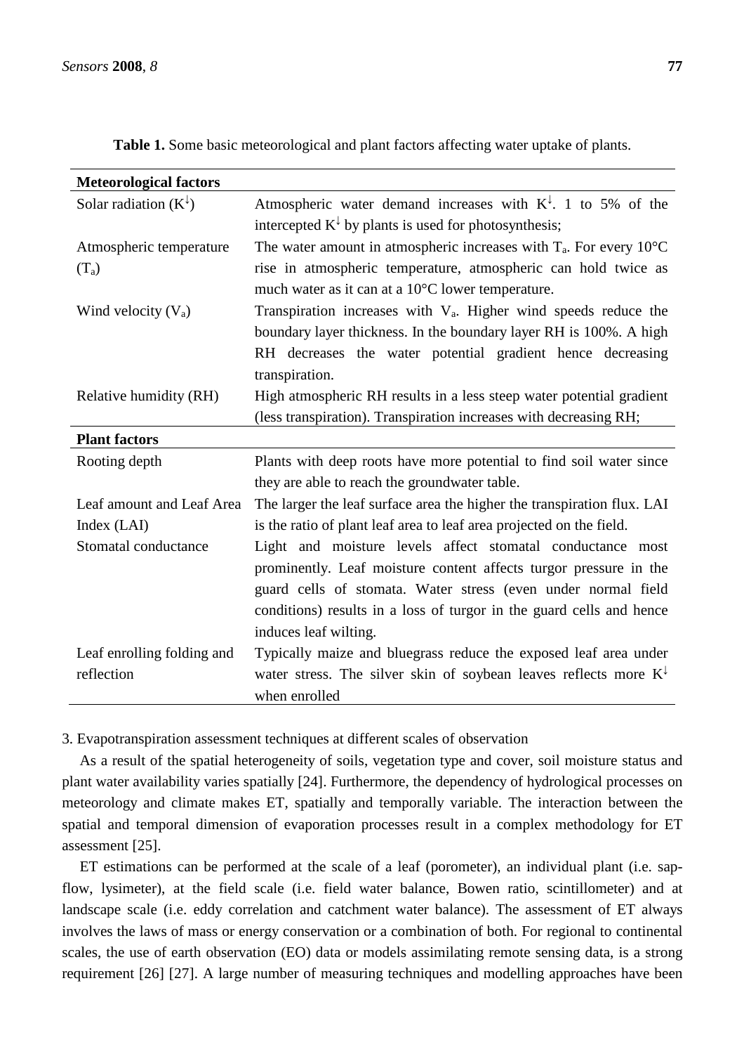**Table 1.** Some basic meteorological and plant factors affecting water uptake of plants.

| **Meteorological factors** | |
|---|---|
| Solar radiation ($K^{\downarrow}$) | Atmospheric water demand increases with $K^{\downarrow}$. 1 to 5% of the intercepted $K^{\downarrow}$ by plants is used for photosynthesis; |
| Atmospheric temperature ($T_a$) | The water amount in atmospheric increases with $T_a$. For every 10°C rise in atmospheric temperature, atmospheric can hold twice as much water as it can at a 10°C lower temperature. |
| Wind velocity ($V_a$) | Transpiration increases with $V_a$. Higher wind speeds reduce the boundary layer thickness. In the boundary layer RH is 100%. A high RH decreases the water potential gradient hence decreasing transpiration. |
| Relative humidity (RH) | High atmospheric RH results in a less steep water potential gradient (less transpiration). Transpiration increases with decreasing RH; |
| **Plant factors** | |
| Rooting depth | Plants with deep roots have more potential to find soil water since they are able to reach the groundwater table. |
| Leaf amount and Leaf Area Index (LAI) | The larger the leaf surface area the higher the transpiration flux. LAI is the ratio of plant leaf area to leaf area projected on the field. |
| Stomatal conductance | Light and moisture levels affect stomatal conductance most prominently. Leaf moisture content affects turgor pressure in the guard cells of stomata. Water stress (even under normal field conditions) results in a loss of turgor in the guard cells and hence induces leaf wilting. |
| Leaf enrolling folding and reflection | Typically maize and bluegrass reduce the exposed leaf area under water stress. The silver skin of soybean leaves reflects more $K^{\downarrow}$ when enrolled |

3. Evapotranspiration assessment techniques at different scales of observation

As a result of the spatial heterogeneity of soils, vegetation type and cover, soil moisture status and plant water availability varies spatially [24]. Furthermore, the dependency of hydrological processes on meteorology and climate makes ET, spatially and temporally variable. The interaction between the spatial and temporal dimension of evaporation processes result in a complex methodology for ET assessment [25].

ET estimations can be performed at the scale of a leaf (porometer), an individual plant (i.e. sap-flow, lysimeter), at the field scale (i.e. field water balance, Bowen ratio, scintillometer) and at landscape scale (i.e. eddy correlation and catchment water balance). The assessment of ET always involves the laws of mass or energy conservation or a combination of both. For regional to continental scales, the use of earth observation (EO) data or models assimilating remote sensing data, is a strong requirement [26] [27]. A large number of measuring techniques and modelling approaches have been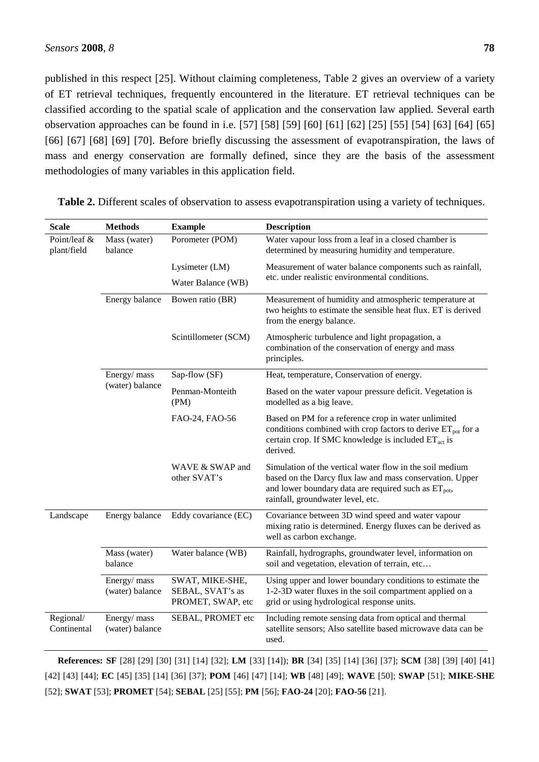published in this respect [25]. Without claiming completeness, Table 2 gives an overview of a variety of ET retrieval techniques, frequently encountered in the literature. ET retrieval techniques can be classified according to the spatial scale of application and the conservation law applied. Several earth observation approaches can be found in i.e. [57] [58] [59] [60] [61] [62] [25] [55] [54] [63] [64] [65] [66] [67] [68] [69] [70]. Before briefly discussing the assessment of evapotranspiration, the laws of mass and energy conservation are formally defined, since they are the basis of the assessment methodologies of many variables in this application field.

**Table 2.** Different scales of observation to assess evapotranspiration using a variety of techniques.

| Scale | Methods | Example | Description |
|---|---|---|---|
| Point/leaf & plant/field | Mass (water) balance | Porometer (POM) | Water vapour loss from a leaf in a closed chamber is determined by measuring humidity and temperature. |
| | | Lysimeter (LM) | Measurement of water balance components such as rainfall, etc. under realistic environmental conditions. |
| | | Water Balance (WB) | |
| | Energy balance | Bowen ratio (BR) | Measurement of humidity and atmospheric temperature at two heights to estimate the sensible heat flux. ET is derived from the energy balance. |
| | | Scintillometer (SCM) | Atmospheric turbulence and light propagation, a combination of the conservation of energy and mass principles. |
| | Energy/ mass (water) balance | Sap-flow (SF) | Heat, temperature, Conservation of energy. |
| | | Penman-Monteith (PM) | Based on the water vapour pressure deficit. Vegetation is modelled as a big leave. |
| | | FAO-24, FAO-56 | Based on PM for a reference crop in water unlimited conditions combined with crop factors to derive $ET_{pot}$ for a certain crop. If SMC knowledge is included $ET_{act}$ is derived. |
| | | WAVE & SWAP and other SVAT's | Simulation of the vertical water flow in the soil medium based on the Darcy flux law and mass conservation. Upper and lower boundary data are required such as $ET_{pot}$, rainfall, groundwater level, etc. |
| Landscape | Energy balance | Eddy covariance (EC) | Covariance between 3D wind speed and water vapour mixing ratio is determined. Energy fluxes can be derived as well as carbon exchange. |
| | Mass (water) balance | Water balance (WB) | Rainfall, hydrographs, groundwater level, information on soil and vegetation, elevation of terrain, etc… |
| | Energy/ mass (water) balance | SWAT, MIKE-SHE, SEBAL, SVAT's as PROMET, SWAP, etc | Using upper and lower boundary conditions to estimate the 1-2-3D water fluxes in the soil compartment applied on a grid or using hydrological response units. |
| Regional/ Continental | Energy/ mass (water) balance | SEBAL, PROMET etc | Including remote sensing data from optical and thermal satellite sensors; Also satellite based microwave data can be used. |

**References: SF** [28] [29] [30] [31] [14] [32]; **LM** [33] [14]); **BR** [34] [35] [14] [36] [37]; **SCM** [38] [39] [40] [41] [42] [43] [44]; **EC** [45] [35] [14] [36] [37]; **POM** [46] [47] [14]; **WB** [48] [49]; **WAVE** [50]; **SWAP** [51]; **MIKE-SHE** [52]; **SWAT** [53]; **PROMET** [54]; **SEBAL** [25] [55]; **PM** [56]; **FAO-24** [20]; **FAO-56** [21].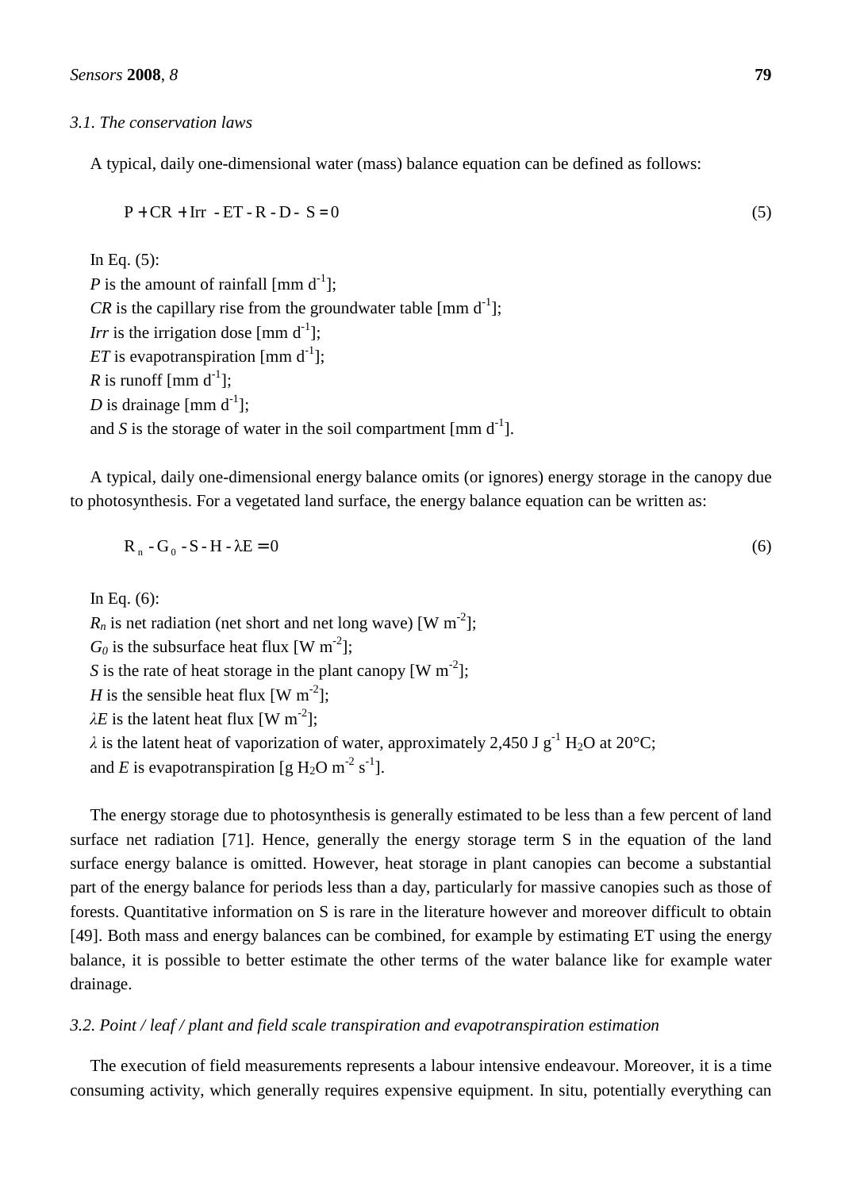### 3.1. The conservation laws

A typical, daily one-dimensional water (mass) balance equation can be defined as follows:

$$P + CR + Irr - ET - R - D - S = 0 \tag{5}$$

In Eq. (5):
*P* is the amount of rainfall [mm $d^{-1}$];
*CR* is the capillary rise from the groundwater table [mm $d^{-1}$];
*Irr* is the irrigation dose [mm $d^{-1}$];
*ET* is evapotranspiration [mm $d^{-1}$];
*R* is runoff [mm $d^{-1}$];
*D* is drainage [mm $d^{-1}$];
and *S* is the storage of water in the soil compartment [mm $d^{-1}$].

A typical, daily one-dimensional energy balance omits (or ignores) energy storage in the canopy due to photosynthesis. For a vegetated land surface, the energy balance equation can be written as:

$$R_n - G_0 - S - H - \lambda E = 0 \tag{6}$$

In Eq. (6):
$R_n$ is net radiation (net short and net long wave) [W $m^{-2}$];
$G_0$ is the subsurface heat flux [W $m^{-2}$];
*S* is the rate of heat storage in the plant canopy [W $m^{-2}$];
*H* is the sensible heat flux [W $m^{-2}$];
$\lambda E$ is the latent heat flux [W $m^{-2}$];
$\lambda$ is the latent heat of vaporization of water, approximately 2,450 J $g^{-1}$ $H_2O$ at 20°C;
and *E* is evapotranspiration [g $H_2O$ $m^{-2}$ $s^{-1}$].

The energy storage due to photosynthesis is generally estimated to be less than a few percent of land surface net radiation [71]. Hence, generally the energy storage term S in the equation of the land surface energy balance is omitted. However, heat storage in plant canopies can become a substantial part of the energy balance for periods less than a day, particularly for massive canopies such as those of forests. Quantitative information on S is rare in the literature however and moreover difficult to obtain [49]. Both mass and energy balances can be combined, for example by estimating ET using the energy balance, it is possible to better estimate the other terms of the water balance like for example water drainage.

### 3.2. Point / leaf / plant and field scale transpiration and evapotranspiration estimation

The execution of field measurements represents a labour intensive endeavour. Moreover, it is a time consuming activity, which generally requires expensive equipment. In situ, potentially everything can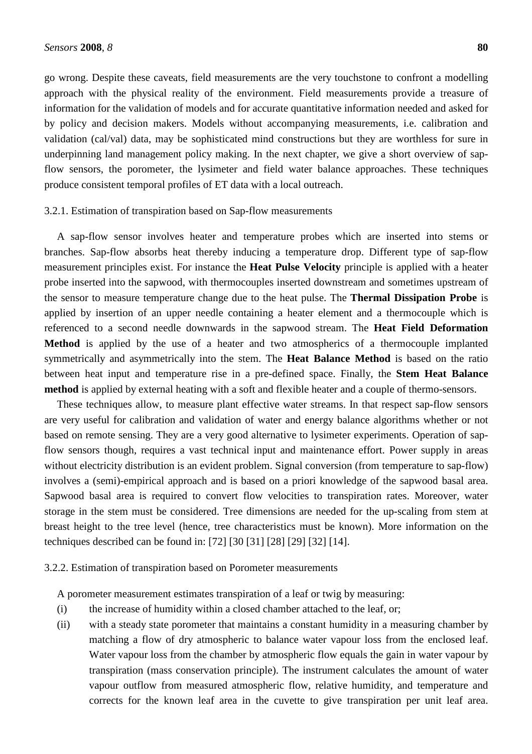go wrong. Despite these caveats, field measurements are the very touchstone to confront a modelling approach with the physical reality of the environment. Field measurements provide a treasure of information for the validation of models and for accurate quantitative information needed and asked for by policy and decision makers. Models without accompanying measurements, i.e. calibration and validation (cal/val) data, may be sophisticated mind constructions but they are worthless for sure in underpinning land management policy making. In the next chapter, we give a short overview of sap-flow sensors, the porometer, the lysimeter and field water balance approaches. These techniques produce consistent temporal profiles of ET data with a local outreach.

### 3.2.1. Estimation of transpiration based on Sap-flow measurements

A sap-flow sensor involves heater and temperature probes which are inserted into stems or branches. Sap-flow absorbs heat thereby inducing a temperature drop. Different type of sap-flow measurement principles exist. For instance the **Heat Pulse Velocity** principle is applied with a heater probe inserted into the sapwood, with thermocouples inserted downstream and sometimes upstream of the sensor to measure temperature change due to the heat pulse. The **Thermal Dissipation Probe** is applied by insertion of an upper needle containing a heater element and a thermocouple which is referenced to a second needle downwards in the sapwood stream. The **Heat Field Deformation Method** is applied by the use of a heater and two atmospherics of a thermocouple implanted symmetrically and asymmetrically into the stem. The **Heat Balance Method** is based on the ratio between heat input and temperature rise in a pre-defined space. Finally, the **Stem Heat Balance method** is applied by external heating with a soft and flexible heater and a couple of thermo-sensors.

These techniques allow, to measure plant effective water streams. In that respect sap-flow sensors are very useful for calibration and validation of water and energy balance algorithms whether or not based on remote sensing. They are a very good alternative to lysimeter experiments. Operation of sap-flow sensors though, requires a vast technical input and maintenance effort. Power supply in areas without electricity distribution is an evident problem. Signal conversion (from temperature to sap-flow) involves a (semi)-empirical approach and is based on a priori knowledge of the sapwood basal area. Sapwood basal area is required to convert flow velocities to transpiration rates. Moreover, water storage in the stem must be considered. Tree dimensions are needed for the up-scaling from stem at breast height to the tree level (hence, tree characteristics must be known). More information on the techniques described can be found in: [72] [30 [31] [28] [29] [32] [14].

### 3.2.2. Estimation of transpiration based on Porometer measurements

A porometer measurement estimates transpiration of a leaf or twig by measuring:

(i) the increase of humidity within a closed chamber attached to the leaf, or;

(ii) with a steady state porometer that maintains a constant humidity in a measuring chamber by matching a flow of dry atmospheric to balance water vapour loss from the enclosed leaf. Water vapour loss from the chamber by atmospheric flow equals the gain in water vapour by transpiration (mass conservation principle). The instrument calculates the amount of water vapour outflow from measured atmospheric flow, relative humidity, and temperature and corrects for the known leaf area in the cuvette to give transpiration per unit leaf area.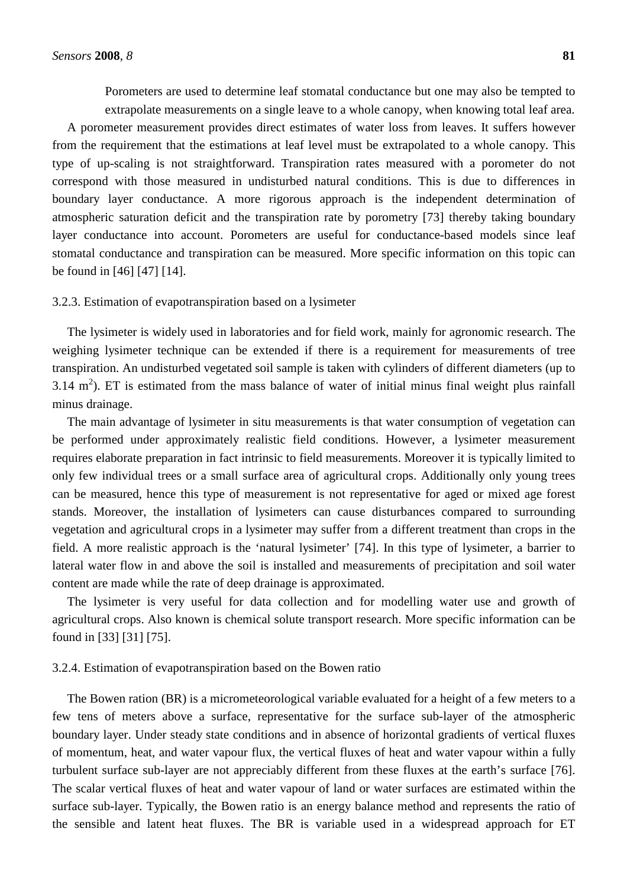Porometers are used to determine leaf stomatal conductance but one may also be tempted to extrapolate measurements on a single leave to a whole canopy, when knowing total leaf area.

A porometer measurement provides direct estimates of water loss from leaves. It suffers however from the requirement that the estimations at leaf level must be extrapolated to a whole canopy. This type of up-scaling is not straightforward. Transpiration rates measured with a porometer do not correspond with those measured in undisturbed natural conditions. This is due to differences in boundary layer conductance. A more rigorous approach is the independent determination of atmospheric saturation deficit and the transpiration rate by porometry [73] thereby taking boundary layer conductance into account. Porometers are useful for conductance-based models since leaf stomatal conductance and transpiration can be measured. More specific information on this topic can be found in [46] [47] [14].

### 3.2.3. Estimation of evapotranspiration based on a lysimeter

The lysimeter is widely used in laboratories and for field work, mainly for agronomic research. The weighing lysimeter technique can be extended if there is a requirement for measurements of tree transpiration. An undisturbed vegetated soil sample is taken with cylinders of different diameters (up to 3.14 $m^2$). ET is estimated from the mass balance of water of initial minus final weight plus rainfall minus drainage.

The main advantage of lysimeter in situ measurements is that water consumption of vegetation can be performed under approximately realistic field conditions. However, a lysimeter measurement requires elaborate preparation in fact intrinsic to field measurements. Moreover it is typically limited to only few individual trees or a small surface area of agricultural crops. Additionally only young trees can be measured, hence this type of measurement is not representative for aged or mixed age forest stands. Moreover, the installation of lysimeters can cause disturbances compared to surrounding vegetation and agricultural crops in a lysimeter may suffer from a different treatment than crops in the field. A more realistic approach is the 'natural lysimeter' [74]. In this type of lysimeter, a barrier to lateral water flow in and above the soil is installed and measurements of precipitation and soil water content are made while the rate of deep drainage is approximated.

The lysimeter is very useful for data collection and for modelling water use and growth of agricultural crops. Also known is chemical solute transport research. More specific information can be found in [33] [31] [75].

### 3.2.4. Estimation of evapotranspiration based on the Bowen ratio

The Bowen ration (BR) is a micrometeorological variable evaluated for a height of a few meters to a few tens of meters above a surface, representative for the surface sub-layer of the atmospheric boundary layer. Under steady state conditions and in absence of horizontal gradients of vertical fluxes of momentum, heat, and water vapour flux, the vertical fluxes of heat and water vapour within a fully turbulent surface sub-layer are not appreciably different from these fluxes at the earth's surface [76]. The scalar vertical fluxes of heat and water vapour of land or water surfaces are estimated within the surface sub-layer. Typically, the Bowen ratio is an energy balance method and represents the ratio of the sensible and latent heat fluxes. The BR is variable used in a widespread approach for ET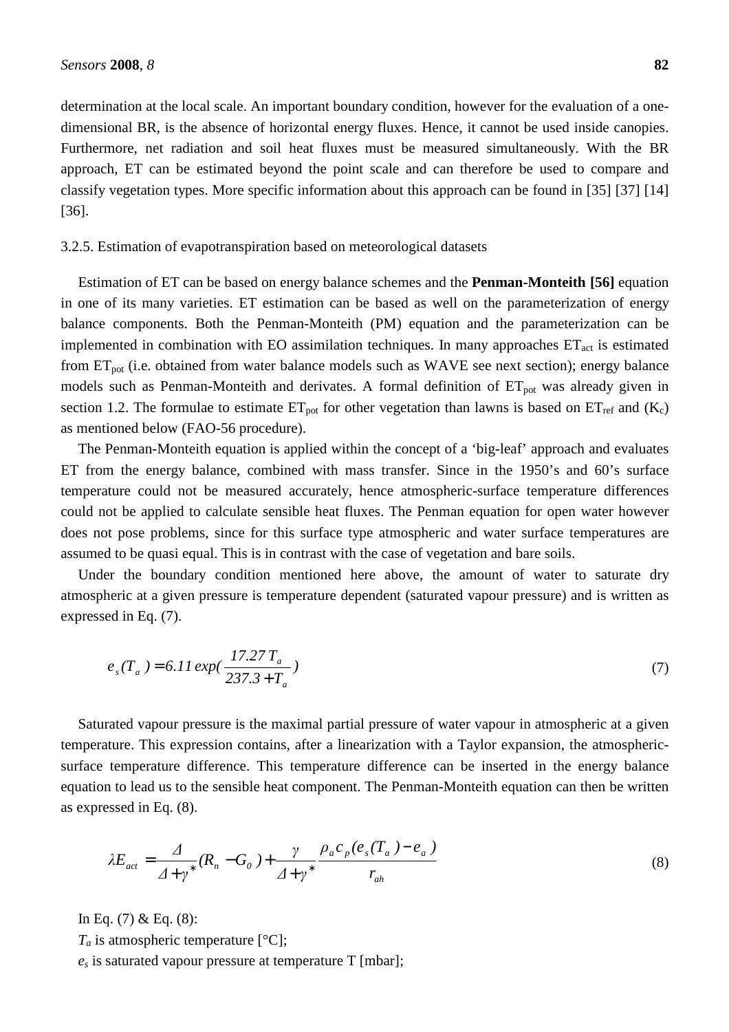determination at the local scale. An important boundary condition, however for the evaluation of a one-dimensional BR, is the absence of horizontal energy fluxes. Hence, it cannot be used inside canopies. Furthermore, net radiation and soil heat fluxes must be measured simultaneously. With the BR approach, ET can be estimated beyond the point scale and can therefore be used to compare and classify vegetation types. More specific information about this approach can be found in [35] [37] [14] [36].

3.2.5. Estimation of evapotranspiration based on meteorological datasets

Estimation of ET can be based on energy balance schemes and the **Penman-Monteith [56]** equation in one of its many varieties. ET estimation can be based as well on the parameterization of energy balance components. Both the Penman-Monteith (PM) equation and the parameterization can be implemented in combination with EO assimilation techniques. In many approaches $ET_{act}$ is estimated from $ET_{pot}$ (i.e. obtained from water balance models such as WAVE see next section); energy balance models such as Penman-Monteith and derivates. A formal definition of $ET_{pot}$ was already given in section 1.2. The formulae to estimate $ET_{pot}$ for other vegetation than lawns is based on $ET_{ref}$ and ($K_c$) as mentioned below (FAO-56 procedure).

The Penman-Monteith equation is applied within the concept of a 'big-leaf' approach and evaluates ET from the energy balance, combined with mass transfer. Since in the 1950's and 60's surface temperature could not be measured accurately, hence atmospheric-surface temperature differences could not be applied to calculate sensible heat fluxes. The Penman equation for open water however does not pose problems, since for this surface type atmospheric and water surface temperatures are assumed to be quasi equal. This is in contrast with the case of vegetation and bare soils.

Under the boundary condition mentioned here above, the amount of water to saturate dry atmospheric at a given pressure is temperature dependent (saturated vapour pressure) and is written as expressed in Eq. (7).

$$e_s(T_a) = 6.11 \exp\left(\frac{17.27\, T_a}{237.3 + T_a}\right) \tag{7}$$

Saturated vapour pressure is the maximal partial pressure of water vapour in atmospheric at a given temperature. This expression contains, after a linearization with a Taylor expansion, the atmospheric-surface temperature difference. This temperature difference can be inserted in the energy balance equation to lead us to the sensible heat component. The Penman-Monteith equation can then be written as expressed in Eq. (8).

$$\lambda E_{act} = \frac{\Delta}{\Delta + \gamma^*}(R_n - G_0) + \frac{\gamma}{\Delta + \gamma^*}\frac{\rho_a c_p (e_s(T_a) - e_a)}{r_{ah}} \tag{8}$$

In Eq. (7) & Eq. (8):

$T_a$ is atmospheric temperature [°C];

$e_s$ is saturated vapour pressure at temperature T [mbar];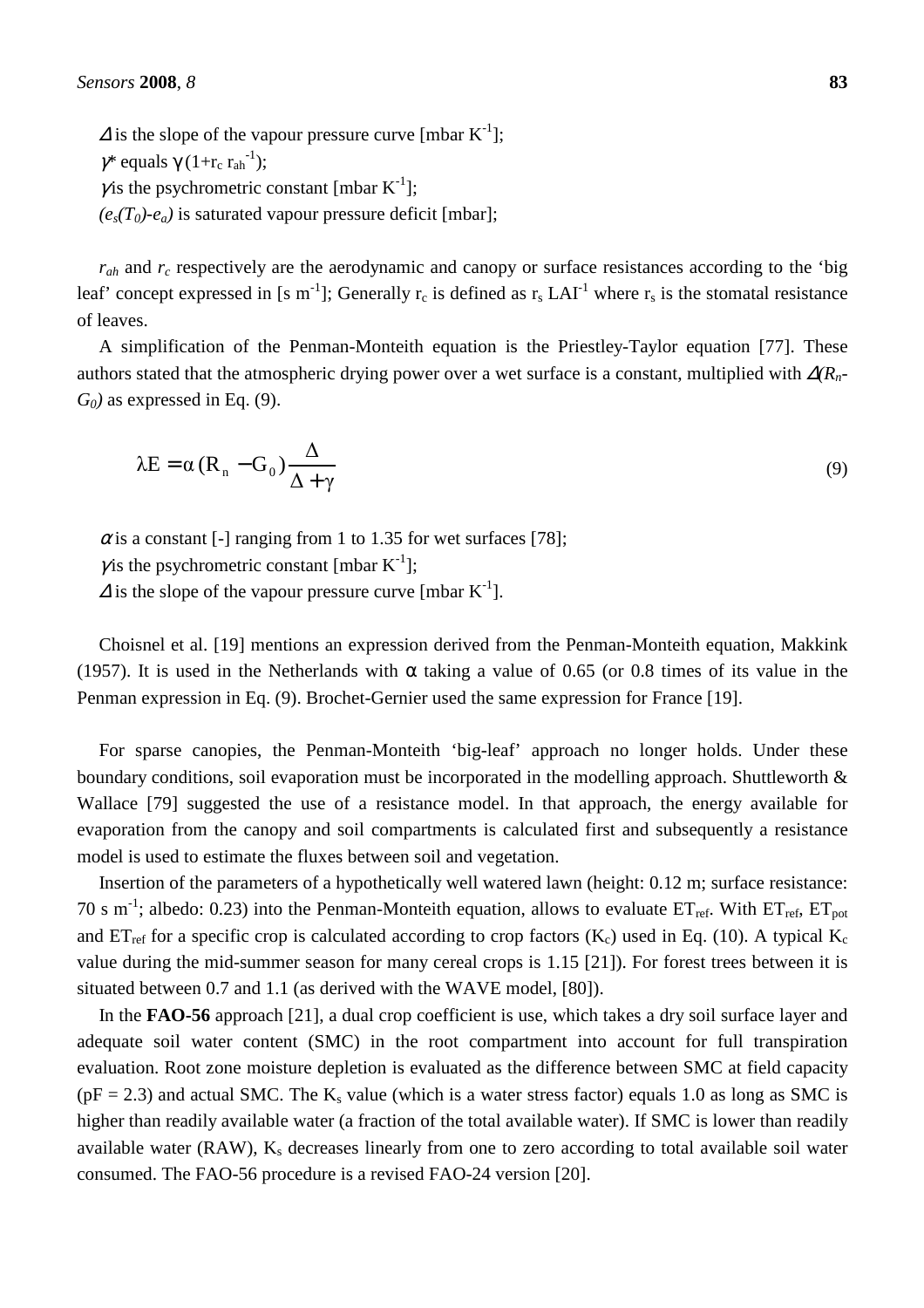$\Delta$ is the slope of the vapour pressure curve [mbar $K^{-1}$];

$\gamma$* equals $\gamma\,(1+r_c\, r_{ah}^{-1})$;

$\gamma$ is the psychrometric constant [mbar $K^{-1}$];

$(e_s(T_0)$-$e_a)$ is saturated vapour pressure deficit [mbar];

$r_{ah}$ and $r_c$ respectively are the aerodynamic and canopy or surface resistances according to the 'big leaf' concept expressed in [s $m^{-1}$]; Generally $r_c$ is defined as $r_s$ $LAI^{-1}$ where $r_s$ is the stomatal resistance of leaves.

A simplification of the Penman-Monteith equation is the Priestley-Taylor equation [77]. These authors stated that the atmospheric drying power over a wet surface is a constant, multiplied with $\Delta(R_n$-$G_0)$ as expressed in Eq. (9).

$$\lambda E = \alpha\,(R_n - G_0)\frac{\Delta}{\Delta + \gamma} \tag{9}$$

$\alpha$ is a constant [-] ranging from 1 to 1.35 for wet surfaces [78];

$\gamma$ is the psychrometric constant [mbar $K^{-1}$];

$\Delta$ is the slope of the vapour pressure curve [mbar $K^{-1}$].

Choisnel et al. [19] mentions an expression derived from the Penman-Monteith equation, Makkink (1957). It is used in the Netherlands with $\alpha$ taking a value of 0.65 (or 0.8 times of its value in the Penman expression in Eq. (9). Brochet-Gernier used the same expression for France [19].

For sparse canopies, the Penman-Monteith 'big-leaf' approach no longer holds. Under these boundary conditions, soil evaporation must be incorporated in the modelling approach. Shuttleworth & Wallace [79] suggested the use of a resistance model. In that approach, the energy available for evaporation from the canopy and soil compartments is calculated first and subsequently a resistance model is used to estimate the fluxes between soil and vegetation.

Insertion of the parameters of a hypothetically well watered lawn (height: 0.12 m; surface resistance: 70 s $m^{-1}$; albedo: 0.23) into the Penman-Monteith equation, allows to evaluate $ET_{ref}$. With $ET_{ref}$, $ET_{pot}$ and $ET_{ref}$ for a specific crop is calculated according to crop factors ($K_c$) used in Eq. (10). A typical $K_c$ value during the mid-summer season for many cereal crops is 1.15 [21]). For forest trees between it is situated between 0.7 and 1.1 (as derived with the WAVE model, [80]).

In the **FAO-56** approach [21], a dual crop coefficient is use, which takes a dry soil surface layer and adequate soil water content (SMC) in the root compartment into account for full transpiration evaluation. Root zone moisture depletion is evaluated as the difference between SMC at field capacity (pF = 2.3) and actual SMC. The $K_s$ value (which is a water stress factor) equals 1.0 as long as SMC is higher than readily available water (a fraction of the total available water). If SMC is lower than readily available water (RAW), $K_s$ decreases linearly from one to zero according to total available soil water consumed. The FAO-56 procedure is a revised FAO-24 version [20].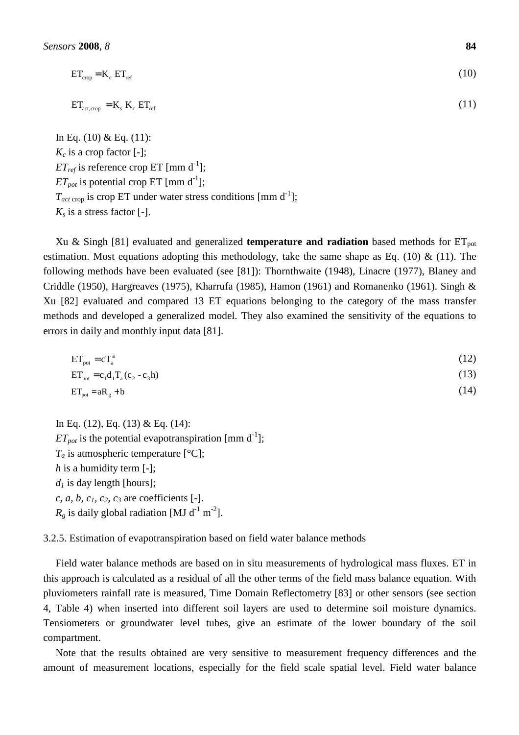$$ET_{crop} = K_c \; ET_{ref} \tag{10}$$

$$ET_{act,crop} = K_s \; K_c \; ET_{ref} \tag{11}$$

In Eq. (10) & Eq. (11):
$K_c$ is a crop factor [-];
$ET_{ref}$ is reference crop ET [mm d$^{-1}$];
$ET_{pot}$ is potential crop ET [mm d$^{-1}$];
$T_{act\ \mathrm{crop}}$ is crop ET under water stress conditions [mm d$^{-1}$];
$K_s$ is a stress factor [-].

Xu & Singh [81] evaluated and generalized **temperature and radiation** based methods for $ET_{pot}$ estimation. Most equations adopting this methodology, take the same shape as Eq. (10) & (11). The following methods have been evaluated (see [81]): Thornthwaite (1948), Linacre (1977), Blaney and Criddle (1950), Hargreaves (1975), Kharrufa (1985), Hamon (1961) and Romanenko (1961). Singh & Xu [82] evaluated and compared 13 ET equations belonging to the category of the mass transfer methods and developed a generalized model. They also examined the sensitivity of the equations to errors in daily and monthly input data [81].

$$ET_{pot} = cT_a^a \tag{12}$$

$$ET_{pot} = c_1 d_1 T_a (c_2 - c_3 h) \tag{13}$$

$$ET_{pot} = aR_g + b \tag{14}$$

In Eq. (12), Eq. (13) & Eq. (14):
$ET_{pot}$ is the potential evapotranspiration [mm d$^{-1}$];
$T_a$ is atmospheric temperature [°C];
$h$ is a humidity term [-];
$d_1$ is day length [hours];
$c$, $a$, $b$, $c_1$, $c_2$, $c_3$ are coefficients [-].
$R_g$ is daily global radiation [MJ d$^{-1}$ m$^{-2}$].

3.2.5. Estimation of evapotranspiration based on field water balance methods

Field water balance methods are based on in situ measurements of hydrological mass fluxes. ET in this approach is calculated as a residual of all the other terms of the field mass balance equation. With pluviometers rainfall rate is measured, Time Domain Reflectometry [83] or other sensors (see section 4, Table 4) when inserted into different soil layers are used to determine soil moisture dynamics. Tensiometers or groundwater level tubes, give an estimate of the lower boundary of the soil compartment.

Note that the results obtained are very sensitive to measurement frequency differences and the amount of measurement locations, especially for the field scale spatial level. Field water balance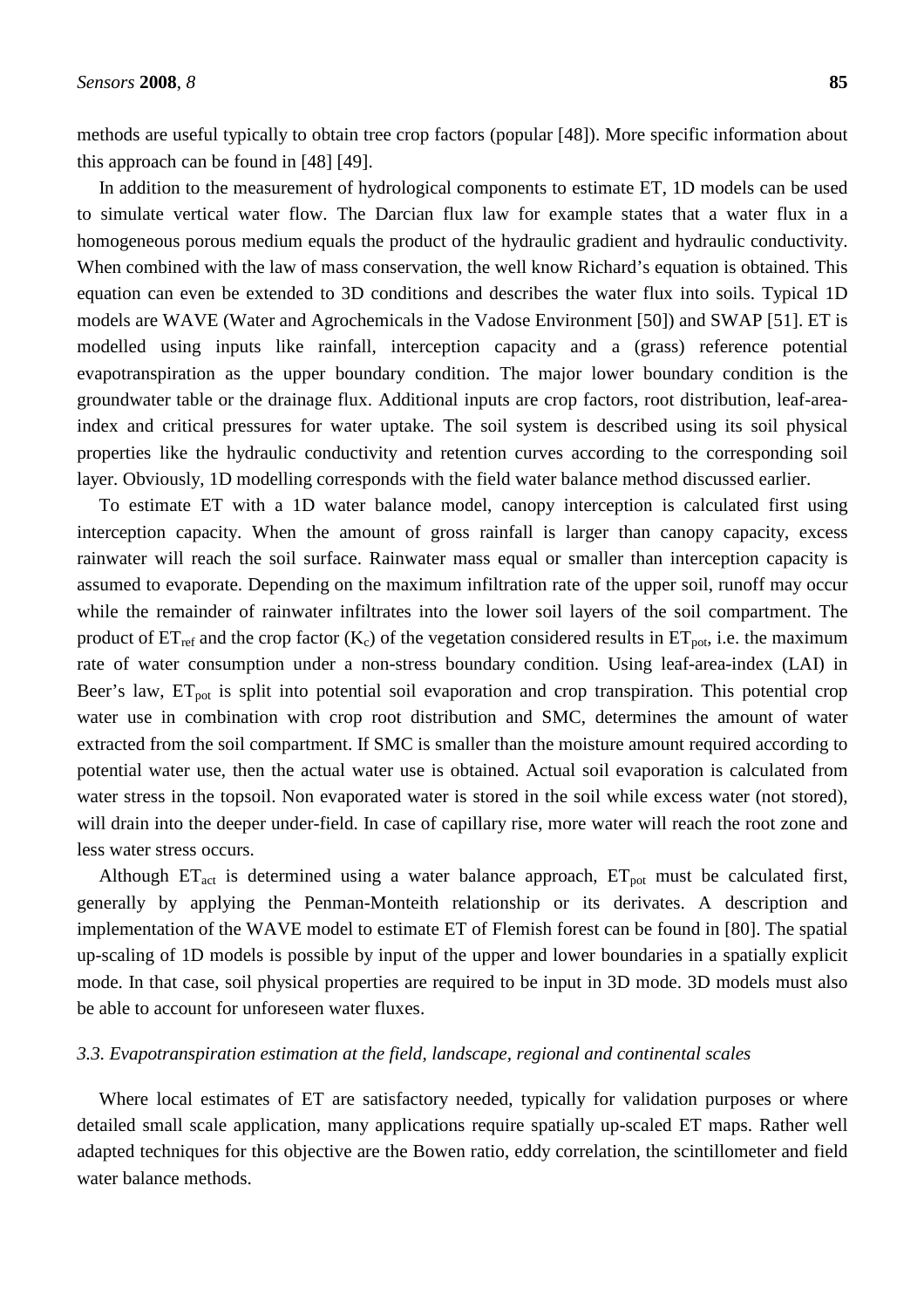methods are useful typically to obtain tree crop factors (popular [48]). More specific information about this approach can be found in [48] [49].

In addition to the measurement of hydrological components to estimate ET, 1D models can be used to simulate vertical water flow. The Darcian flux law for example states that a water flux in a homogeneous porous medium equals the product of the hydraulic gradient and hydraulic conductivity. When combined with the law of mass conservation, the well know Richard's equation is obtained. This equation can even be extended to 3D conditions and describes the water flux into soils. Typical 1D models are WAVE (Water and Agrochemicals in the Vadose Environment [50]) and SWAP [51]. ET is modelled using inputs like rainfall, interception capacity and a (grass) reference potential evapotranspiration as the upper boundary condition. The major lower boundary condition is the groundwater table or the drainage flux. Additional inputs are crop factors, root distribution, leaf-area-index and critical pressures for water uptake. The soil system is described using its soil physical properties like the hydraulic conductivity and retention curves according to the corresponding soil layer. Obviously, 1D modelling corresponds with the field water balance method discussed earlier.

To estimate ET with a 1D water balance model, canopy interception is calculated first using interception capacity. When the amount of gross rainfall is larger than canopy capacity, excess rainwater will reach the soil surface. Rainwater mass equal or smaller than interception capacity is assumed to evaporate. Depending on the maximum infiltration rate of the upper soil, runoff may occur while the remainder of rainwater infiltrates into the lower soil layers of the soil compartment. The product of $ET_{ref}$ and the crop factor ($K_c$) of the vegetation considered results in $ET_{pot}$, i.e. the maximum rate of water consumption under a non-stress boundary condition. Using leaf-area-index (LAI) in Beer's law, $ET_{pot}$ is split into potential soil evaporation and crop transpiration. This potential crop water use in combination with crop root distribution and SMC, determines the amount of water extracted from the soil compartment. If SMC is smaller than the moisture amount required according to potential water use, then the actual water use is obtained. Actual soil evaporation is calculated from water stress in the topsoil. Non evaporated water is stored in the soil while excess water (not stored), will drain into the deeper under-field. In case of capillary rise, more water will reach the root zone and less water stress occurs.

Although $ET_{act}$ is determined using a water balance approach, $ET_{pot}$ must be calculated first, generally by applying the Penman-Monteith relationship or its derivates. A description and implementation of the WAVE model to estimate ET of Flemish forest can be found in [80]. The spatial up-scaling of 1D models is possible by input of the upper and lower boundaries in a spatially explicit mode. In that case, soil physical properties are required to be input in 3D mode. 3D models must also be able to account for unforeseen water fluxes.

### *3.3. Evapotranspiration estimation at the field, landscape, regional and continental scales*

Where local estimates of ET are satisfactory needed, typically for validation purposes or where detailed small scale application, many applications require spatially up-scaled ET maps. Rather well adapted techniques for this objective are the Bowen ratio, eddy correlation, the scintillometer and field water balance methods.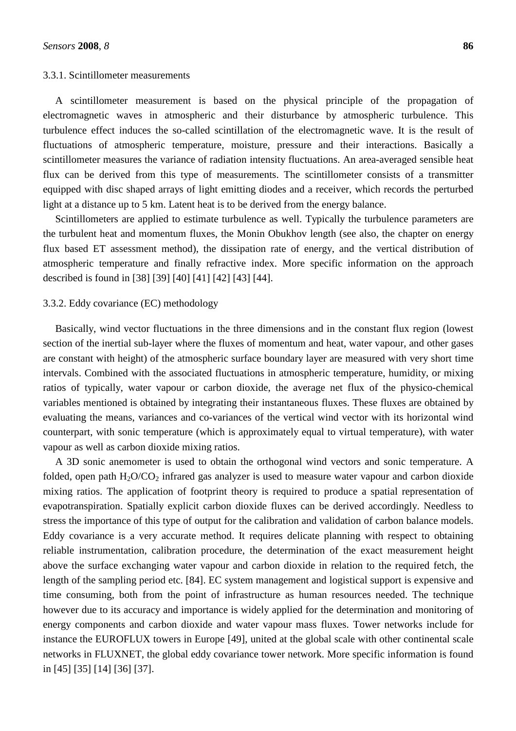#### 3.3.1. Scintillometer measurements

A scintillometer measurement is based on the physical principle of the propagation of electromagnetic waves in atmospheric and their disturbance by atmospheric turbulence. This turbulence effect induces the so-called scintillation of the electromagnetic wave. It is the result of fluctuations of atmospheric temperature, moisture, pressure and their interactions. Basically a scintillometer measures the variance of radiation intensity fluctuations. An area-averaged sensible heat flux can be derived from this type of measurements. The scintillometer consists of a transmitter equipped with disc shaped arrays of light emitting diodes and a receiver, which records the perturbed light at a distance up to 5 km. Latent heat is to be derived from the energy balance.

Scintillometers are applied to estimate turbulence as well. Typically the turbulence parameters are the turbulent heat and momentum fluxes, the Monin Obukhov length (see also, the chapter on energy flux based ET assessment method), the dissipation rate of energy, and the vertical distribution of atmospheric temperature and finally refractive index. More specific information on the approach described is found in [38] [39] [40] [41] [42] [43] [44].

#### 3.3.2. Eddy covariance (EC) methodology

Basically, wind vector fluctuations in the three dimensions and in the constant flux region (lowest section of the inertial sub-layer where the fluxes of momentum and heat, water vapour, and other gases are constant with height) of the atmospheric surface boundary layer are measured with very short time intervals. Combined with the associated fluctuations in atmospheric temperature, humidity, or mixing ratios of typically, water vapour or carbon dioxide, the average net flux of the physico-chemical variables mentioned is obtained by integrating their instantaneous fluxes. These fluxes are obtained by evaluating the means, variances and co-variances of the vertical wind vector with its horizontal wind counterpart, with sonic temperature (which is approximately equal to virtual temperature), with water vapour as well as carbon dioxide mixing ratios.

A 3D sonic anemometer is used to obtain the orthogonal wind vectors and sonic temperature. A folded, open path $H_2O/CO_2$ infrared gas analyzer is used to measure water vapour and carbon dioxide mixing ratios. The application of footprint theory is required to produce a spatial representation of evapotranspiration. Spatially explicit carbon dioxide fluxes can be derived accordingly. Needless to stress the importance of this type of output for the calibration and validation of carbon balance models. Eddy covariance is a very accurate method. It requires delicate planning with respect to obtaining reliable instrumentation, calibration procedure, the determination of the exact measurement height above the surface exchanging water vapour and carbon dioxide in relation to the required fetch, the length of the sampling period etc. [84]. EC system management and logistical support is expensive and time consuming, both from the point of infrastructure as human resources needed. The technique however due to its accuracy and importance is widely applied for the determination and monitoring of energy components and carbon dioxide and water vapour mass fluxes. Tower networks include for instance the EUROFLUX towers in Europe [49], united at the global scale with other continental scale networks in FLUXNET, the global eddy covariance tower network. More specific information is found in [45] [35] [14] [36] [37].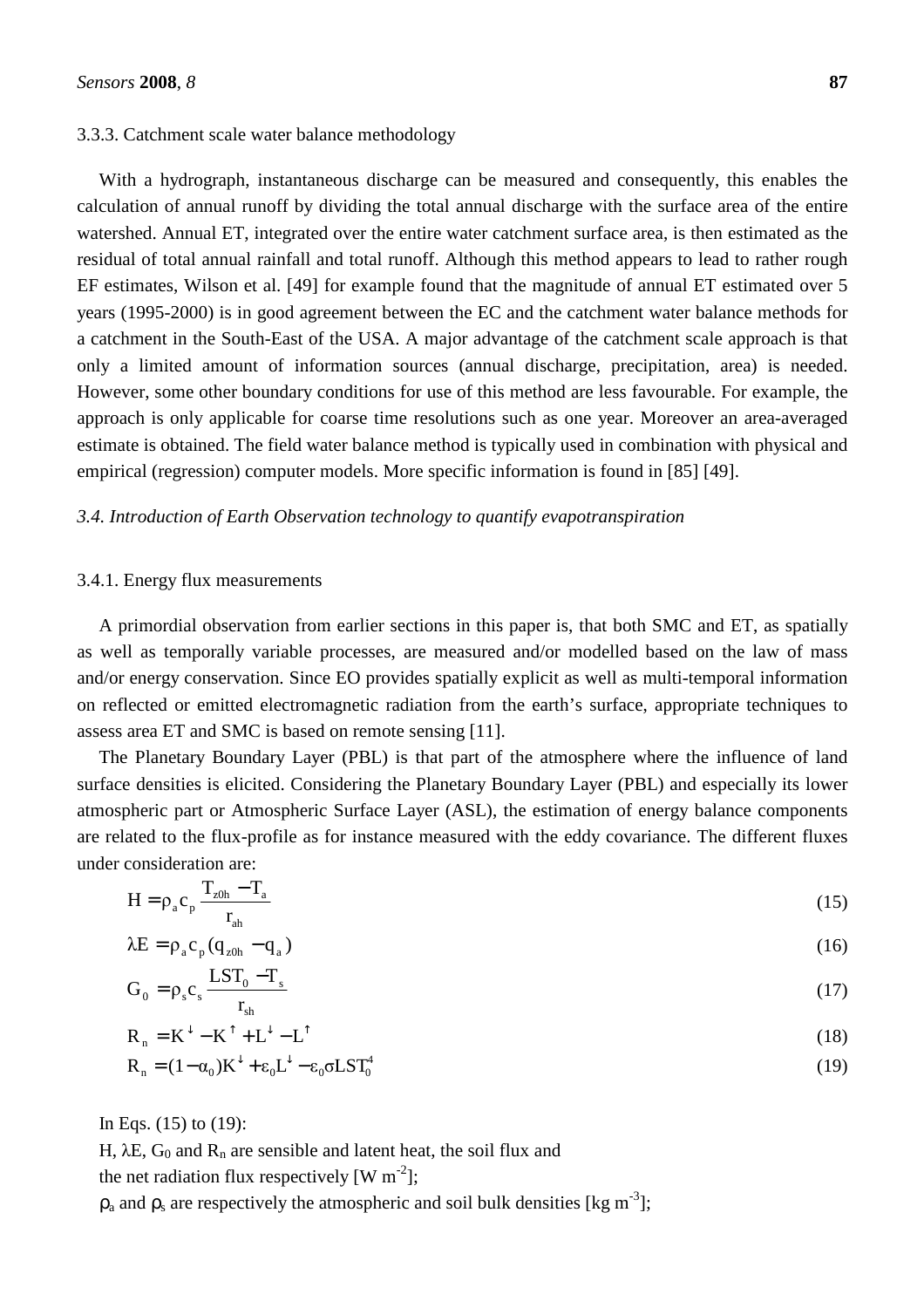3.3.3. Catchment scale water balance methodology

With a hydrograph, instantaneous discharge can be measured and consequently, this enables the calculation of annual runoff by dividing the total annual discharge with the surface area of the entire watershed. Annual ET, integrated over the entire water catchment surface area, is then estimated as the residual of total annual rainfall and total runoff. Although this method appears to lead to rather rough EF estimates, Wilson et al. [49] for example found that the magnitude of annual ET estimated over 5 years (1995-2000) is in good agreement between the EC and the catchment water balance methods for a catchment in the South-East of the USA. A major advantage of the catchment scale approach is that only a limited amount of information sources (annual discharge, precipitation, area) is needed. However, some other boundary conditions for use of this method are less favourable. For example, the approach is only applicable for coarse time resolutions such as one year. Moreover an area-averaged estimate is obtained. The field water balance method is typically used in combination with physical and empirical (regression) computer models. More specific information is found in [85] [49].

### *3.4. Introduction of Earth Observation technology to quantify evapotranspiration*

3.4.1. Energy flux measurements

A primordial observation from earlier sections in this paper is, that both SMC and ET, as spatially as well as temporally variable processes, are measured and/or modelled based on the law of mass and/or energy conservation. Since EO provides spatially explicit as well as multi-temporal information on reflected or emitted electromagnetic radiation from the earth's surface, appropriate techniques to assess area ET and SMC is based on remote sensing [11].

The Planetary Boundary Layer (PBL) is that part of the atmosphere where the influence of land surface densities is elicited. Considering the Planetary Boundary Layer (PBL) and especially its lower atmospheric part or Atmospheric Surface Layer (ASL), the estimation of energy balance components are related to the flux-profile as for instance measured with the eddy covariance. The different fluxes under consideration are:

$$H = \rho_a c_p \frac{T_{z0h} - T_a}{r_{ah}} \tag{15}$$

$$\lambda E = \rho_a c_p (q_{z0h} - q_a) \tag{16}$$

$$G_0 = \rho_s c_s \frac{LST_0 - T_s}{r_{sh}} \tag{17}$$

$$R_n = K^{\downarrow} - K^{\uparrow} + L^{\downarrow} - L^{\uparrow} \tag{18}$$

$$R_n = (1 - \alpha_0) K^{\downarrow} + \varepsilon_0 L^{\downarrow} - \varepsilon_0 \sigma LST_0^4 \tag{19}$$

In Eqs. (15) to (19):

$H$, $\lambda E$, $G_0$ and $R_n$ are sensible and latent heat, the soil flux and the net radiation flux respectively [W $m^{-2}$];

$\rho_a$ and $\rho_s$ are respectively the atmospheric and soil bulk densities [kg $m^{-3}$];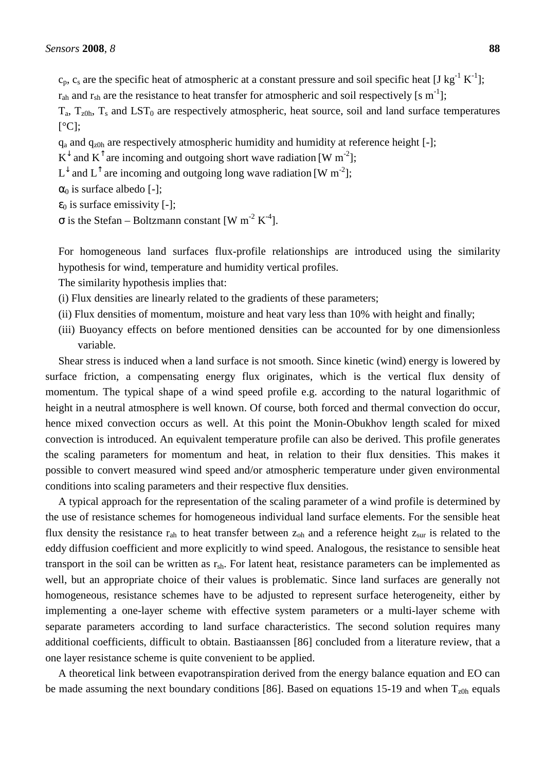$c_p$, $c_s$ are the specific heat of atmospheric at a constant pressure and soil specific heat [J kg$^{-1}$ K$^{-1}$];

$r_{ah}$ and $r_{sh}$ are the resistance to heat transfer for atmospheric and soil respectively [s m$^{-1}$];

$T_a$, $T_{z0h}$, $T_s$ and $LST_0$ are respectively atmospheric, heat source, soil and land surface temperatures [°C];

$q_a$ and $q_{z0h}$ are respectively atmospheric humidity and humidity at reference height [-];

$K^{\downarrow}$ and $K^{\uparrow}$ are incoming and outgoing short wave radiation [W m$^{-2}$];

$L^{\downarrow}$ and $L^{\uparrow}$ are incoming and outgoing long wave radiation [W m$^{-2}$];

$\alpha_0$ is surface albedo [-];

$\varepsilon_0$ is surface emissivity [-];

$\sigma$ is the Stefan – Boltzmann constant [W m$^{-2}$ K$^{-4}$].

For homogeneous land surfaces flux-profile relationships are introduced using the similarity hypothesis for wind, temperature and humidity vertical profiles.

The similarity hypothesis implies that:

(i) Flux densities are linearly related to the gradients of these parameters;

(ii) Flux densities of momentum, moisture and heat vary less than 10% with height and finally;

(iii) Buoyancy effects on before mentioned densities can be accounted for by one dimensionless variable.

Shear stress is induced when a land surface is not smooth. Since kinetic (wind) energy is lowered by surface friction, a compensating energy flux originates, which is the vertical flux density of momentum. The typical shape of a wind speed profile e.g. according to the natural logarithmic of height in a neutral atmosphere is well known. Of course, both forced and thermal convection do occur, hence mixed convection occurs as well. At this point the Monin-Obukhov length scaled for mixed convection is introduced. An equivalent temperature profile can also be derived. This profile generates the scaling parameters for momentum and heat, in relation to their flux densities. This makes it possible to convert measured wind speed and/or atmospheric temperature under given environmental conditions into scaling parameters and their respective flux densities.

A typical approach for the representation of the scaling parameter of a wind profile is determined by the use of resistance schemes for homogeneous individual land surface elements. For the sensible heat flux density the resistance $r_{ah}$ to heat transfer between $z_{oh}$ and a reference height $z_{sur}$ is related to the eddy diffusion coefficient and more explicitly to wind speed. Analogous, the resistance to sensible heat transport in the soil can be written as $r_{sh}$. For latent heat, resistance parameters can be implemented as well, but an appropriate choice of their values is problematic. Since land surfaces are generally not homogeneous, resistance schemes have to be adjusted to represent surface heterogeneity, either by implementing a one-layer scheme with effective system parameters or a multi-layer scheme with separate parameters according to land surface characteristics. The second solution requires many additional coefficients, difficult to obtain. Bastiaanssen [86] concluded from a literature review, that a one layer resistance scheme is quite convenient to be applied.

A theoretical link between evapotranspiration derived from the energy balance equation and EO can be made assuming the next boundary conditions [86]. Based on equations 15-19 and when $T_{z0h}$ equals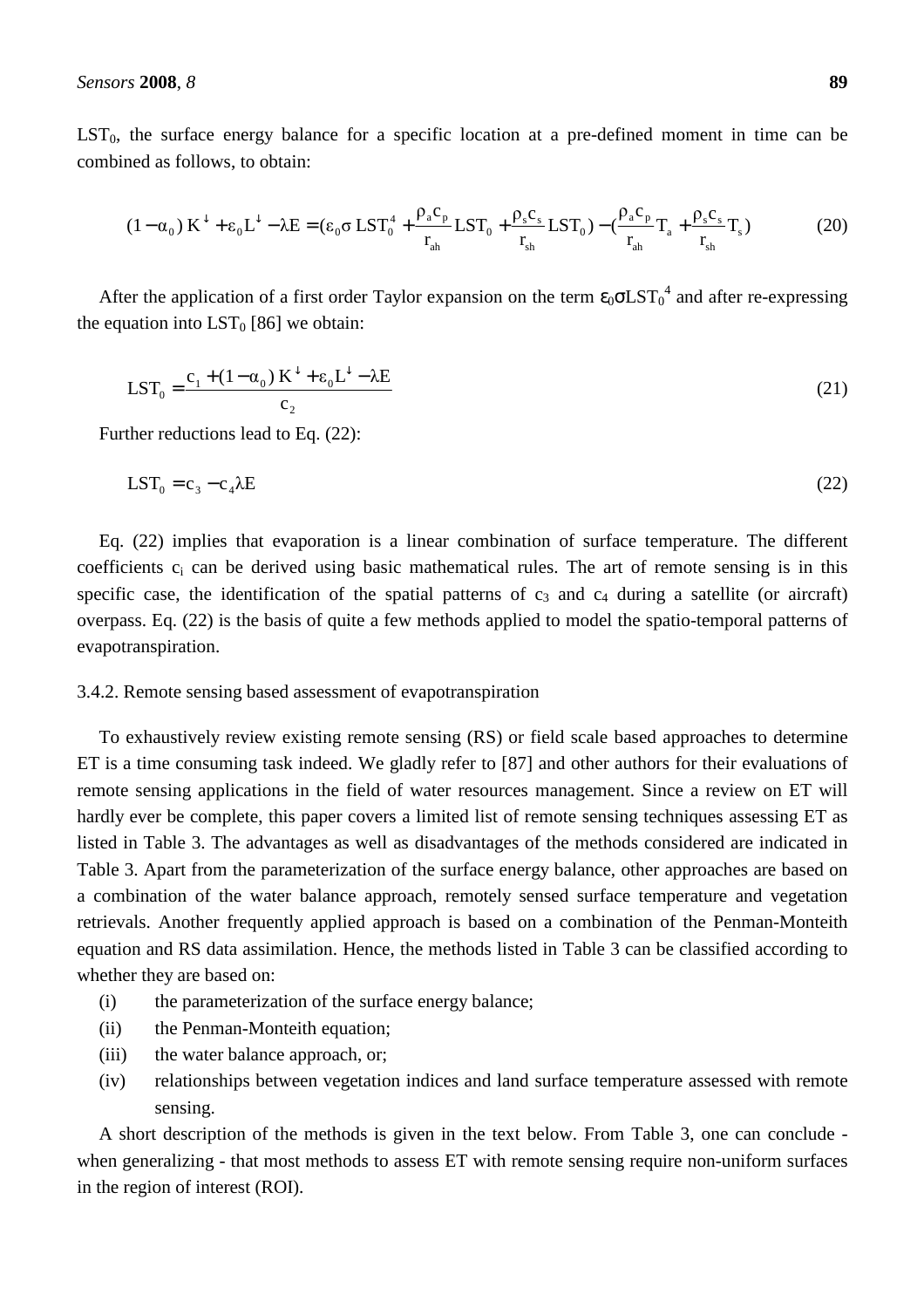$LST_0$, the surface energy balance for a specific location at a pre-defined moment in time can be combined as follows, to obtain:

$$(1-\alpha_0)\,K^{\downarrow} + \varepsilon_0 L^{\downarrow} - \lambda E = (\varepsilon_0 \sigma\, LST_0^4 + \frac{\rho_a c_p}{r_{ah}} LST_0 + \frac{\rho_s c_s}{r_{sh}} LST_0) - (\frac{\rho_a c_p}{r_{ah}} T_a + \frac{\rho_s c_s}{r_{sh}} T_s) \tag{20}$$

After the application of a first order Taylor expansion on the term $\varepsilon_0 \sigma LST_0^4$ and after re-expressing the equation into $LST_0$ [86] we obtain:

$$LST_0 = \frac{c_1 + (1-\alpha_0)\,K^{\downarrow} + \varepsilon_0 L^{\downarrow} - \lambda E}{c_2} \tag{21}$$

Further reductions lead to Eq. (22):

$$LST_0 = c_3 - c_4 \lambda E \tag{22}$$

Eq. (22) implies that evaporation is a linear combination of surface temperature. The different coefficients $c_i$ can be derived using basic mathematical rules. The art of remote sensing is in this specific case, the identification of the spatial patterns of $c_3$ and $c_4$ during a satellite (or aircraft) overpass. Eq. (22) is the basis of quite a few methods applied to model the spatio-temporal patterns of evapotranspiration.

### 3.4.2. Remote sensing based assessment of evapotranspiration

To exhaustively review existing remote sensing (RS) or field scale based approaches to determine ET is a time consuming task indeed. We gladly refer to [87] and other authors for their evaluations of remote sensing applications in the field of water resources management. Since a review on ET will hardly ever be complete, this paper covers a limited list of remote sensing techniques assessing ET as listed in Table 3. The advantages as well as disadvantages of the methods considered are indicated in Table 3. Apart from the parameterization of the surface energy balance, other approaches are based on a combination of the water balance approach, remotely sensed surface temperature and vegetation retrievals. Another frequently applied approach is based on a combination of the Penman-Monteith equation and RS data assimilation. Hence, the methods listed in Table 3 can be classified according to whether they are based on:

(i) the parameterization of the surface energy balance;
(ii) the Penman-Monteith equation;
(iii) the water balance approach, or;
(iv) relationships between vegetation indices and land surface temperature assessed with remote sensing.

A short description of the methods is given in the text below. From Table 3, one can conclude - when generalizing - that most methods to assess ET with remote sensing require non-uniform surfaces in the region of interest (ROI).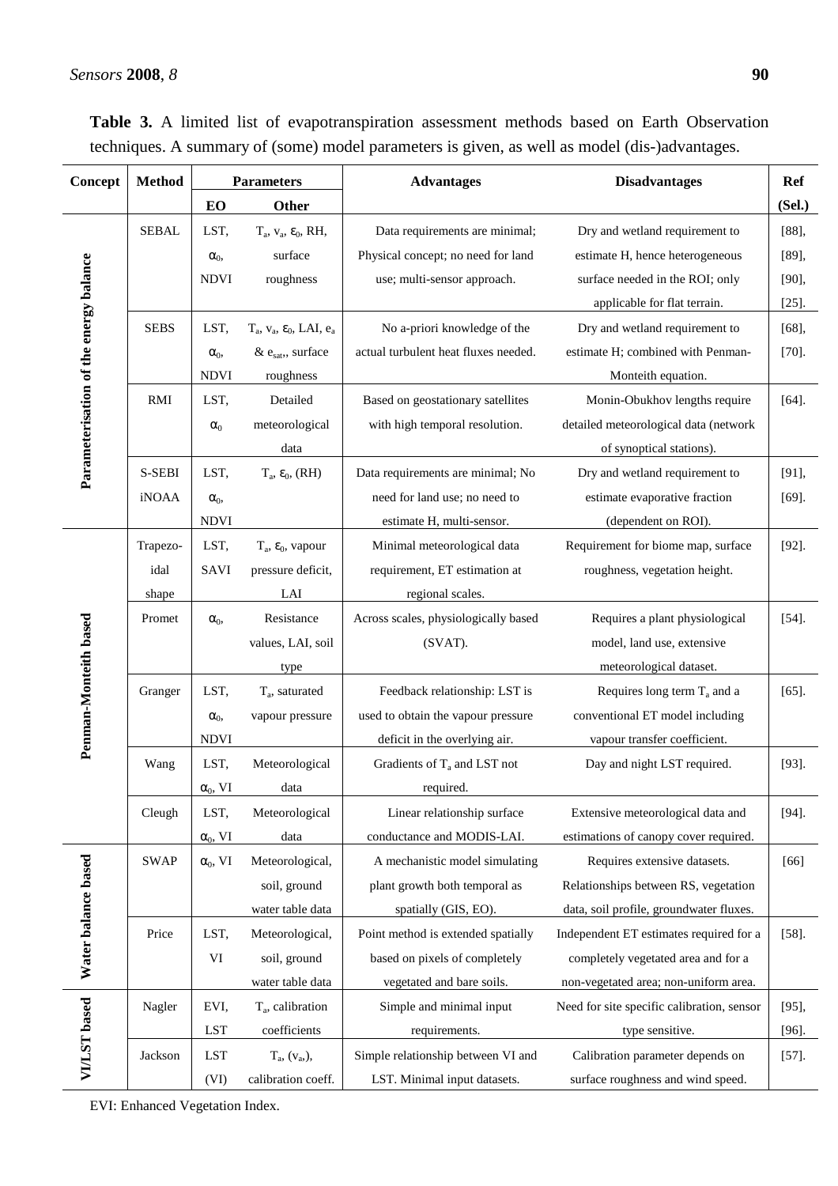**Table 3.** A limited list of evapotranspiration assessment methods based on Earth Observation techniques. A summary of (some) model parameters is given, as well as model (dis-)advantages.

| Concept | Method | Parameters | | Advantages | Disadvantages | Ref |
|---|---|---|---|---|---|---|
| | | EO | Other | | | (Sel.) |
| Parameterisation of the energy balance | SEBAL | LST, $\alpha_0$, NDVI | $T_a$, $v_a$, $\varepsilon_0$, RH, surface roughness | Data requirements are minimal; Physical concept; no need for land use; multi-sensor approach. | Dry and wetland requirement to estimate H, hence heterogeneous surface needed in the ROI; only applicable for flat terrain. | [88], [89], [90], [25]. |
| | SEBS | LST, $\alpha_0$, NDVI | $T_a$, $v_a$, $\varepsilon_0$, LAI, $e_a$ & $e_{sat}$, surface roughness | No a-priori knowledge of the actual turbulent heat fluxes needed. | Dry and wetland requirement to estimate H; combined with Penman-Monteith equation. | [68], [70]. |
| | RMI | LST, $\alpha_0$ | Detailed meteorological data | Based on geostationary satellites with high temporal resolution. | Monin-Obukhov lengths require detailed meteorological data (network of synoptical stations). | [64]. |
| | S-SEBI iNOAA | LST, $\alpha_0$, NDVI | $T_a$, $\varepsilon_0$, (RH) | Data requirements are minimal; No need for land use; no need to estimate H, multi-sensor. | Dry and wetland requirement to estimate evaporative fraction (dependent on ROI). | [91], [69]. |
| Penman-Monteith based | Trapezoidal shape | LST, SAVI | $T_a$, $\varepsilon_0$, vapour pressure deficit, LAI | Minimal meteorological data requirement, ET estimation at regional scales. | Requirement for biome map, surface roughness, vegetation height. | [92]. |
| | Promet | $\alpha_0$, | Resistance values, LAI, soil type | Across scales, physiologically based (SVAT). | Requires a plant physiological model, land use, extensive meteorological dataset. | [54]. |
| | Granger | LST, $\alpha_0$, NDVI | $T_a$, saturated vapour pressure | Feedback relationship: LST is used to obtain the vapour pressure deficit in the overlying air. | Requires long term $T_a$ and a conventional ET model including vapour transfer coefficient. | [65]. |
| | Wang | LST, $\alpha_0$, VI | Meteorological data | Gradients of $T_a$ and LST not required. | Day and night LST required. | [93]. |
| | Cleugh | LST, $\alpha_0$, VI | Meteorological data | Linear relationship surface conductance and MODIS-LAI. | Extensive meteorological data and estimations of canopy cover required. | [94]. |
| Water balance based | SWAP | $\alpha_0$, VI | Meteorological, soil, ground water table data | A mechanistic model simulating plant growth both temporal as spatially (GIS, EO). | Requires extensive datasets. Relationships between RS, vegetation data, soil profile, groundwater fluxes. | [66] |
| | Price | LST, VI | Meteorological, soil, ground water table data | Point method is extended spatially based on pixels of completely vegetated and bare soils. | Independent ET estimates required for a completely vegetated area and for a non-vegetated area; non-uniform area. | [58]. |
| VI/LST based | Nagler | EVI, LST | $T_a$, calibration coefficients | Simple and minimal input requirements. | Need for site specific calibration, sensor type sensitive. | [95], [96]. |
| | Jackson | LST (VI) | $T_a$, ($v_a$), calibration coeff. | Simple relationship between VI and LST. Minimal input datasets. | Calibration parameter depends on surface roughness and wind speed. | [57]. |

EVI: Enhanced Vegetation Index.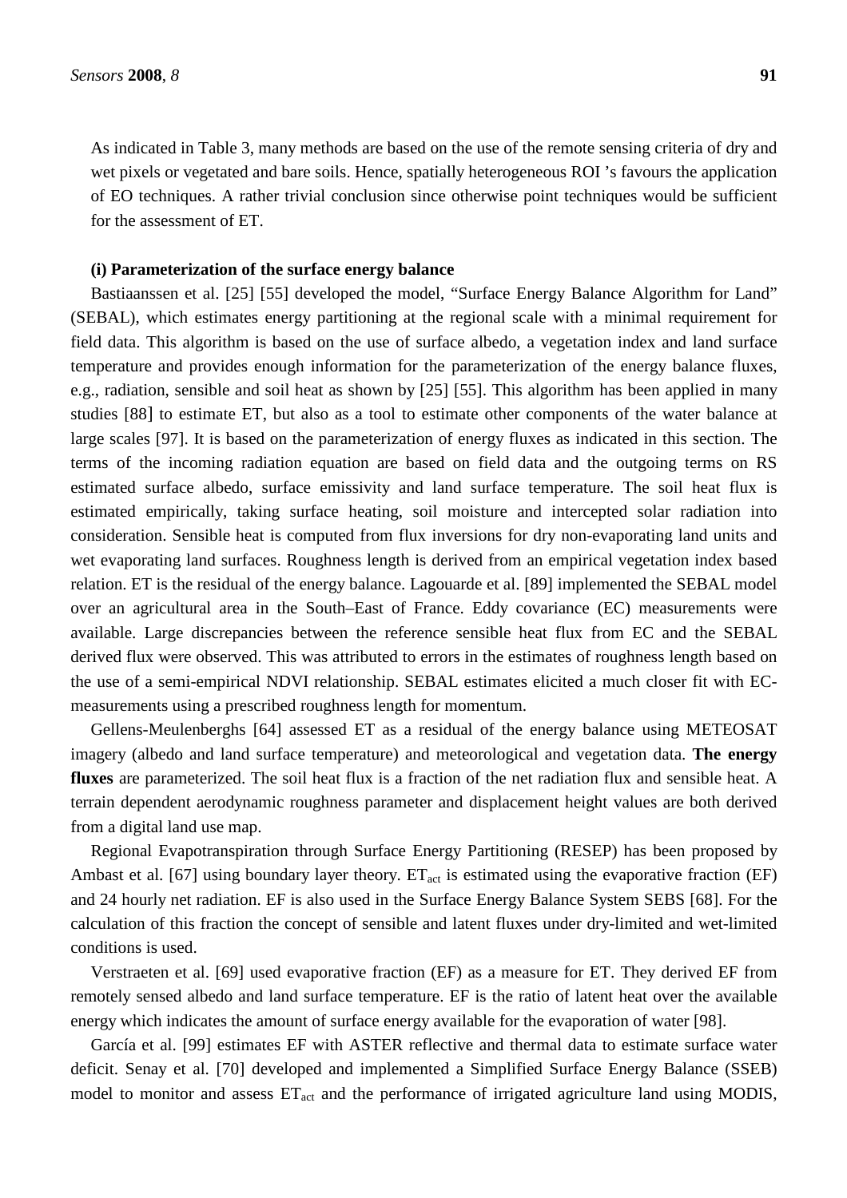As indicated in Table 3, many methods are based on the use of the remote sensing criteria of dry and wet pixels or vegetated and bare soils. Hence, spatially heterogeneous ROI 's favours the application of EO techniques. A rather trivial conclusion since otherwise point techniques would be sufficient for the assessment of ET.

**(i) Parameterization of the surface energy balance**

Bastiaanssen et al. [25] [55] developed the model, "Surface Energy Balance Algorithm for Land" (SEBAL), which estimates energy partitioning at the regional scale with a minimal requirement for field data. This algorithm is based on the use of surface albedo, a vegetation index and land surface temperature and provides enough information for the parameterization of the energy balance fluxes, e.g., radiation, sensible and soil heat as shown by [25] [55]. This algorithm has been applied in many studies [88] to estimate ET, but also as a tool to estimate other components of the water balance at large scales [97]. It is based on the parameterization of energy fluxes as indicated in this section. The terms of the incoming radiation equation are based on field data and the outgoing terms on RS estimated surface albedo, surface emissivity and land surface temperature. The soil heat flux is estimated empirically, taking surface heating, soil moisture and intercepted solar radiation into consideration. Sensible heat is computed from flux inversions for dry non-evaporating land units and wet evaporating land surfaces. Roughness length is derived from an empirical vegetation index based relation. ET is the residual of the energy balance. Lagouarde et al. [89] implemented the SEBAL model over an agricultural area in the South–East of France. Eddy covariance (EC) measurements were available. Large discrepancies between the reference sensible heat flux from EC and the SEBAL derived flux were observed. This was attributed to errors in the estimates of roughness length based on the use of a semi-empirical NDVI relationship. SEBAL estimates elicited a much closer fit with EC-measurements using a prescribed roughness length for momentum.

Gellens-Meulenberghs [64] assessed ET as a residual of the energy balance using METEOSAT imagery (albedo and land surface temperature) and meteorological and vegetation data. **The energy fluxes** are parameterized. The soil heat flux is a fraction of the net radiation flux and sensible heat. A terrain dependent aerodynamic roughness parameter and displacement height values are both derived from a digital land use map.

Regional Evapotranspiration through Surface Energy Partitioning (RESEP) has been proposed by Ambast et al. [67] using boundary layer theory. $ET_{act}$ is estimated using the evaporative fraction (EF) and 24 hourly net radiation. EF is also used in the Surface Energy Balance System SEBS [68]. For the calculation of this fraction the concept of sensible and latent fluxes under dry-limited and wet-limited conditions is used.

Verstraeten et al. [69] used evaporative fraction (EF) as a measure for ET. They derived EF from remotely sensed albedo and land surface temperature. EF is the ratio of latent heat over the available energy which indicates the amount of surface energy available for the evaporation of water [98].

García et al. [99] estimates EF with ASTER reflective and thermal data to estimate surface water deficit. Senay et al. [70] developed and implemented a Simplified Surface Energy Balance (SSEB) model to monitor and assess $ET_{act}$ and the performance of irrigated agriculture land using MODIS,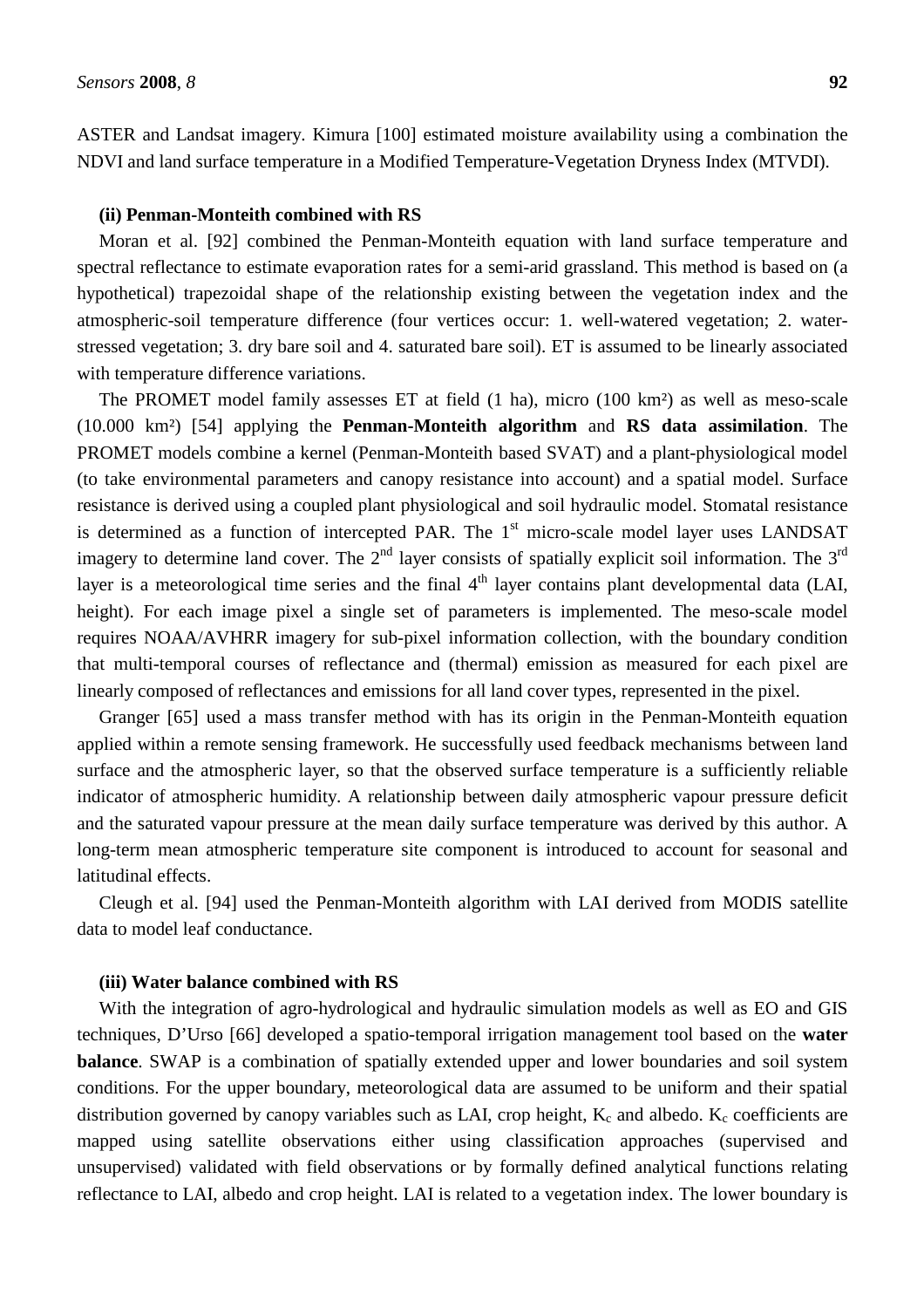ASTER and Landsat imagery. Kimura [100] estimated moisture availability using a combination the NDVI and land surface temperature in a Modified Temperature-Vegetation Dryness Index (MTVDI).

#### (ii) Penman-Monteith combined with RS

Moran et al. [92] combined the Penman-Monteith equation with land surface temperature and spectral reflectance to estimate evaporation rates for a semi-arid grassland. This method is based on (a hypothetical) trapezoidal shape of the relationship existing between the vegetation index and the atmospheric-soil temperature difference (four vertices occur: 1. well-watered vegetation; 2. water-stressed vegetation; 3. dry bare soil and 4. saturated bare soil). ET is assumed to be linearly associated with temperature difference variations.

The PROMET model family assesses ET at field (1 ha), micro (100 km²) as well as meso-scale (10.000 km²) [54] applying the **Penman-Monteith algorithm** and **RS data assimilation**. The PROMET models combine a kernel (Penman-Monteith based SVAT) and a plant-physiological model (to take environmental parameters and canopy resistance into account) and a spatial model. Surface resistance is derived using a coupled plant physiological and soil hydraulic model. Stomatal resistance is determined as a function of intercepted PAR. The 1st micro-scale model layer uses LANDSAT imagery to determine land cover. The 2nd layer consists of spatially explicit soil information. The 3rd layer is a meteorological time series and the final 4th layer contains plant developmental data (LAI, height). For each image pixel a single set of parameters is implemented. The meso-scale model requires NOAA/AVHRR imagery for sub-pixel information collection, with the boundary condition that multi-temporal courses of reflectance and (thermal) emission as measured for each pixel are linearly composed of reflectances and emissions for all land cover types, represented in the pixel.

Granger [65] used a mass transfer method with has its origin in the Penman-Monteith equation applied within a remote sensing framework. He successfully used feedback mechanisms between land surface and the atmospheric layer, so that the observed surface temperature is a sufficiently reliable indicator of atmospheric humidity. A relationship between daily atmospheric vapour pressure deficit and the saturated vapour pressure at the mean daily surface temperature was derived by this author. A long-term mean atmospheric temperature site component is introduced to account for seasonal and latitudinal effects.

Cleugh et al. [94] used the Penman-Monteith algorithm with LAI derived from MODIS satellite data to model leaf conductance.

#### (iii) Water balance combined with RS

With the integration of agro-hydrological and hydraulic simulation models as well as EO and GIS techniques, D'Urso [66] developed a spatio-temporal irrigation management tool based on the **water balance**. SWAP is a combination of spatially extended upper and lower boundaries and soil system conditions. For the upper boundary, meteorological data are assumed to be uniform and their spatial distribution governed by canopy variables such as LAI, crop height, $K_c$ and albedo. $K_c$ coefficients are mapped using satellite observations either using classification approaches (supervised and unsupervised) validated with field observations or by formally defined analytical functions relating reflectance to LAI, albedo and crop height. LAI is related to a vegetation index. The lower boundary is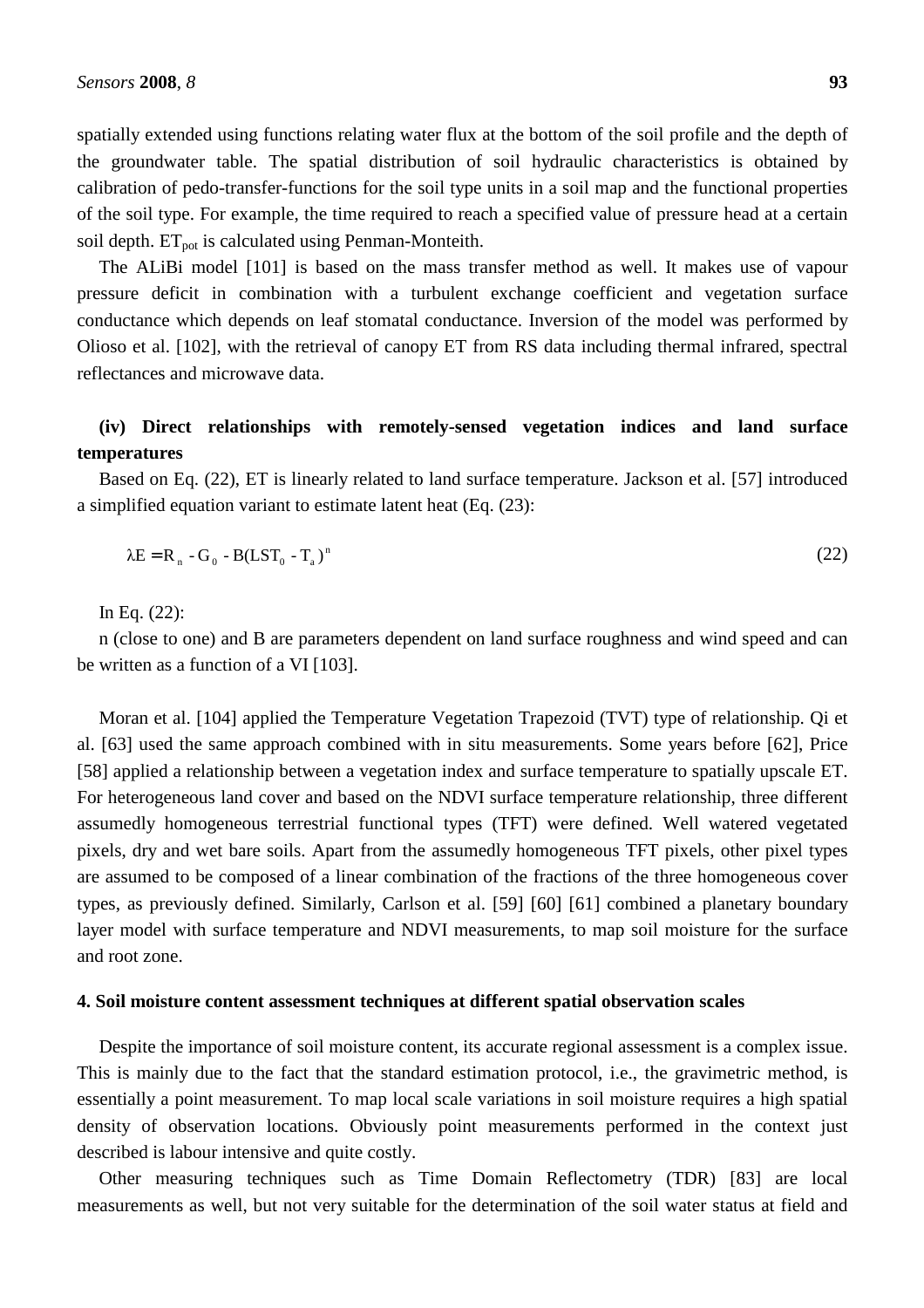spatially extended using functions relating water flux at the bottom of the soil profile and the depth of the groundwater table. The spatial distribution of soil hydraulic characteristics is obtained by calibration of pedo-transfer-functions for the soil type units in a soil map and the functional properties of the soil type. For example, the time required to reach a specified value of pressure head at a certain soil depth. $ET_{pot}$ is calculated using Penman-Monteith.

The ALiBi model [101] is based on the mass transfer method as well. It makes use of vapour pressure deficit in combination with a turbulent exchange coefficient and vegetation surface conductance which depends on leaf stomatal conductance. Inversion of the model was performed by Olioso et al. [102], with the retrieval of canopy ET from RS data including thermal infrared, spectral reflectances and microwave data.

**(iv) Direct relationships with remotely-sensed vegetation indices and land surface temperatures**

Based on Eq. (22), ET is linearly related to land surface temperature. Jackson et al. [57] introduced a simplified equation variant to estimate latent heat (Eq. (23):

$$\lambda E = R_n - G_0 - B(LST_0 - T_a)^n \tag{22}$$

In Eq. (22):

n (close to one) and B are parameters dependent on land surface roughness and wind speed and can be written as a function of a VI [103].

Moran et al. [104] applied the Temperature Vegetation Trapezoid (TVT) type of relationship. Qi et al. [63] used the same approach combined with in situ measurements. Some years before [62], Price [58] applied a relationship between a vegetation index and surface temperature to spatially upscale ET. For heterogeneous land cover and based on the NDVI surface temperature relationship, three different assumedly homogeneous terrestrial functional types (TFT) were defined. Well watered vegetated pixels, dry and wet bare soils. Apart from the assumedly homogeneous TFT pixels, other pixel types are assumed to be composed of a linear combination of the fractions of the three homogeneous cover types, as previously defined. Similarly, Carlson et al. [59] [60] [61] combined a planetary boundary layer model with surface temperature and NDVI measurements, to map soil moisture for the surface and root zone.

## 4. Soil moisture content assessment techniques at different spatial observation scales

Despite the importance of soil moisture content, its accurate regional assessment is a complex issue. This is mainly due to the fact that the standard estimation protocol, i.e., the gravimetric method, is essentially a point measurement. To map local scale variations in soil moisture requires a high spatial density of observation locations. Obviously point measurements performed in the context just described is labour intensive and quite costly.

Other measuring techniques such as Time Domain Reflectometry (TDR) [83] are local measurements as well, but not very suitable for the determination of the soil water status at field and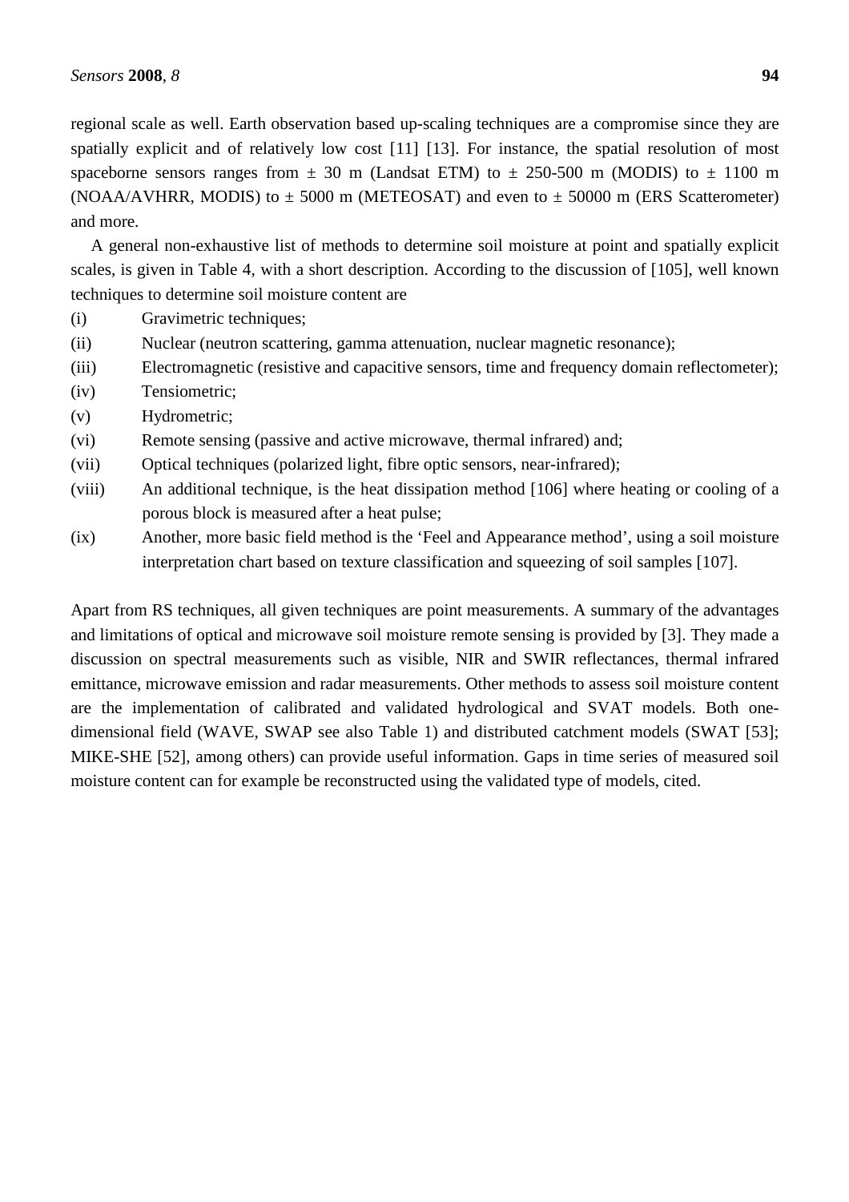regional scale as well. Earth observation based up-scaling techniques are a compromise since they are spatially explicit and of relatively low cost [11] [13]. For instance, the spatial resolution of most spaceborne sensors ranges from ± 30 m (Landsat ETM) to ± 250-500 m (MODIS) to ± 1100 m (NOAA/AVHRR, MODIS) to ± 5000 m (METEOSAT) and even to ± 50000 m (ERS Scatterometer) and more.

A general non-exhaustive list of methods to determine soil moisture at point and spatially explicit scales, is given in Table 4, with a short description. According to the discussion of [105], well known techniques to determine soil moisture content are

(i) Gravimetric techniques;
(ii) Nuclear (neutron scattering, gamma attenuation, nuclear magnetic resonance);
(iii) Electromagnetic (resistive and capacitive sensors, time and frequency domain reflectometer);
(iv) Tensiometric;
(v) Hydrometric;
(vi) Remote sensing (passive and active microwave, thermal infrared) and;
(vii) Optical techniques (polarized light, fibre optic sensors, near-infrared);
(viii) An additional technique, is the heat dissipation method [106] where heating or cooling of a porous block is measured after a heat pulse;
(ix) Another, more basic field method is the 'Feel and Appearance method', using a soil moisture interpretation chart based on texture classification and squeezing of soil samples [107].

Apart from RS techniques, all given techniques are point measurements. A summary of the advantages and limitations of optical and microwave soil moisture remote sensing is provided by [3]. They made a discussion on spectral measurements such as visible, NIR and SWIR reflectances, thermal infrared emittance, microwave emission and radar measurements. Other methods to assess soil moisture content are the implementation of calibrated and validated hydrological and SVAT models. Both one-dimensional field (WAVE, SWAP see also Table 1) and distributed catchment models (SWAT [53]; MIKE-SHE [52], among others) can provide useful information. Gaps in time series of measured soil moisture content can for example be reconstructed using the validated type of models, cited.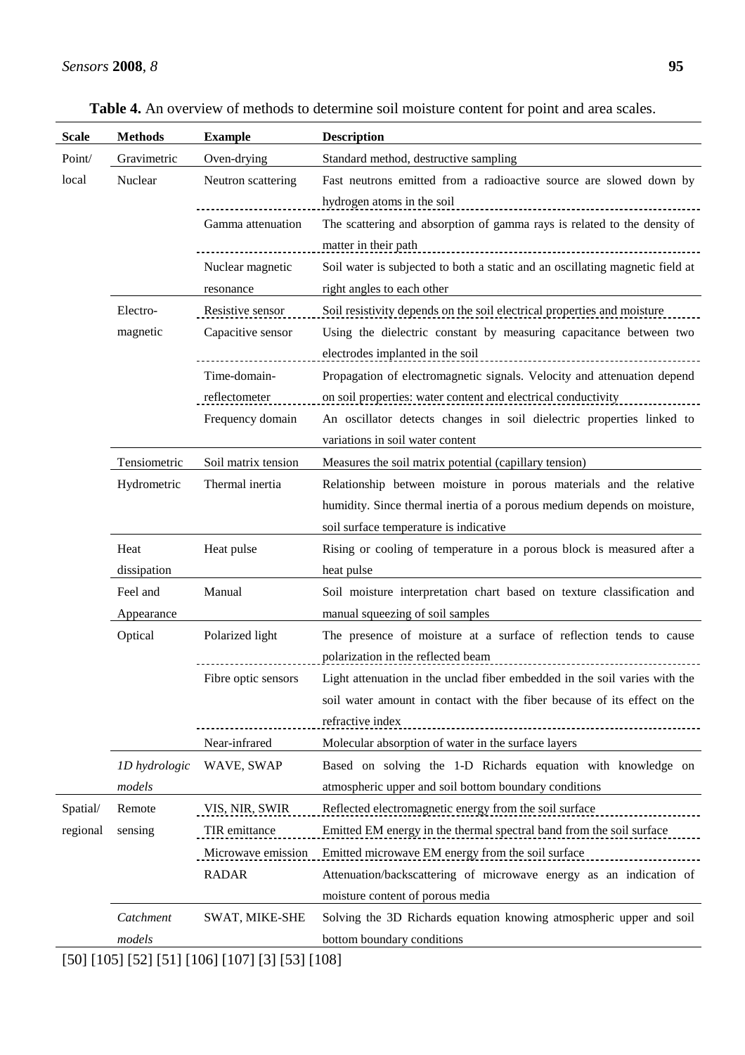**Table 4.** An overview of methods to determine soil moisture content for point and area scales.

| Scale | Methods | Example | Description |
|---|---|---|---|
| Point/ local | Gravimetric | Oven-drying | Standard method, destructive sampling |
| | Nuclear | Neutron scattering | Fast neutrons emitted from a radioactive source are slowed down by hydrogen atoms in the soil |
| | | Gamma attenuation | The scattering and absorption of gamma rays is related to the density of matter in their path |
| | | Nuclear magnetic resonance | Soil water is subjected to both a static and an oscillating magnetic field at right angles to each other |
| | Electro-magnetic | Resistive sensor | Soil resistivity depends on the soil electrical properties and moisture |
| | | Capacitive sensor | Using the dielectric constant by measuring capacitance between two electrodes implanted in the soil |
| | | Time-domain-reflectometer | Propagation of electromagnetic signals. Velocity and attenuation depend on soil properties: water content and electrical conductivity |
| | | Frequency domain | An oscillator detects changes in soil dielectric properties linked to variations in soil water content |
| | Tensiometric | Soil matrix tension | Measures the soil matrix potential (capillary tension) |
| | Hydrometric | Thermal inertia | Relationship between moisture in porous materials and the relative humidity. Since thermal inertia of a porous medium depends on moisture, soil surface temperature is indicative |
| | Heat dissipation | Heat pulse | Rising or cooling of temperature in a porous block is measured after a heat pulse |
| | Feel and Appearance | Manual | Soil moisture interpretation chart based on texture classification and manual squeezing of soil samples |
| | Optical | Polarized light | The presence of moisture at a surface of reflection tends to cause polarization in the reflected beam |
| | | Fibre optic sensors | Light attenuation in the unclad fiber embedded in the soil varies with the soil water amount in contact with the fiber because of its effect on the refractive index |
| | | Near-infrared | Molecular absorption of water in the surface layers |
| | *1D hydrologic models* | WAVE, SWAP | Based on solving the 1-D Richards equation with knowledge on atmospheric upper and soil bottom boundary conditions |
| Spatial/ regional | Remote sensing | VIS, NIR, SWIR | Reflected electromagnetic energy from the soil surface |
| | | TIR emittance | Emitted EM energy in the thermal spectral band from the soil surface |
| | | Microwave emission | Emitted microwave EM energy from the soil surface |
| | | RADAR | Attenuation/backscattering of microwave energy as an indication of moisture content of porous media |
| | *Catchment models* | SWAT, MIKE-SHE | Solving the 3D Richards equation knowing atmospheric upper and soil bottom boundary conditions |

[50] [105] [52] [51] [106] [107] [3] [53] [108]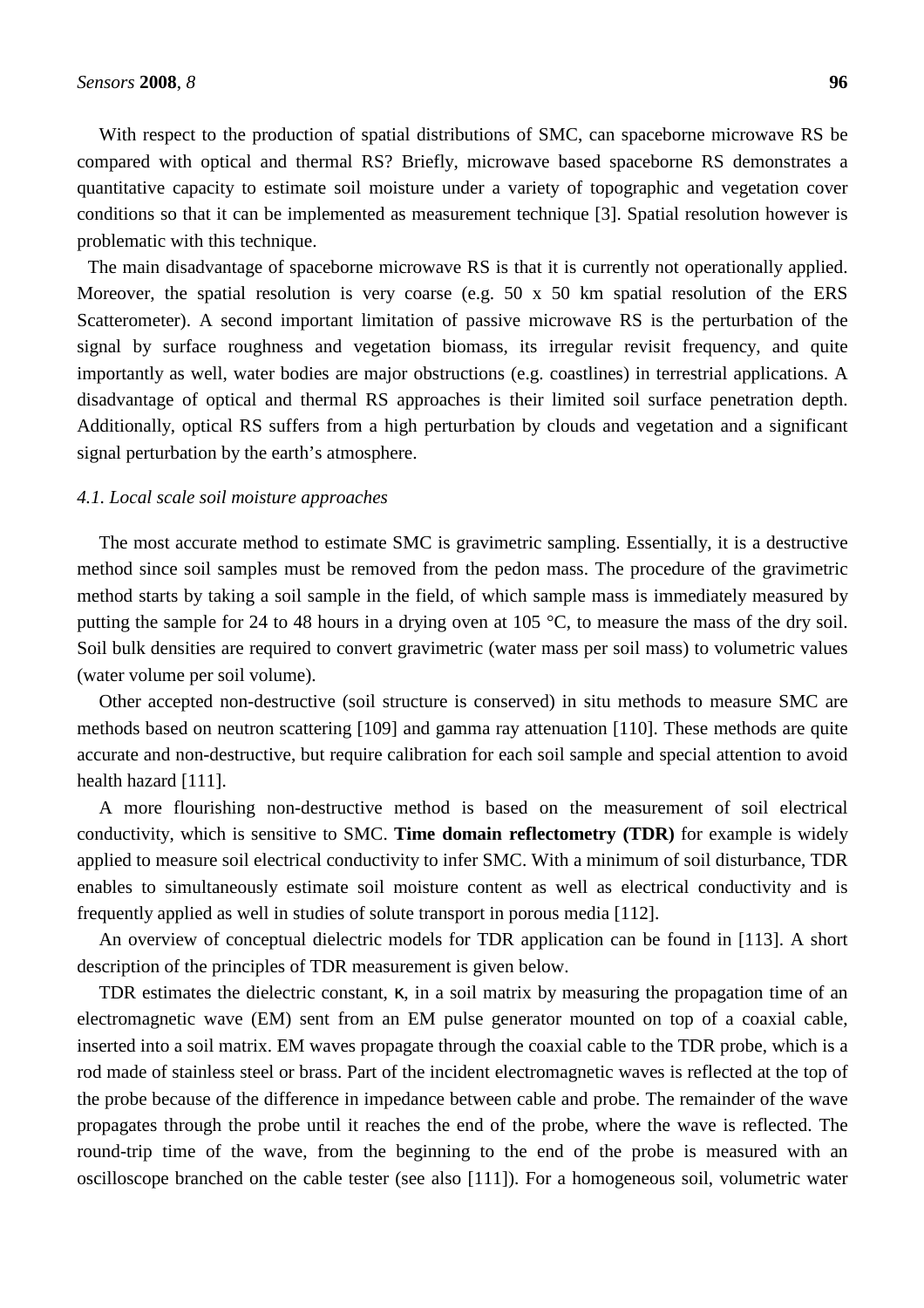With respect to the production of spatial distributions of SMC, can spaceborne microwave RS be compared with optical and thermal RS? Briefly, microwave based spaceborne RS demonstrates a quantitative capacity to estimate soil moisture under a variety of topographic and vegetation cover conditions so that it can be implemented as measurement technique [3]. Spatial resolution however is problematic with this technique.

The main disadvantage of spaceborne microwave RS is that it is currently not operationally applied. Moreover, the spatial resolution is very coarse (e.g. 50 x 50 km spatial resolution of the ERS Scatterometer). A second important limitation of passive microwave RS is the perturbation of the signal by surface roughness and vegetation biomass, its irregular revisit frequency, and quite importantly as well, water bodies are major obstructions (e.g. coastlines) in terrestrial applications. A disadvantage of optical and thermal RS approaches is their limited soil surface penetration depth. Additionally, optical RS suffers from a high perturbation by clouds and vegetation and a significant signal perturbation by the earth's atmosphere.

### *4.1. Local scale soil moisture approaches*

The most accurate method to estimate SMC is gravimetric sampling. Essentially, it is a destructive method since soil samples must be removed from the pedon mass. The procedure of the gravimetric method starts by taking a soil sample in the field, of which sample mass is immediately measured by putting the sample for 24 to 48 hours in a drying oven at 105 °C, to measure the mass of the dry soil. Soil bulk densities are required to convert gravimetric (water mass per soil mass) to volumetric values (water volume per soil volume).

Other accepted non-destructive (soil structure is conserved) in situ methods to measure SMC are methods based on neutron scattering [109] and gamma ray attenuation [110]. These methods are quite accurate and non-destructive, but require calibration for each soil sample and special attention to avoid health hazard [111].

A more flourishing non-destructive method is based on the measurement of soil electrical conductivity, which is sensitive to SMC. **Time domain reflectometry (TDR)** for example is widely applied to measure soil electrical conductivity to infer SMC. With a minimum of soil disturbance, TDR enables to simultaneously estimate soil moisture content as well as electrical conductivity and is frequently applied as well in studies of solute transport in porous media [112].

An overview of conceptual dielectric models for TDR application can be found in [113]. A short description of the principles of TDR measurement is given below.

TDR estimates the dielectric constant, $\kappa$, in a soil matrix by measuring the propagation time of an electromagnetic wave (EM) sent from an EM pulse generator mounted on top of a coaxial cable, inserted into a soil matrix. EM waves propagate through the coaxial cable to the TDR probe, which is a rod made of stainless steel or brass. Part of the incident electromagnetic waves is reflected at the top of the probe because of the difference in impedance between cable and probe. The remainder of the wave propagates through the probe until it reaches the end of the probe, where the wave is reflected. The round-trip time of the wave, from the beginning to the end of the probe is measured with an oscilloscope branched on the cable tester (see also [111]). For a homogeneous soil, volumetric water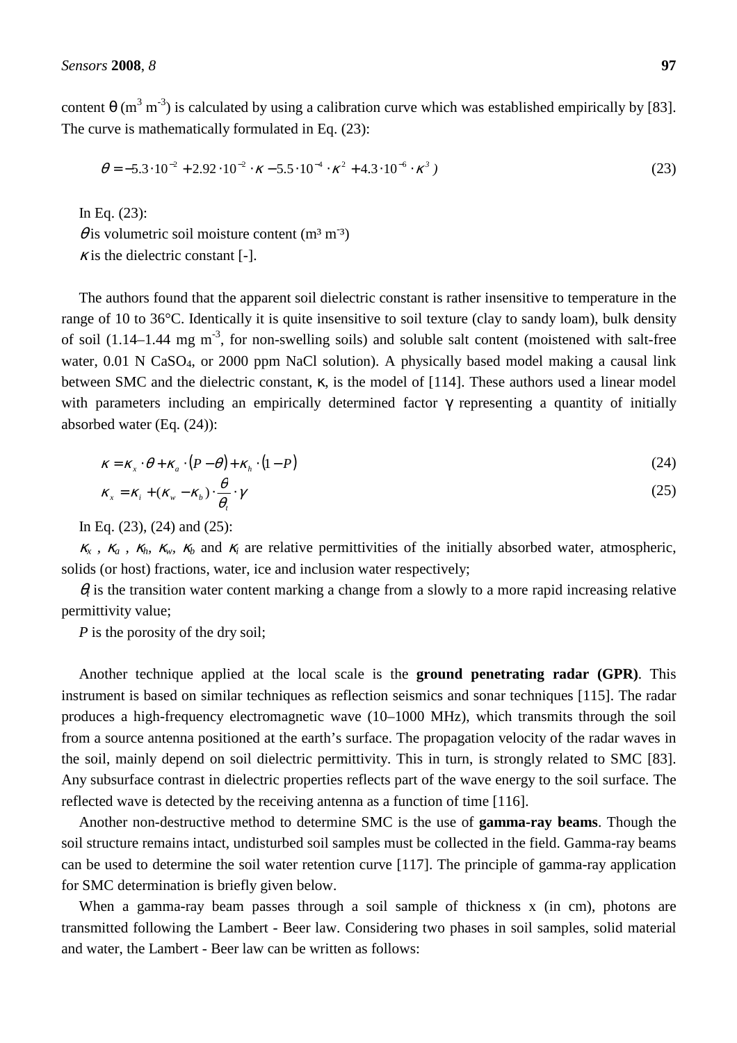content θ (m$^3$ m$^{-3}$) is calculated by using a calibration curve which was established empirically by [83]. The curve is mathematically formulated in Eq. (23):

$$\theta = -5.3\cdot 10^{-2} + 2.92\cdot 10^{-2}\cdot \kappa - 5.5\cdot 10^{-4}\cdot \kappa^2 + 4.3\cdot 10^{-6}\cdot \kappa^3\,) \tag{23}$$

In Eq. (23):

$\theta$ is volumetric soil moisture content (m³ m⁻³)

$\kappa$ is the dielectric constant [-].

The authors found that the apparent soil dielectric constant is rather insensitive to temperature in the range of 10 to 36°C. Identically it is quite insensitive to soil texture (clay to sandy loam), bulk density of soil (1.14–1.44 mg m$^{-3}$, for non-swelling soils) and soluble salt content (moistened with salt-free water, 0.01 N $CaSO_4$, or 2000 ppm NaCl solution). A physically based model making a causal link between SMC and the dielectric constant, κ, is the model of [114]. These authors used a linear model with parameters including an empirically determined factor γ representing a quantity of initially absorbed water (Eq. (24)):

$$\kappa = \kappa_x \cdot \theta + \kappa_a \cdot (P - \theta) + \kappa_h \cdot (1 - P) \tag{24}$$

$$\kappa_x = \kappa_i + (\kappa_w - \kappa_b) \cdot \frac{\theta}{\theta_t} \cdot \gamma \tag{25}$$

In Eq. (23), (24) and (25):

$\kappa_x$ , $\kappa_a$ , $\kappa_h$, $\kappa_w$, $\kappa_b$ and $\kappa_i$ are relative permittivities of the initially absorbed water, atmospheric, solids (or host) fractions, water, ice and inclusion water respectively;

$\theta_t$ is the transition water content marking a change from a slowly to a more rapid increasing relative permittivity value;

$P$ is the porosity of the dry soil;

Another technique applied at the local scale is the **ground penetrating radar (GPR)**. This instrument is based on similar techniques as reflection seismics and sonar techniques [115]. The radar produces a high-frequency electromagnetic wave (10–1000 MHz), which transmits through the soil from a source antenna positioned at the earth's surface. The propagation velocity of the radar waves in the soil, mainly depend on soil dielectric permittivity. This in turn, is strongly related to SMC [83]. Any subsurface contrast in dielectric properties reflects part of the wave energy to the soil surface. The reflected wave is detected by the receiving antenna as a function of time [116].

Another non-destructive method to determine SMC is the use of **gamma-ray beams**. Though the soil structure remains intact, undisturbed soil samples must be collected in the field. Gamma-ray beams can be used to determine the soil water retention curve [117]. The principle of gamma-ray application for SMC determination is briefly given below.

When a gamma-ray beam passes through a soil sample of thickness x (in cm), photons are transmitted following the Lambert - Beer law. Considering two phases in soil samples, solid material and water, the Lambert - Beer law can be written as follows: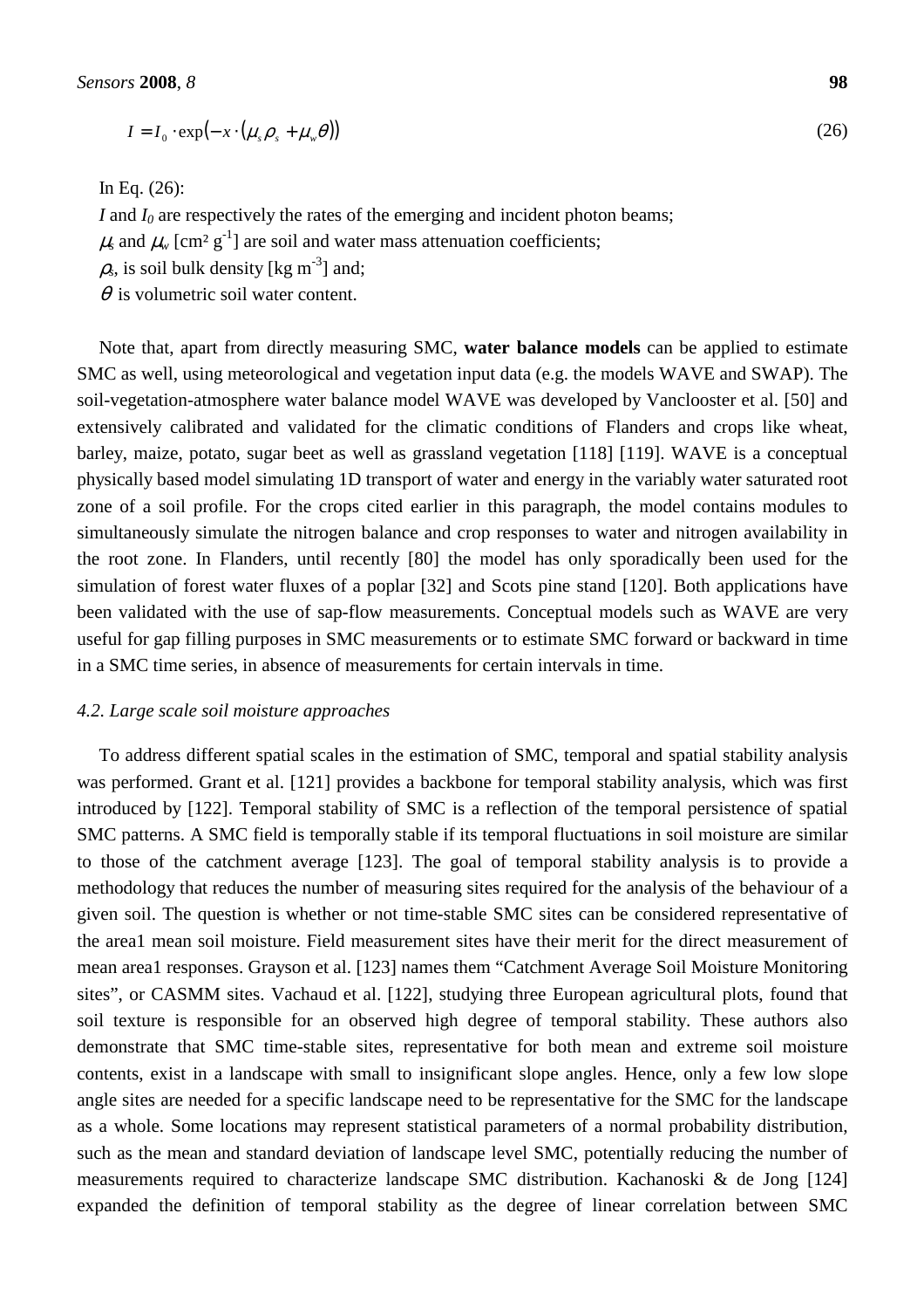$$I = I_0 \cdot \exp\left(-x \cdot \left(\mu_s \rho_s + \mu_w \theta\right)\right) \tag{26}$$

In Eq. (26):

$I$ and $I_0$ are respectively the rates of the emerging and incident photon beams;

$\mu_s$ and $\mu_w$ [cm² g$^{-1}$] are soil and water mass attenuation coefficients;

$\rho_s$, is soil bulk density [kg m$^{-3}$] and;

$\theta$ is volumetric soil water content.

Note that, apart from directly measuring SMC, **water balance models** can be applied to estimate SMC as well, using meteorological and vegetation input data (e.g. the models WAVE and SWAP). The soil-vegetation-atmosphere water balance model WAVE was developed by Vanclooster et al. [50] and extensively calibrated and validated for the climatic conditions of Flanders and crops like wheat, barley, maize, potato, sugar beet as well as grassland vegetation [118] [119]. WAVE is a conceptual physically based model simulating 1D transport of water and energy in the variably water saturated root zone of a soil profile. For the crops cited earlier in this paragraph, the model contains modules to simultaneously simulate the nitrogen balance and crop responses to water and nitrogen availability in the root zone. In Flanders, until recently [80] the model has only sporadically been used for the simulation of forest water fluxes of a poplar [32] and Scots pine stand [120]. Both applications have been validated with the use of sap-flow measurements. Conceptual models such as WAVE are very useful for gap filling purposes in SMC measurements or to estimate SMC forward or backward in time in a SMC time series, in absence of measurements for certain intervals in time.

### *4.2. Large scale soil moisture approaches*

To address different spatial scales in the estimation of SMC, temporal and spatial stability analysis was performed. Grant et al. [121] provides a backbone for temporal stability analysis, which was first introduced by [122]. Temporal stability of SMC is a reflection of the temporal persistence of spatial SMC patterns. A SMC field is temporally stable if its temporal fluctuations in soil moisture are similar to those of the catchment average [123]. The goal of temporal stability analysis is to provide a methodology that reduces the number of measuring sites required for the analysis of the behaviour of a given soil. The question is whether or not time-stable SMC sites can be considered representative of the area1 mean soil moisture. Field measurement sites have their merit for the direct measurement of mean area1 responses. Grayson et al. [123] names them "Catchment Average Soil Moisture Monitoring sites", or CASMM sites. Vachaud et al. [122], studying three European agricultural plots, found that soil texture is responsible for an observed high degree of temporal stability. These authors also demonstrate that SMC time-stable sites, representative for both mean and extreme soil moisture contents, exist in a landscape with small to insignificant slope angles. Hence, only a few low slope angle sites are needed for a specific landscape need to be representative for the SMC for the landscape as a whole. Some locations may represent statistical parameters of a normal probability distribution, such as the mean and standard deviation of landscape level SMC, potentially reducing the number of measurements required to characterize landscape SMC distribution. Kachanoski & de Jong [124] expanded the definition of temporal stability as the degree of linear correlation between SMC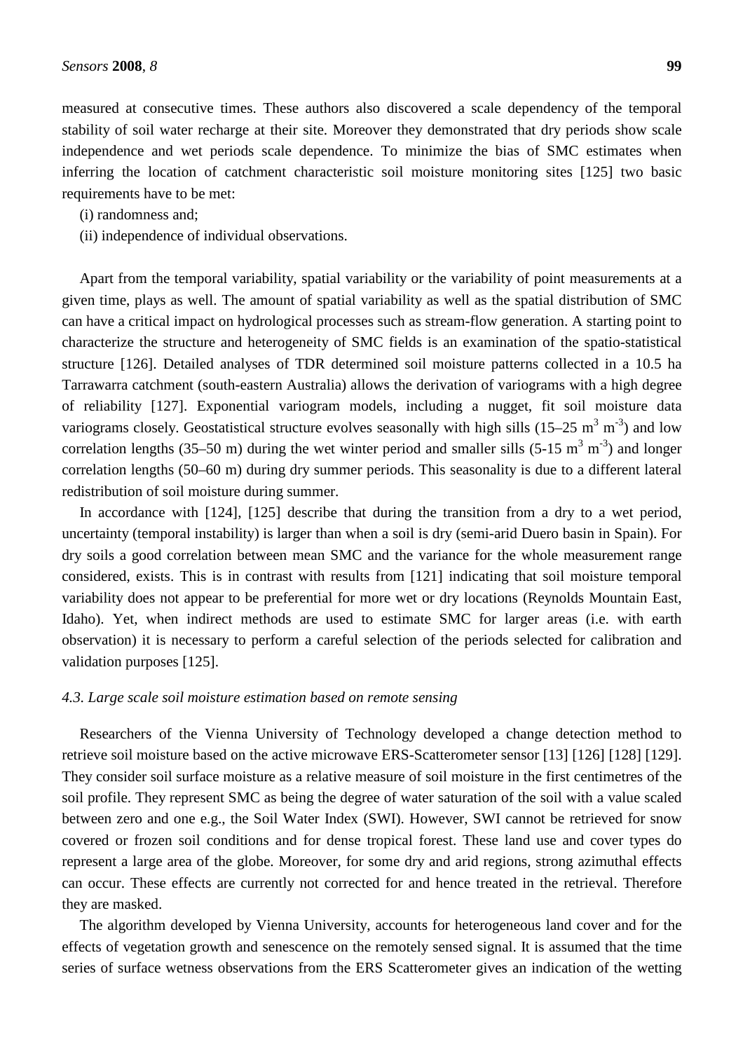measured at consecutive times. These authors also discovered a scale dependency of the temporal stability of soil water recharge at their site. Moreover they demonstrated that dry periods show scale independence and wet periods scale dependence. To minimize the bias of SMC estimates when inferring the location of catchment characteristic soil moisture monitoring sites [125] two basic requirements have to be met:

(i) randomness and;

(ii) independence of individual observations.

Apart from the temporal variability, spatial variability or the variability of point measurements at a given time, plays as well. The amount of spatial variability as well as the spatial distribution of SMC can have a critical impact on hydrological processes such as stream-flow generation. A starting point to characterize the structure and heterogeneity of SMC fields is an examination of the spatio-statistical structure [126]. Detailed analyses of TDR determined soil moisture patterns collected in a 10.5 ha Tarrawarra catchment (south-eastern Australia) allows the derivation of variograms with a high degree of reliability [127]. Exponential variogram models, including a nugget, fit soil moisture data variograms closely. Geostatistical structure evolves seasonally with high sills (15–25 $m^3$ $m^{-3}$) and low correlation lengths (35–50 m) during the wet winter period and smaller sills (5-15 $m^3$ $m^{-3}$) and longer correlation lengths (50–60 m) during dry summer periods. This seasonality is due to a different lateral redistribution of soil moisture during summer.

In accordance with [124], [125] describe that during the transition from a dry to a wet period, uncertainty (temporal instability) is larger than when a soil is dry (semi-arid Duero basin in Spain). For dry soils a good correlation between mean SMC and the variance for the whole measurement range considered, exists. This is in contrast with results from [121] indicating that soil moisture temporal variability does not appear to be preferential for more wet or dry locations (Reynolds Mountain East, Idaho). Yet, when indirect methods are used to estimate SMC for larger areas (i.e. with earth observation) it is necessary to perform a careful selection of the periods selected for calibration and validation purposes [125].

### *4.3. Large scale soil moisture estimation based on remote sensing*

Researchers of the Vienna University of Technology developed a change detection method to retrieve soil moisture based on the active microwave ERS-Scatterometer sensor [13] [126] [128] [129]. They consider soil surface moisture as a relative measure of soil moisture in the first centimetres of the soil profile. They represent SMC as being the degree of water saturation of the soil with a value scaled between zero and one e.g., the Soil Water Index (SWI). However, SWI cannot be retrieved for snow covered or frozen soil conditions and for dense tropical forest. These land use and cover types do represent a large area of the globe. Moreover, for some dry and arid regions, strong azimuthal effects can occur. These effects are currently not corrected for and hence treated in the retrieval. Therefore they are masked.

The algorithm developed by Vienna University, accounts for heterogeneous land cover and for the effects of vegetation growth and senescence on the remotely sensed signal. It is assumed that the time series of surface wetness observations from the ERS Scatterometer gives an indication of the wetting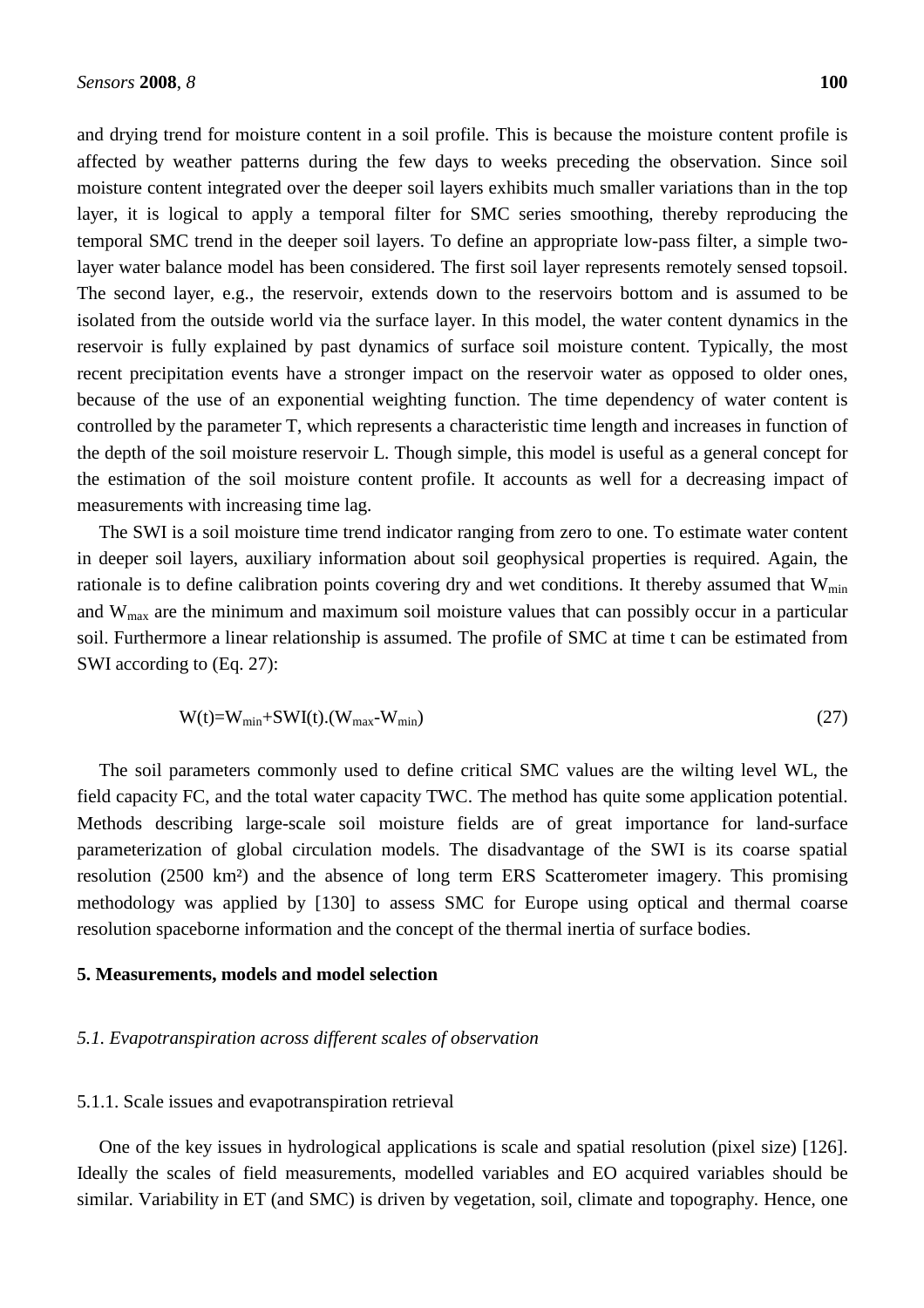and drying trend for moisture content in a soil profile. This is because the moisture content profile is affected by weather patterns during the few days to weeks preceding the observation. Since soil moisture content integrated over the deeper soil layers exhibits much smaller variations than in the top layer, it is logical to apply a temporal filter for SMC series smoothing, thereby reproducing the temporal SMC trend in the deeper soil layers. To define an appropriate low-pass filter, a simple two-layer water balance model has been considered. The first soil layer represents remotely sensed topsoil. The second layer, e.g., the reservoir, extends down to the reservoirs bottom and is assumed to be isolated from the outside world via the surface layer. In this model, the water content dynamics in the reservoir is fully explained by past dynamics of surface soil moisture content. Typically, the most recent precipitation events have a stronger impact on the reservoir water as opposed to older ones, because of the use of an exponential weighting function. The time dependency of water content is controlled by the parameter T, which represents a characteristic time length and increases in function of the depth of the soil moisture reservoir L. Though simple, this model is useful as a general concept for the estimation of the soil moisture content profile. It accounts as well for a decreasing impact of measurements with increasing time lag.

The SWI is a soil moisture time trend indicator ranging from zero to one. To estimate water content in deeper soil layers, auxiliary information about soil geophysical properties is required. Again, the rationale is to define calibration points covering dry and wet conditions. It thereby assumed that $W_{min}$ and $W_{max}$ are the minimum and maximum soil moisture values that can possibly occur in a particular soil. Furthermore a linear relationship is assumed. The profile of SMC at time t can be estimated from SWI according to (Eq. 27):

$$W(t)=W_{min}+SWI(t).(W_{max}-W_{min}) \tag{27}$$

The soil parameters commonly used to define critical SMC values are the wilting level WL, the field capacity FC, and the total water capacity TWC. The method has quite some application potential. Methods describing large-scale soil moisture fields are of great importance for land-surface parameterization of global circulation models. The disadvantage of the SWI is its coarse spatial resolution (2500 km²) and the absence of long term ERS Scatterometer imagery. This promising methodology was applied by [130] to assess SMC for Europe using optical and thermal coarse resolution spaceborne information and the concept of the thermal inertia of surface bodies.

## 5. Measurements, models and model selection

### *5.1. Evapotranspiration across different scales of observation*

#### 5.1.1. Scale issues and evapotranspiration retrieval

One of the key issues in hydrological applications is scale and spatial resolution (pixel size) [126]. Ideally the scales of field measurements, modelled variables and EO acquired variables should be similar. Variability in ET (and SMC) is driven by vegetation, soil, climate and topography. Hence, one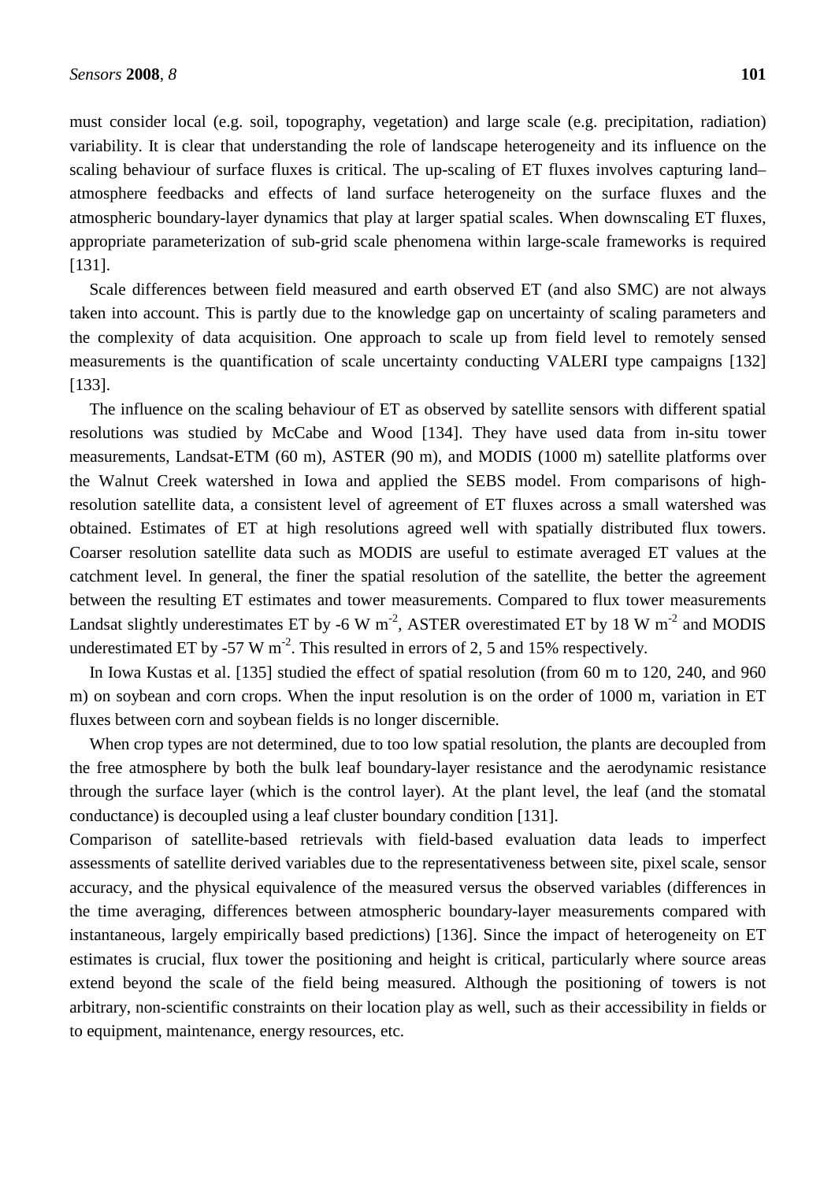must consider local (e.g. soil, topography, vegetation) and large scale (e.g. precipitation, radiation) variability. It is clear that understanding the role of landscape heterogeneity and its influence on the scaling behaviour of surface fluxes is critical. The up-scaling of ET fluxes involves capturing land–atmosphere feedbacks and effects of land surface heterogeneity on the surface fluxes and the atmospheric boundary-layer dynamics that play at larger spatial scales. When downscaling ET fluxes, appropriate parameterization of sub-grid scale phenomena within large-scale frameworks is required [131].

Scale differences between field measured and earth observed ET (and also SMC) are not always taken into account. This is partly due to the knowledge gap on uncertainty of scaling parameters and the complexity of data acquisition. One approach to scale up from field level to remotely sensed measurements is the quantification of scale uncertainty conducting VALERI type campaigns [132] [133].

The influence on the scaling behaviour of ET as observed by satellite sensors with different spatial resolutions was studied by McCabe and Wood [134]. They have used data from in-situ tower measurements, Landsat-ETM (60 m), ASTER (90 m), and MODIS (1000 m) satellite platforms over the Walnut Creek watershed in Iowa and applied the SEBS model. From comparisons of high-resolution satellite data, a consistent level of agreement of ET fluxes across a small watershed was obtained. Estimates of ET at high resolutions agreed well with spatially distributed flux towers. Coarser resolution satellite data such as MODIS are useful to estimate averaged ET values at the catchment level. In general, the finer the spatial resolution of the satellite, the better the agreement between the resulting ET estimates and tower measurements. Compared to flux tower measurements Landsat slightly underestimates ET by -6 W $m^{-2}$, ASTER overestimated ET by 18 W $m^{-2}$ and MODIS underestimated ET by -57 W $m^{-2}$. This resulted in errors of 2, 5 and 15% respectively.

In Iowa Kustas et al. [135] studied the effect of spatial resolution (from 60 m to 120, 240, and 960 m) on soybean and corn crops. When the input resolution is on the order of 1000 m, variation in ET fluxes between corn and soybean fields is no longer discernible.

When crop types are not determined, due to too low spatial resolution, the plants are decoupled from the free atmosphere by both the bulk leaf boundary-layer resistance and the aerodynamic resistance through the surface layer (which is the control layer). At the plant level, the leaf (and the stomatal conductance) is decoupled using a leaf cluster boundary condition [131].

Comparison of satellite-based retrievals with field-based evaluation data leads to imperfect assessments of satellite derived variables due to the representativeness between site, pixel scale, sensor accuracy, and the physical equivalence of the measured versus the observed variables (differences in the time averaging, differences between atmospheric boundary-layer measurements compared with instantaneous, largely empirically based predictions) [136]. Since the impact of heterogeneity on ET estimates is crucial, flux tower the positioning and height is critical, particularly where source areas extend beyond the scale of the field being measured. Although the positioning of towers is not arbitrary, non-scientific constraints on their location play as well, such as their accessibility in fields or to equipment, maintenance, energy resources, etc.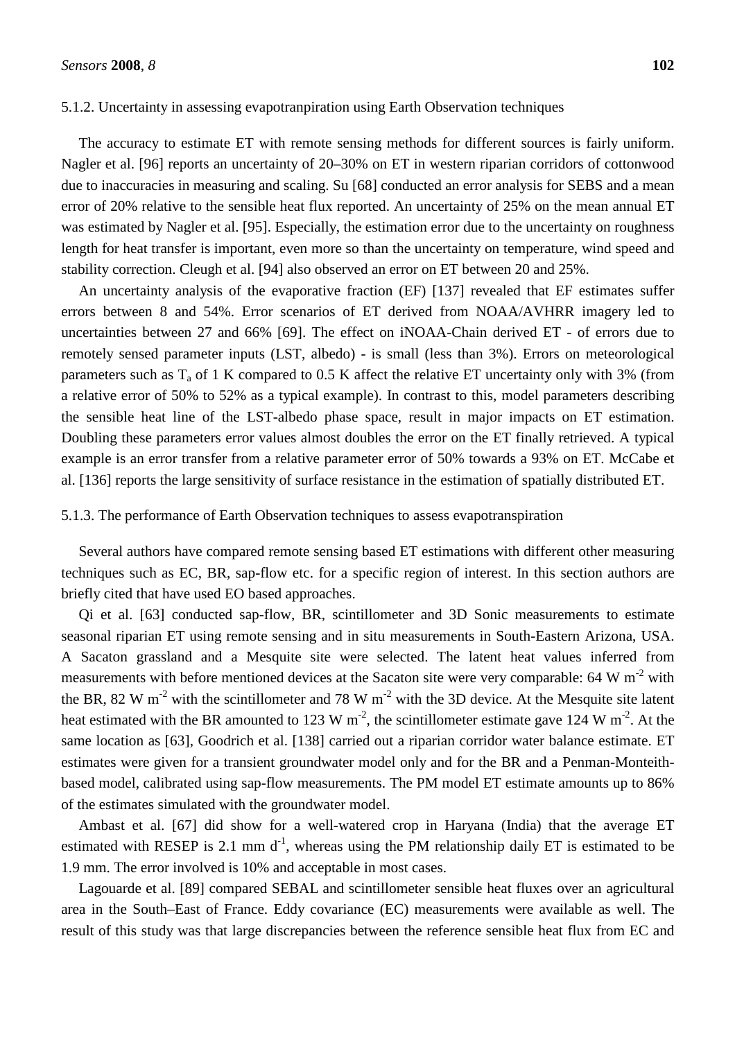#### 5.1.2. Uncertainty in assessing evapotranpiration using Earth Observation techniques

The accuracy to estimate ET with remote sensing methods for different sources is fairly uniform. Nagler et al. [96] reports an uncertainty of 20–30% on ET in western riparian corridors of cottonwood due to inaccuracies in measuring and scaling. Su [68] conducted an error analysis for SEBS and a mean error of 20% relative to the sensible heat flux reported. An uncertainty of 25% on the mean annual ET was estimated by Nagler et al. [95]. Especially, the estimation error due to the uncertainty on roughness length for heat transfer is important, even more so than the uncertainty on temperature, wind speed and stability correction. Cleugh et al. [94] also observed an error on ET between 20 and 25%.

An uncertainty analysis of the evaporative fraction (EF) [137] revealed that EF estimates suffer errors between 8 and 54%. Error scenarios of ET derived from NOAA/AVHRR imagery led to uncertainties between 27 and 66% [69]. The effect on iNOAA-Chain derived ET - of errors due to remotely sensed parameter inputs (LST, albedo) - is small (less than 3%). Errors on meteorological parameters such as $T_a$ of 1 K compared to 0.5 K affect the relative ET uncertainty only with 3% (from a relative error of 50% to 52% as a typical example). In contrast to this, model parameters describing the sensible heat line of the LST-albedo phase space, result in major impacts on ET estimation. Doubling these parameters error values almost doubles the error on the ET finally retrieved. A typical example is an error transfer from a relative parameter error of 50% towards a 93% on ET. McCabe et al. [136] reports the large sensitivity of surface resistance in the estimation of spatially distributed ET.

#### 5.1.3. The performance of Earth Observation techniques to assess evapotranspiration

Several authors have compared remote sensing based ET estimations with different other measuring techniques such as EC, BR, sap-flow etc. for a specific region of interest. In this section authors are briefly cited that have used EO based approaches.

Qi et al. [63] conducted sap-flow, BR, scintillometer and 3D Sonic measurements to estimate seasonal riparian ET using remote sensing and in situ measurements in South-Eastern Arizona, USA. A Sacaton grassland and a Mesquite site were selected. The latent heat values inferred from measurements with before mentioned devices at the Sacaton site were very comparable: 64 W m$^{-2}$ with the BR, 82 W m$^{-2}$ with the scintillometer and 78 W m$^{-2}$ with the 3D device. At the Mesquite site latent heat estimated with the BR amounted to 123 W m$^{-2}$, the scintillometer estimate gave 124 W m$^{-2}$. At the same location as [63], Goodrich et al. [138] carried out a riparian corridor water balance estimate. ET estimates were given for a transient groundwater model only and for the BR and a Penman-Monteith-based model, calibrated using sap-flow measurements. The PM model ET estimate amounts up to 86% of the estimates simulated with the groundwater model.

Ambast et al. [67] did show for a well-watered crop in Haryana (India) that the average ET estimated with RESEP is 2.1 mm d$^{-1}$, whereas using the PM relationship daily ET is estimated to be 1.9 mm. The error involved is 10% and acceptable in most cases.

Lagouarde et al. [89] compared SEBAL and scintillometer sensible heat fluxes over an agricultural area in the South–East of France. Eddy covariance (EC) measurements were available as well. The result of this study was that large discrepancies between the reference sensible heat flux from EC and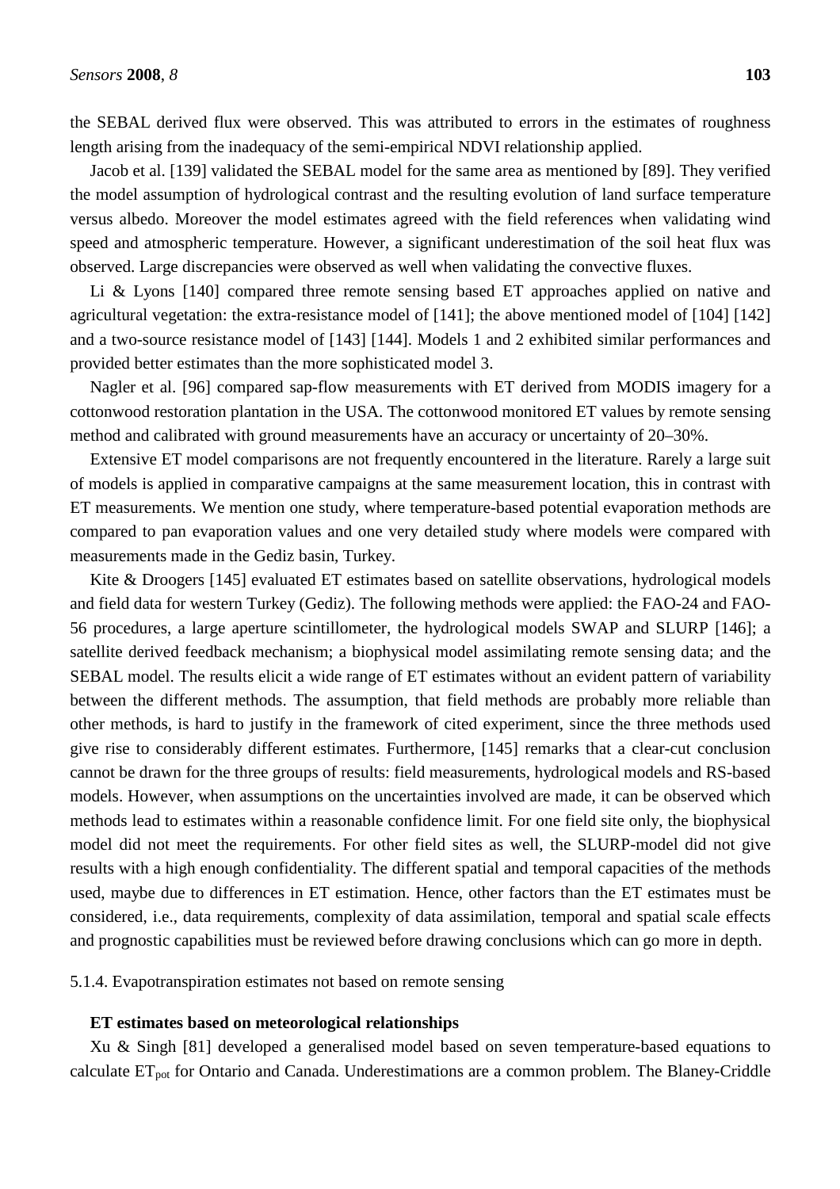the SEBAL derived flux were observed. This was attributed to errors in the estimates of roughness length arising from the inadequacy of the semi-empirical NDVI relationship applied.

Jacob et al. [139] validated the SEBAL model for the same area as mentioned by [89]. They verified the model assumption of hydrological contrast and the resulting evolution of land surface temperature versus albedo. Moreover the model estimates agreed with the field references when validating wind speed and atmospheric temperature. However, a significant underestimation of the soil heat flux was observed. Large discrepancies were observed as well when validating the convective fluxes.

Li & Lyons [140] compared three remote sensing based ET approaches applied on native and agricultural vegetation: the extra-resistance model of [141]; the above mentioned model of [104] [142] and a two-source resistance model of [143] [144]. Models 1 and 2 exhibited similar performances and provided better estimates than the more sophisticated model 3.

Nagler et al. [96] compared sap-flow measurements with ET derived from MODIS imagery for a cottonwood restoration plantation in the USA. The cottonwood monitored ET values by remote sensing method and calibrated with ground measurements have an accuracy or uncertainty of 20–30%.

Extensive ET model comparisons are not frequently encountered in the literature. Rarely a large suit of models is applied in comparative campaigns at the same measurement location, this in contrast with ET measurements. We mention one study, where temperature-based potential evaporation methods are compared to pan evaporation values and one very detailed study where models were compared with measurements made in the Gediz basin, Turkey.

Kite & Droogers [145] evaluated ET estimates based on satellite observations, hydrological models and field data for western Turkey (Gediz). The following methods were applied: the FAO-24 and FAO-56 procedures, a large aperture scintillometer, the hydrological models SWAP and SLURP [146]; a satellite derived feedback mechanism; a biophysical model assimilating remote sensing data; and the SEBAL model. The results elicit a wide range of ET estimates without an evident pattern of variability between the different methods. The assumption, that field methods are probably more reliable than other methods, is hard to justify in the framework of cited experiment, since the three methods used give rise to considerably different estimates. Furthermore, [145] remarks that a clear-cut conclusion cannot be drawn for the three groups of results: field measurements, hydrological models and RS-based models. However, when assumptions on the uncertainties involved are made, it can be observed which methods lead to estimates within a reasonable confidence limit. For one field site only, the biophysical model did not meet the requirements. For other field sites as well, the SLURP-model did not give results with a high enough confidentiality. The different spatial and temporal capacities of the methods used, maybe due to differences in ET estimation. Hence, other factors than the ET estimates must be considered, i.e., data requirements, complexity of data assimilation, temporal and spatial scale effects and prognostic capabilities must be reviewed before drawing conclusions which can go more in depth.

5.1.4. Evapotranspiration estimates not based on remote sensing

**ET estimates based on meteorological relationships**

Xu & Singh [81] developed a generalised model based on seven temperature-based equations to calculate $ET_{pot}$ for Ontario and Canada. Underestimations are a common problem. The Blaney-Criddle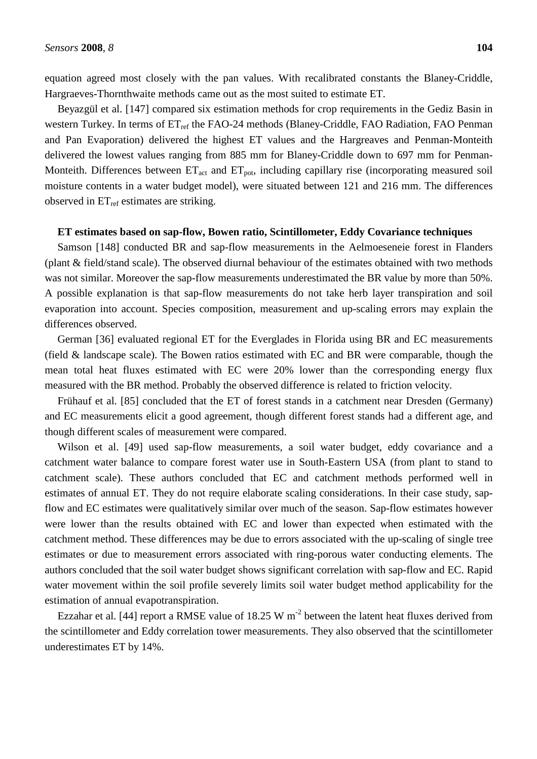equation agreed most closely with the pan values. With recalibrated constants the Blaney-Criddle, Hargraeves-Thornthwaite methods came out as the most suited to estimate ET.

Beyazgül et al. [147] compared six estimation methods for crop requirements in the Gediz Basin in western Turkey. In terms of $ET_{ref}$ the FAO-24 methods (Blaney-Criddle, FAO Radiation, FAO Penman and Pan Evaporation) delivered the highest ET values and the Hargreaves and Penman-Monteith delivered the lowest values ranging from 885 mm for Blaney-Criddle down to 697 mm for Penman-Monteith. Differences between $ET_{act}$ and $ET_{pot}$, including capillary rise (incorporating measured soil moisture contents in a water budget model), were situated between 121 and 216 mm. The differences observed in $ET_{ref}$ estimates are striking.

**ET estimates based on sap-flow, Bowen ratio, Scintillometer, Eddy Covariance techniques**

Samson [148] conducted BR and sap-flow measurements in the Aelmoeseneie forest in Flanders (plant & field/stand scale). The observed diurnal behaviour of the estimates obtained with two methods was not similar. Moreover the sap-flow measurements underestimated the BR value by more than 50%. A possible explanation is that sap-flow measurements do not take herb layer transpiration and soil evaporation into account. Species composition, measurement and up-scaling errors may explain the differences observed.

German [36] evaluated regional ET for the Everglades in Florida using BR and EC measurements (field & landscape scale). The Bowen ratios estimated with EC and BR were comparable, though the mean total heat fluxes estimated with EC were 20% lower than the corresponding energy flux measured with the BR method. Probably the observed difference is related to friction velocity.

Frühauf et al. [85] concluded that the ET of forest stands in a catchment near Dresden (Germany) and EC measurements elicit a good agreement, though different forest stands had a different age, and though different scales of measurement were compared.

Wilson et al. [49] used sap-flow measurements, a soil water budget, eddy covariance and a catchment water balance to compare forest water use in South-Eastern USA (from plant to stand to catchment scale). These authors concluded that EC and catchment methods performed well in estimates of annual ET. They do not require elaborate scaling considerations. In their case study, sap-flow and EC estimates were qualitatively similar over much of the season. Sap-flow estimates however were lower than the results obtained with EC and lower than expected when estimated with the catchment method. These differences may be due to errors associated with the up-scaling of single tree estimates or due to measurement errors associated with ring-porous water conducting elements. The authors concluded that the soil water budget shows significant correlation with sap-flow and EC. Rapid water movement within the soil profile severely limits soil water budget method applicability for the estimation of annual evapotranspiration.

Ezzahar et al. [44] report a RMSE value of 18.25 W $m^{-2}$ between the latent heat fluxes derived from the scintillometer and Eddy correlation tower measurements. They also observed that the scintillometer underestimates ET by 14%.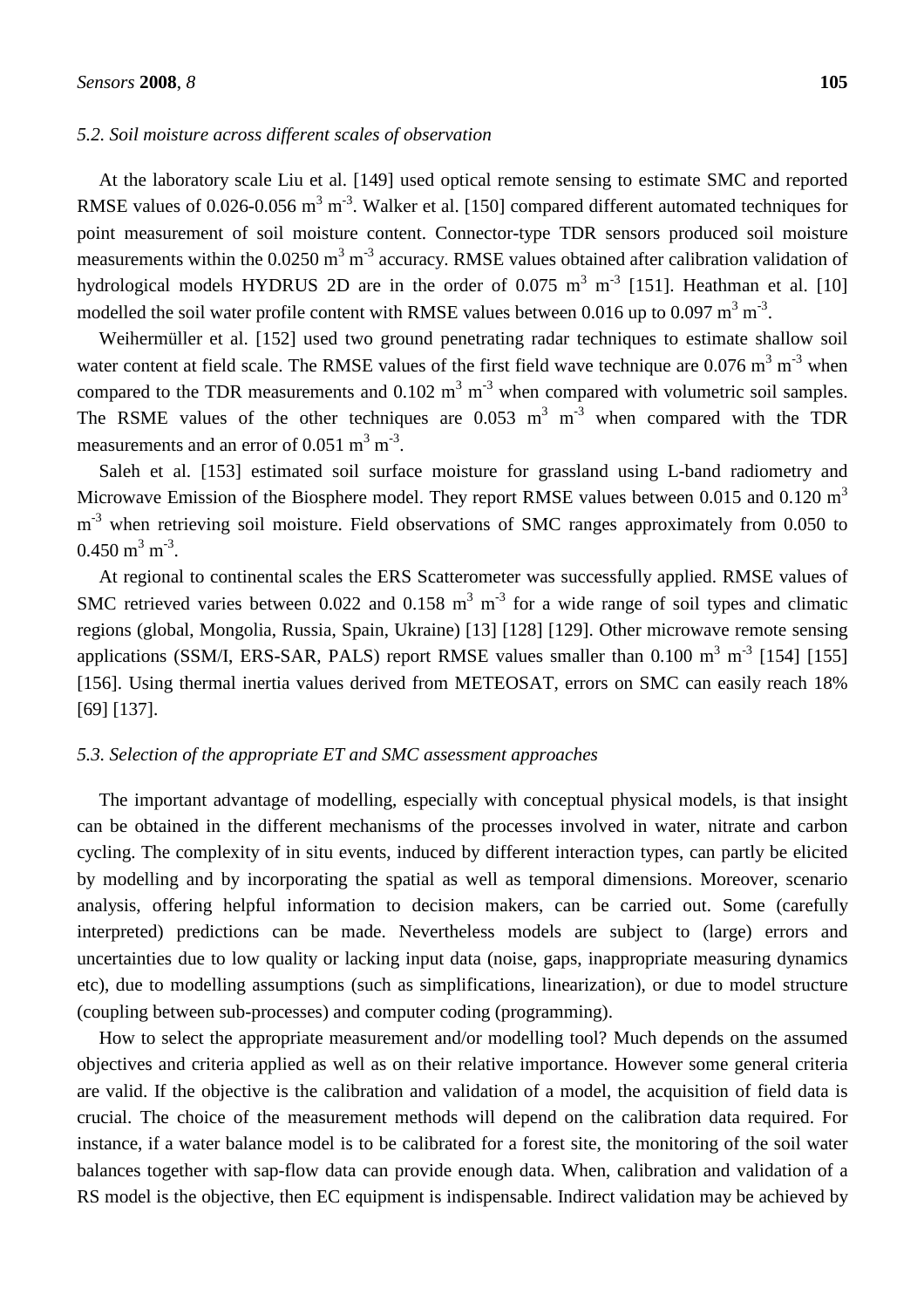### *5.2. Soil moisture across different scales of observation*

At the laboratory scale Liu et al. [149] used optical remote sensing to estimate SMC and reported RMSE values of 0.026-0.056 $m^3\ m^{-3}$. Walker et al. [150] compared different automated techniques for point measurement of soil moisture content. Connector-type TDR sensors produced soil moisture measurements within the 0.0250 $m^3\ m^{-3}$ accuracy. RMSE values obtained after calibration validation of hydrological models HYDRUS 2D are in the order of 0.075 $m^3\ m^{-3}$ [151]. Heathman et al. [10] modelled the soil water profile content with RMSE values between 0.016 up to 0.097 $m^3\ m^{-3}$.

Weihermüller et al. [152] used two ground penetrating radar techniques to estimate shallow soil water content at field scale. The RMSE values of the first field wave technique are 0.076 $m^3\ m^{-3}$ when compared to the TDR measurements and 0.102 $m^3\ m^{-3}$ when compared with volumetric soil samples. The RSME values of the other techniques are 0.053 $m^3\ m^{-3}$ when compared with the TDR measurements and an error of 0.051 $m^3\ m^{-3}$.

Saleh et al. [153] estimated soil surface moisture for grassland using L-band radiometry and Microwave Emission of the Biosphere model. They report RMSE values between 0.015 and 0.120 $m^3\ m^{-3}$ when retrieving soil moisture. Field observations of SMC ranges approximately from 0.050 to 0.450 $m^3\ m^{-3}$.

At regional to continental scales the ERS Scatterometer was successfully applied. RMSE values of SMC retrieved varies between 0.022 and 0.158 $m^3\ m^{-3}$ for a wide range of soil types and climatic regions (global, Mongolia, Russia, Spain, Ukraine) [13] [128] [129]. Other microwave remote sensing applications (SSM/I, ERS-SAR, PALS) report RMSE values smaller than 0.100 $m^3\ m^{-3}$ [154] [155] [156]. Using thermal inertia values derived from METEOSAT, errors on SMC can easily reach 18% [69] [137].

### *5.3. Selection of the appropriate ET and SMC assessment approaches*

The important advantage of modelling, especially with conceptual physical models, is that insight can be obtained in the different mechanisms of the processes involved in water, nitrate and carbon cycling. The complexity of in situ events, induced by different interaction types, can partly be elicited by modelling and by incorporating the spatial as well as temporal dimensions. Moreover, scenario analysis, offering helpful information to decision makers, can be carried out. Some (carefully interpreted) predictions can be made. Nevertheless models are subject to (large) errors and uncertainties due to low quality or lacking input data (noise, gaps, inappropriate measuring dynamics etc), due to modelling assumptions (such as simplifications, linearization), or due to model structure (coupling between sub-processes) and computer coding (programming).

How to select the appropriate measurement and/or modelling tool? Much depends on the assumed objectives and criteria applied as well as on their relative importance. However some general criteria are valid. If the objective is the calibration and validation of a model, the acquisition of field data is crucial. The choice of the measurement methods will depend on the calibration data required. For instance, if a water balance model is to be calibrated for a forest site, the monitoring of the soil water balances together with sap-flow data can provide enough data. When, calibration and validation of a RS model is the objective, then EC equipment is indispensable. Indirect validation may be achieved by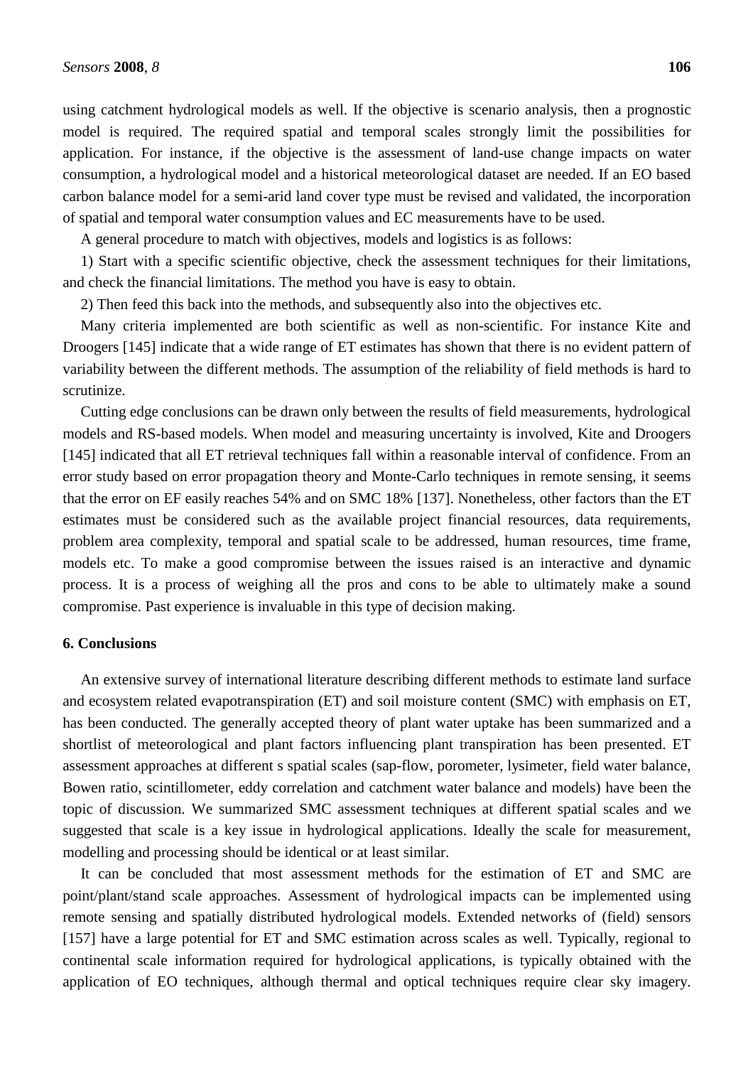using catchment hydrological models as well. If the objective is scenario analysis, then a prognostic model is required. The required spatial and temporal scales strongly limit the possibilities for application. For instance, if the objective is the assessment of land-use change impacts on water consumption, a hydrological model and a historical meteorological dataset are needed. If an EO based carbon balance model for a semi-arid land cover type must be revised and validated, the incorporation of spatial and temporal water consumption values and EC measurements have to be used.

A general procedure to match with objectives, models and logistics is as follows:

1) Start with a specific scientific objective, check the assessment techniques for their limitations, and check the financial limitations. The method you have is easy to obtain.

2) Then feed this back into the methods, and subsequently also into the objectives etc.

Many criteria implemented are both scientific as well as non-scientific. For instance Kite and Droogers [145] indicate that a wide range of ET estimates has shown that there is no evident pattern of variability between the different methods. The assumption of the reliability of field methods is hard to scrutinize.

Cutting edge conclusions can be drawn only between the results of field measurements, hydrological models and RS-based models. When model and measuring uncertainty is involved, Kite and Droogers [145] indicated that all ET retrieval techniques fall within a reasonable interval of confidence. From an error study based on error propagation theory and Monte-Carlo techniques in remote sensing, it seems that the error on EF easily reaches 54% and on SMC 18% [137]. Nonetheless, other factors than the ET estimates must be considered such as the available project financial resources, data requirements, problem area complexity, temporal and spatial scale to be addressed, human resources, time frame, models etc. To make a good compromise between the issues raised is an interactive and dynamic process. It is a process of weighing all the pros and cons to be able to ultimately make a sound compromise. Past experience is invaluable in this type of decision making.

## 6. Conclusions

An extensive survey of international literature describing different methods to estimate land surface and ecosystem related evapotranspiration (ET) and soil moisture content (SMC) with emphasis on ET, has been conducted. The generally accepted theory of plant water uptake has been summarized and a shortlist of meteorological and plant factors influencing plant transpiration has been presented. ET assessment approaches at different s spatial scales (sap-flow, porometer, lysimeter, field water balance, Bowen ratio, scintillometer, eddy correlation and catchment water balance and models) have been the topic of discussion. We summarized SMC assessment techniques at different spatial scales and we suggested that scale is a key issue in hydrological applications. Ideally the scale for measurement, modelling and processing should be identical or at least similar.

It can be concluded that most assessment methods for the estimation of ET and SMC are point/plant/stand scale approaches. Assessment of hydrological impacts can be implemented using remote sensing and spatially distributed hydrological models. Extended networks of (field) sensors [157] have a large potential for ET and SMC estimation across scales as well. Typically, regional to continental scale information required for hydrological applications, is typically obtained with the application of EO techniques, although thermal and optical techniques require clear sky imagery.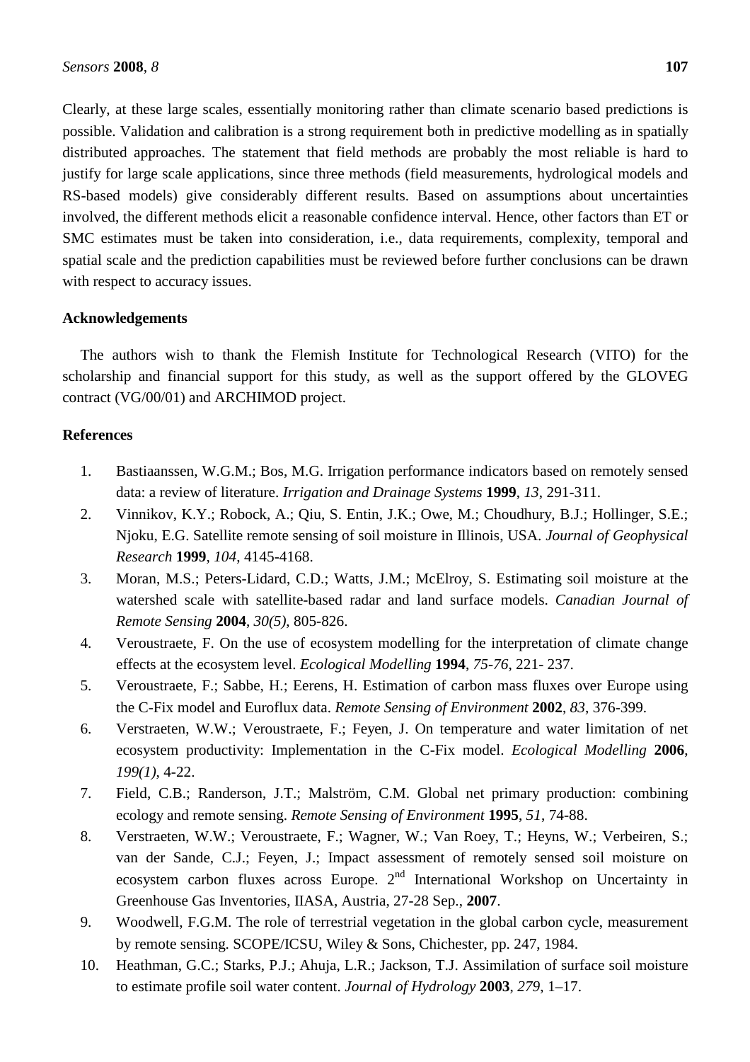Clearly, at these large scales, essentially monitoring rather than climate scenario based predictions is possible. Validation and calibration is a strong requirement both in predictive modelling as in spatially distributed approaches. The statement that field methods are probably the most reliable is hard to justify for large scale applications, since three methods (field measurements, hydrological models and RS-based models) give considerably different results. Based on assumptions about uncertainties involved, the different methods elicit a reasonable confidence interval. Hence, other factors than ET or SMC estimates must be taken into consideration, i.e., data requirements, complexity, temporal and spatial scale and the prediction capabilities must be reviewed before further conclusions can be drawn with respect to accuracy issues.

## Acknowledgements

The authors wish to thank the Flemish Institute for Technological Research (VITO) for the scholarship and financial support for this study, as well as the support offered by the GLOVEG contract (VG/00/01) and ARCHIMOD project.

## References

1. Bastiaanssen, W.G.M.; Bos, M.G. Irrigation performance indicators based on remotely sensed data: a review of literature. *Irrigation and Drainage Systems* **1999**, *13*, 291-311.
2. Vinnikov, K.Y.; Robock, A.; Qiu, S. Entin, J.K.; Owe, M.; Choudhury, B.J.; Hollinger, S.E.; Njoku, E.G. Satellite remote sensing of soil moisture in Illinois, USA. *Journal of Geophysical Research* **1999**, *104*, 4145-4168.
3. Moran, M.S.; Peters-Lidard, C.D.; Watts, J.M.; McElroy, S. Estimating soil moisture at the watershed scale with satellite-based radar and land surface models. *Canadian Journal of Remote Sensing* **2004**, *30(5)*, 805-826.
4. Veroustraete, F. On the use of ecosystem modelling for the interpretation of climate change effects at the ecosystem level. *Ecological Modelling* **1994**, *75-76*, 221- 237.
5. Veroustraete, F.; Sabbe, H.; Eerens, H. Estimation of carbon mass fluxes over Europe using the C-Fix model and Euroflux data. *Remote Sensing of Environment* **2002**, *83*, 376-399.
6. Verstraeten, W.W.; Veroustraete, F.; Feyen, J. On temperature and water limitation of net ecosystem productivity: Implementation in the C-Fix model. *Ecological Modelling* **2006**, *199(1)*, 4-22.
7. Field, C.B.; Randerson, J.T.; Malström, C.M. Global net primary production: combining ecology and remote sensing. *Remote Sensing of Environment* **1995**, *51*, 74-88.
8. Verstraeten, W.W.; Veroustraete, F.; Wagner, W.; Van Roey, T.; Heyns, W.; Verbeiren, S.; van der Sande, C.J.; Feyen, J.; Impact assessment of remotely sensed soil moisture on ecosystem carbon fluxes across Europe. 2nd International Workshop on Uncertainty in Greenhouse Gas Inventories, IIASA, Austria, 27-28 Sep., **2007**.
9. Woodwell, F.G.M. The role of terrestrial vegetation in the global carbon cycle, measurement by remote sensing. SCOPE/ICSU, Wiley & Sons, Chichester, pp. 247, 1984.
10. Heathman, G.C.; Starks, P.J.; Ahuja, L.R.; Jackson, T.J. Assimilation of surface soil moisture to estimate profile soil water content. *Journal of Hydrology* **2003**, *279*, 1–17.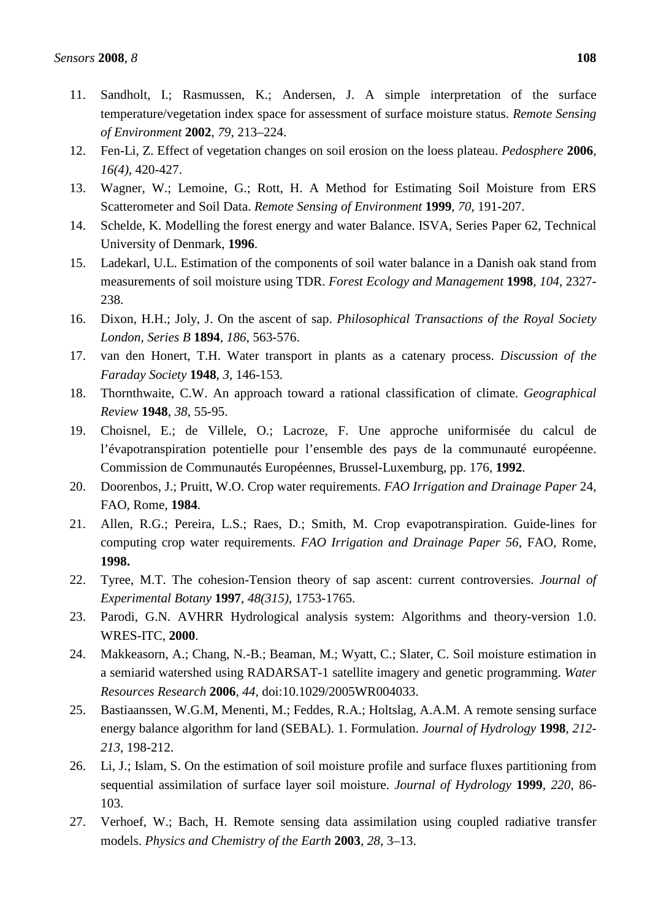11. Sandholt, I.; Rasmussen, K.; Andersen, J. A simple interpretation of the surface temperature/vegetation index space for assessment of surface moisture status. *Remote Sensing of Environment* **2002**, *79*, 213–224.
12. Fen-Li, Z. Effect of vegetation changes on soil erosion on the loess plateau. *Pedosphere* **2006**, *16(4)*, 420-427.
13. Wagner, W.; Lemoine, G.; Rott, H. A Method for Estimating Soil Moisture from ERS Scatterometer and Soil Data. *Remote Sensing of Environment* **1999**, *70*, 191-207.
14. Schelde, K. Modelling the forest energy and water Balance. ISVA, Series Paper 62, Technical University of Denmark, **1996**.
15. Ladekarl, U.L. Estimation of the components of soil water balance in a Danish oak stand from measurements of soil moisture using TDR. *Forest Ecology and Management* **1998**, *104*, 2327-238.
16. Dixon, H.H.; Joly, J. On the ascent of sap. *Philosophical Transactions of the Royal Society London, Series B* **1894**, *186*, 563-576.
17. van den Honert, T.H. Water transport in plants as a catenary process. *Discussion of the Faraday Society* **1948**, *3*, 146-153.
18. Thornthwaite, C.W. An approach toward a rational classification of climate. *Geographical Review* **1948**, *38*, 55-95.
19. Choisnel, E.; de Villele, O.; Lacroze, F. Une approche uniformisée du calcul de l'évapotranspiration potentielle pour l'ensemble des pays de la communauté européenne. Commission de Communautés Européennes, Brussel-Luxemburg, pp. 176, **1992**.
20. Doorenbos, J.; Pruitt, W.O. Crop water requirements. *FAO Irrigation and Drainage Paper* 24, FAO, Rome, **1984**.
21. Allen, R.G.; Pereira, L.S.; Raes, D.; Smith, M. Crop evapotranspiration. Guide-lines for computing crop water requirements. *FAO Irrigation and Drainage Paper 56*, FAO, Rome, **1998.**
22. Tyree, M.T. The cohesion-Tension theory of sap ascent: current controversies. *Journal of Experimental Botany* **1997**, *48(315)*, 1753-1765.
23. Parodi, G.N. AVHRR Hydrological analysis system: Algorithms and theory-version 1.0. WRES-ITC, **2000**.
24. Makkeasorn, A.; Chang, N.-B.; Beaman, M.; Wyatt, C.; Slater, C. Soil moisture estimation in a semiarid watershed using RADARSAT-1 satellite imagery and genetic programming. *Water Resources Research* **2006**, *44*, doi:10.1029/2005WR004033.
25. Bastiaanssen, W.G.M, Menenti, M.; Feddes, R.A.; Holtslag, A.A.M. A remote sensing surface energy balance algorithm for land (SEBAL). 1. Formulation. *Journal of Hydrology* **1998**, *212-213*, 198-212.
26. Li, J.; Islam, S. On the estimation of soil moisture profile and surface fluxes partitioning from sequential assimilation of surface layer soil moisture. *Journal of Hydrology* **1999**, *220*, 86-103.
27. Verhoef, W.; Bach, H. Remote sensing data assimilation using coupled radiative transfer models. *Physics and Chemistry of the Earth* **2003**, *28*, 3–13.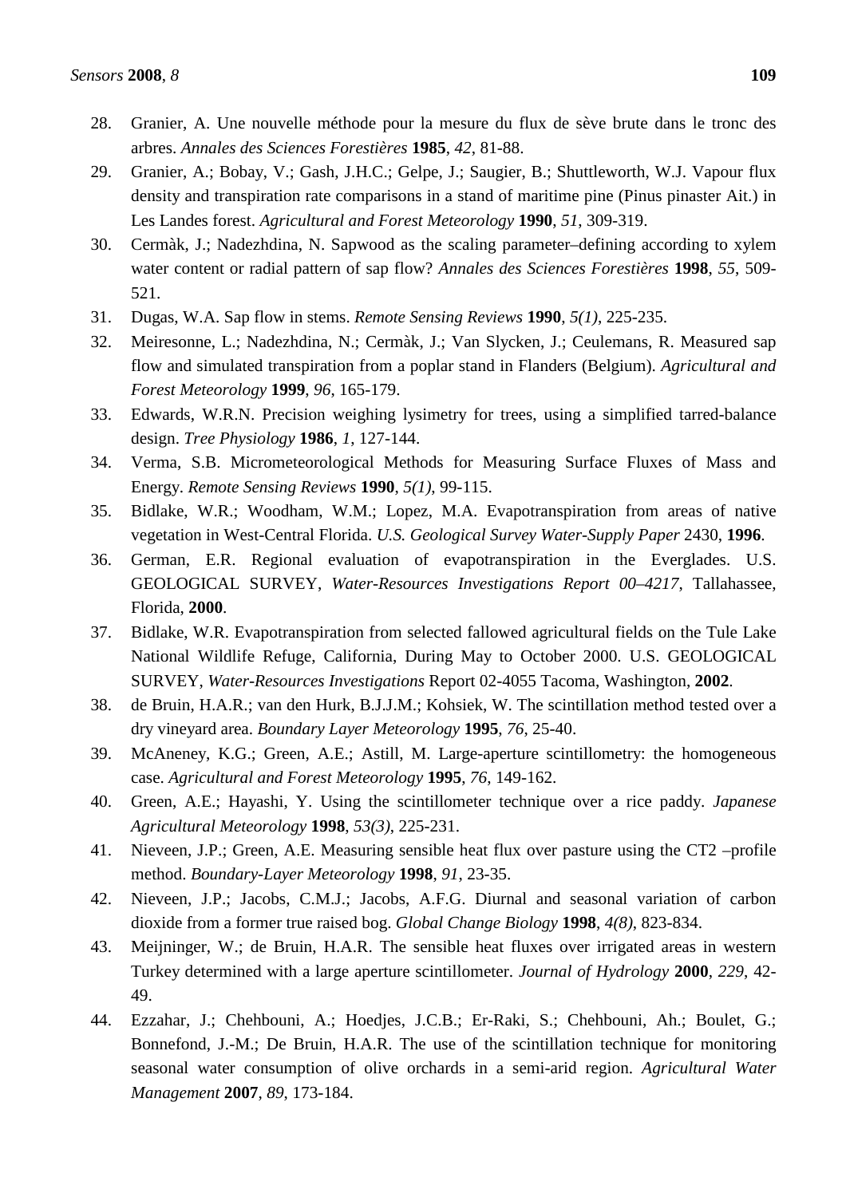28. Granier, A. Une nouvelle méthode pour la mesure du flux de sève brute dans le tronc des arbres. *Annales des Sciences Forestières* **1985**, *42*, 81-88.
29. Granier, A.; Bobay, V.; Gash, J.H.C.; Gelpe, J.; Saugier, B.; Shuttleworth, W.J. Vapour flux density and transpiration rate comparisons in a stand of maritime pine (Pinus pinaster Ait.) in Les Landes forest. *Agricultural and Forest Meteorology* **1990**, *51*, 309-319.
30. Cermàk, J.; Nadezhdina, N. Sapwood as the scaling parameter–defining according to xylem water content or radial pattern of sap flow? *Annales des Sciences Forestières* **1998**, *55*, 509-521.
31. Dugas, W.A. Sap flow in stems. *Remote Sensing Reviews* **1990**, *5(1)*, 225-235.
32. Meiresonne, L.; Nadezhdina, N.; Cermàk, J.; Van Slycken, J.; Ceulemans, R. Measured sap flow and simulated transpiration from a poplar stand in Flanders (Belgium). *Agricultural and Forest Meteorology* **1999**, *96*, 165-179.
33. Edwards, W.R.N. Precision weighing lysimetry for trees, using a simplified tarred-balance design. *Tree Physiology* **1986**, *1*, 127-144.
34. Verma, S.B. Micrometeorological Methods for Measuring Surface Fluxes of Mass and Energy. *Remote Sensing Reviews* **1990**, *5(1)*, 99-115.
35. Bidlake, W.R.; Woodham, W.M.; Lopez, M.A. Evapotranspiration from areas of native vegetation in West-Central Florida. *U.S. Geological Survey Water-Supply Paper* 2430, **1996**.
36. German, E.R. Regional evaluation of evapotranspiration in the Everglades. U.S. GEOLOGICAL SURVEY, *Water-Resources Investigations Report 00–4217*, Tallahassee, Florida, **2000**.
37. Bidlake, W.R. Evapotranspiration from selected fallowed agricultural fields on the Tule Lake National Wildlife Refuge, California, During May to October 2000. U.S. GEOLOGICAL SURVEY, *Water-Resources Investigations* Report 02-4055 Tacoma, Washington, **2002**.
38. de Bruin, H.A.R.; van den Hurk, B.J.J.M.; Kohsiek, W. The scintillation method tested over a dry vineyard area. *Boundary Layer Meteorology* **1995**, *76*, 25-40.
39. McAneney, K.G.; Green, A.E.; Astill, M. Large-aperture scintillometry: the homogeneous case. *Agricultural and Forest Meteorology* **1995**, *76*, 149-162.
40. Green, A.E.; Hayashi, Y. Using the scintillometer technique over a rice paddy. *Japanese Agricultural Meteorology* **1998**, *53(3)*, 225-231.
41. Nieveen, J.P.; Green, A.E. Measuring sensible heat flux over pasture using the CT2 –profile method. *Boundary-Layer Meteorology* **1998**, *91*, 23-35.
42. Nieveen, J.P.; Jacobs, C.M.J.; Jacobs, A.F.G. Diurnal and seasonal variation of carbon dioxide from a former true raised bog. *Global Change Biology* **1998**, *4(8)*, 823-834.
43. Meijninger, W.; de Bruin, H.A.R. The sensible heat fluxes over irrigated areas in western Turkey determined with a large aperture scintillometer. *Journal of Hydrology* **2000**, *229*, 42-49.
44. Ezzahar, J.; Chehbouni, A.; Hoedjes, J.C.B.; Er-Raki, S.; Chehbouni, Ah.; Boulet, G.; Bonnefond, J.-M.; De Bruin, H.A.R. The use of the scintillation technique for monitoring seasonal water consumption of olive orchards in a semi-arid region. *Agricultural Water Management* **2007**, *89*, 173-184.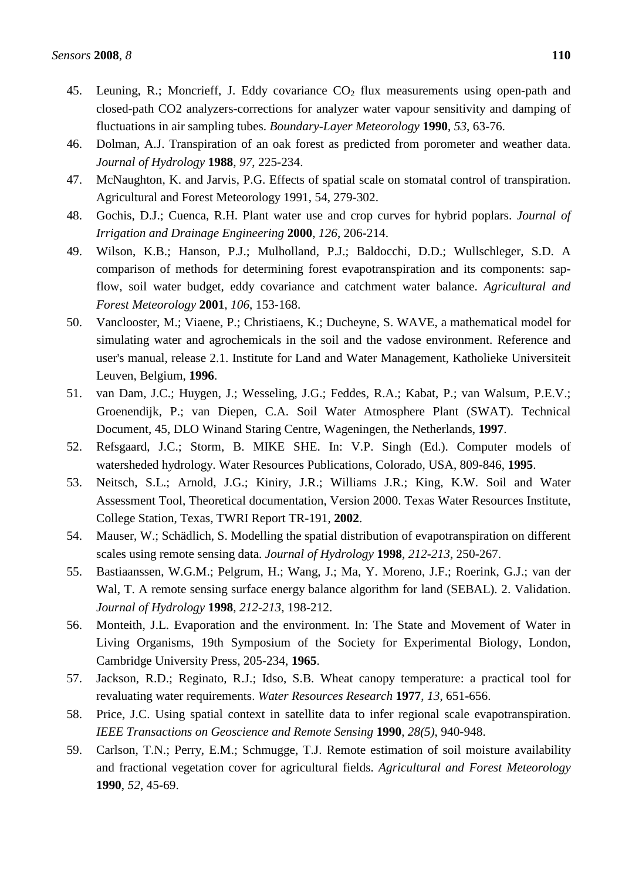45. Leuning, R.; Moncrieff, J. Eddy covariance $CO_2$ flux measurements using open-path and closed-path CO2 analyzers-corrections for analyzer water vapour sensitivity and damping of fluctuations in air sampling tubes. *Boundary-Layer Meteorology* **1990**, *53*, 63-76.
46. Dolman, A.J. Transpiration of an oak forest as predicted from porometer and weather data. *Journal of Hydrology* **1988**, *97*, 225-234.
47. McNaughton, K. and Jarvis, P.G. Effects of spatial scale on stomatal control of transpiration. Agricultural and Forest Meteorology 1991, 54, 279-302.
48. Gochis, D.J.; Cuenca, R.H. Plant water use and crop curves for hybrid poplars. *Journal of Irrigation and Drainage Engineering* **2000**, *126*, 206-214.
49. Wilson, K.B.; Hanson, P.J.; Mulholland, P.J.; Baldocchi, D.D.; Wullschleger, S.D. A comparison of methods for determining forest evapotranspiration and its components: sap-flow, soil water budget, eddy covariance and catchment water balance. *Agricultural and Forest Meteorology* **2001**, *106*, 153-168.
50. Vanclooster, M.; Viaene, P.; Christiaens, K.; Ducheyne, S. WAVE, a mathematical model for simulating water and agrochemicals in the soil and the vadose environment. Reference and user's manual, release 2.1. Institute for Land and Water Management, Katholieke Universiteit Leuven, Belgium, **1996**.
51. van Dam, J.C.; Huygen, J.; Wesseling, J.G.; Feddes, R.A.; Kabat, P.; van Walsum, P.E.V.; Groenendijk, P.; van Diepen, C.A. Soil Water Atmosphere Plant (SWAT). Technical Document, 45, DLO Winand Staring Centre, Wageningen, the Netherlands, **1997**.
52. Refsgaard, J.C.; Storm, B. MIKE SHE. In: V.P. Singh (Ed.). Computer models of watersheded hydrology. Water Resources Publications, Colorado, USA, 809-846, **1995**.
53. Neitsch, S.L.; Arnold, J.G.; Kiniry, J.R.; Williams J.R.; King, K.W. Soil and Water Assessment Tool, Theoretical documentation, Version 2000. Texas Water Resources Institute, College Station, Texas, TWRI Report TR-191, **2002**.
54. Mauser, W.; Schädlich, S. Modelling the spatial distribution of evapotranspiration on different scales using remote sensing data. *Journal of Hydrology* **1998**, *212-213*, 250-267.
55. Bastiaanssen, W.G.M.; Pelgrum, H.; Wang, J.; Ma, Y. Moreno, J.F.; Roerink, G.J.; van der Wal, T. A remote sensing surface energy balance algorithm for land (SEBAL). 2. Validation. *Journal of Hydrology* **1998**, *212-213*, 198-212.
56. Monteith, J.L. Evaporation and the environment. In: The State and Movement of Water in Living Organisms, 19th Symposium of the Society for Experimental Biology, London, Cambridge University Press, 205-234, **1965**.
57. Jackson, R.D.; Reginato, R.J.; Idso, S.B. Wheat canopy temperature: a practical tool for revaluating water requirements. *Water Resources Research* **1977**, *13*, 651-656.
58. Price, J.C. Using spatial context in satellite data to infer regional scale evapotranspiration. *IEEE Transactions on Geoscience and Remote Sensing* **1990**, *28(5)*, 940-948.
59. Carlson, T.N.; Perry, E.M.; Schmugge, T.J. Remote estimation of soil moisture availability and fractional vegetation cover for agricultural fields. *Agricultural and Forest Meteorology* **1990**, *52*, 45-69.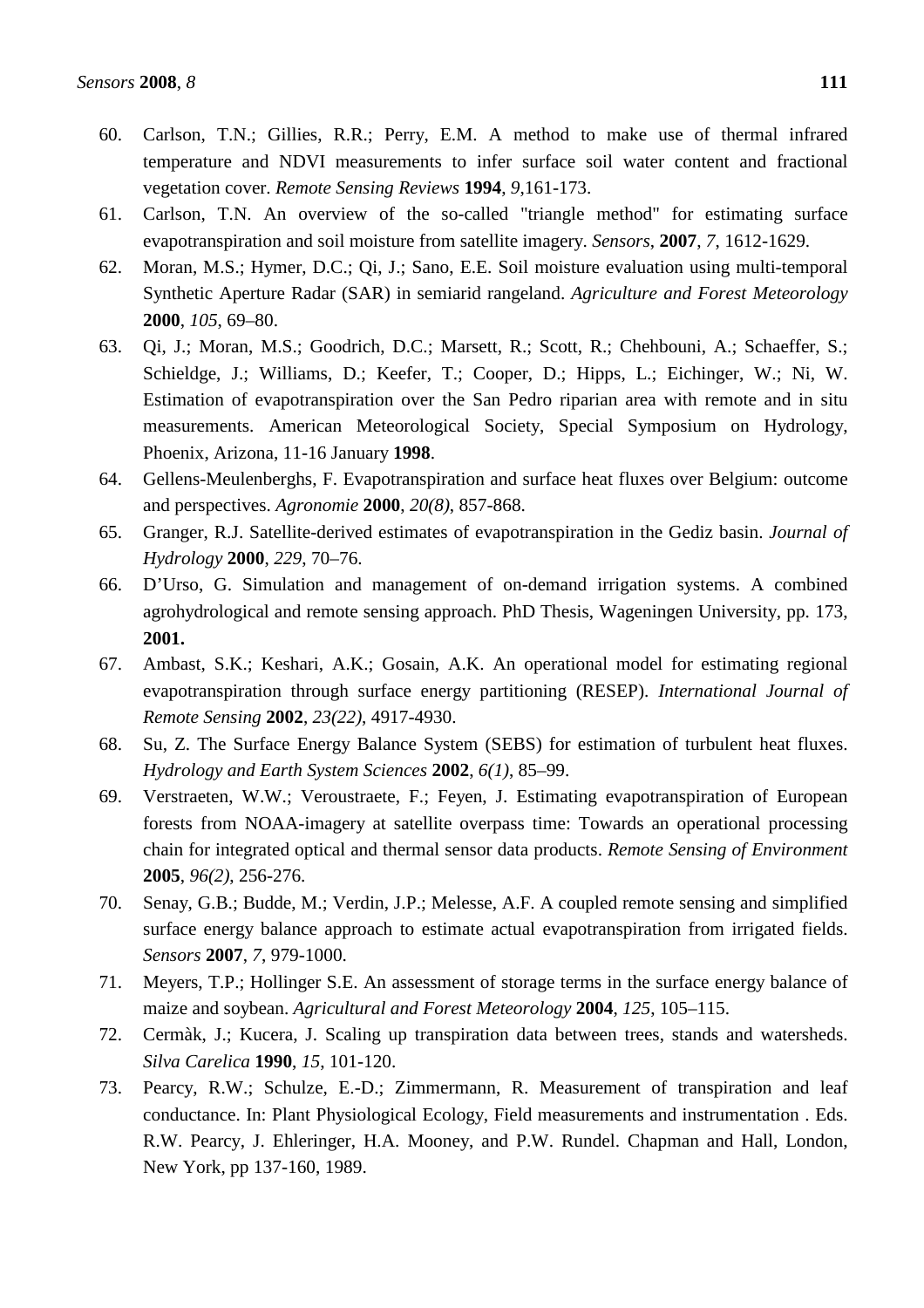60. Carlson, T.N.; Gillies, R.R.; Perry, E.M. A method to make use of thermal infrared temperature and NDVI measurements to infer surface soil water content and fractional vegetation cover. *Remote Sensing Reviews* **1994**, *9*,161-173.
61. Carlson, T.N. An overview of the so-called "triangle method" for estimating surface evapotranspiration and soil moisture from satellite imagery. *Sensors*, **2007**, *7*, 1612-1629.
62. Moran, M.S.; Hymer, D.C.; Qi, J.; Sano, E.E. Soil moisture evaluation using multi-temporal Synthetic Aperture Radar (SAR) in semiarid rangeland. *Agriculture and Forest Meteorology* **2000**, *105*, 69–80.
63. Qi, J.; Moran, M.S.; Goodrich, D.C.; Marsett, R.; Scott, R.; Chehbouni, A.; Schaeffer, S.; Schieldge, J.; Williams, D.; Keefer, T.; Cooper, D.; Hipps, L.; Eichinger, W.; Ni, W. Estimation of evapotranspiration over the San Pedro riparian area with remote and in situ measurements. American Meteorological Society, Special Symposium on Hydrology, Phoenix, Arizona, 11-16 January **1998**.
64. Gellens-Meulenberghs, F. Evapotranspiration and surface heat fluxes over Belgium: outcome and perspectives. *Agronomie* **2000**, *20(8)*, 857-868.
65. Granger, R.J. Satellite-derived estimates of evapotranspiration in the Gediz basin. *Journal of Hydrology* **2000**, *229*, 70–76.
66. D'Urso, G. Simulation and management of on-demand irrigation systems. A combined agrohydrological and remote sensing approach. PhD Thesis, Wageningen University, pp. 173, **2001.**
67. Ambast, S.K.; Keshari, A.K.; Gosain, A.K. An operational model for estimating regional evapotranspiration through surface energy partitioning (RESEP). *International Journal of Remote Sensing* **2002**, *23(22)*, 4917-4930.
68. Su, Z. The Surface Energy Balance System (SEBS) for estimation of turbulent heat fluxes. *Hydrology and Earth System Sciences* **2002**, *6(1)*, 85–99.
69. Verstraeten, W.W.; Veroustraete, F.; Feyen, J. Estimating evapotranspiration of European forests from NOAA-imagery at satellite overpass time: Towards an operational processing chain for integrated optical and thermal sensor data products. *Remote Sensing of Environment* **2005**, *96(2)*, 256-276.
70. Senay, G.B.; Budde, M.; Verdin, J.P.; Melesse, A.F. A coupled remote sensing and simplified surface energy balance approach to estimate actual evapotranspiration from irrigated fields. *Sensors* **2007**, *7*, 979-1000.
71. Meyers, T.P.; Hollinger S.E. An assessment of storage terms in the surface energy balance of maize and soybean. *Agricultural and Forest Meteorology* **2004**, *125*, 105–115.
72. Cermàk, J.; Kucera, J. Scaling up transpiration data between trees, stands and watersheds. *Silva Carelica* **1990**, *15*, 101-120.
73. Pearcy, R.W.; Schulze, E.-D.; Zimmermann, R. Measurement of transpiration and leaf conductance. In: Plant Physiological Ecology, Field measurements and instrumentation . Eds. R.W. Pearcy, J. Ehleringer, H.A. Mooney, and P.W. Rundel. Chapman and Hall, London, New York, pp 137-160, 1989.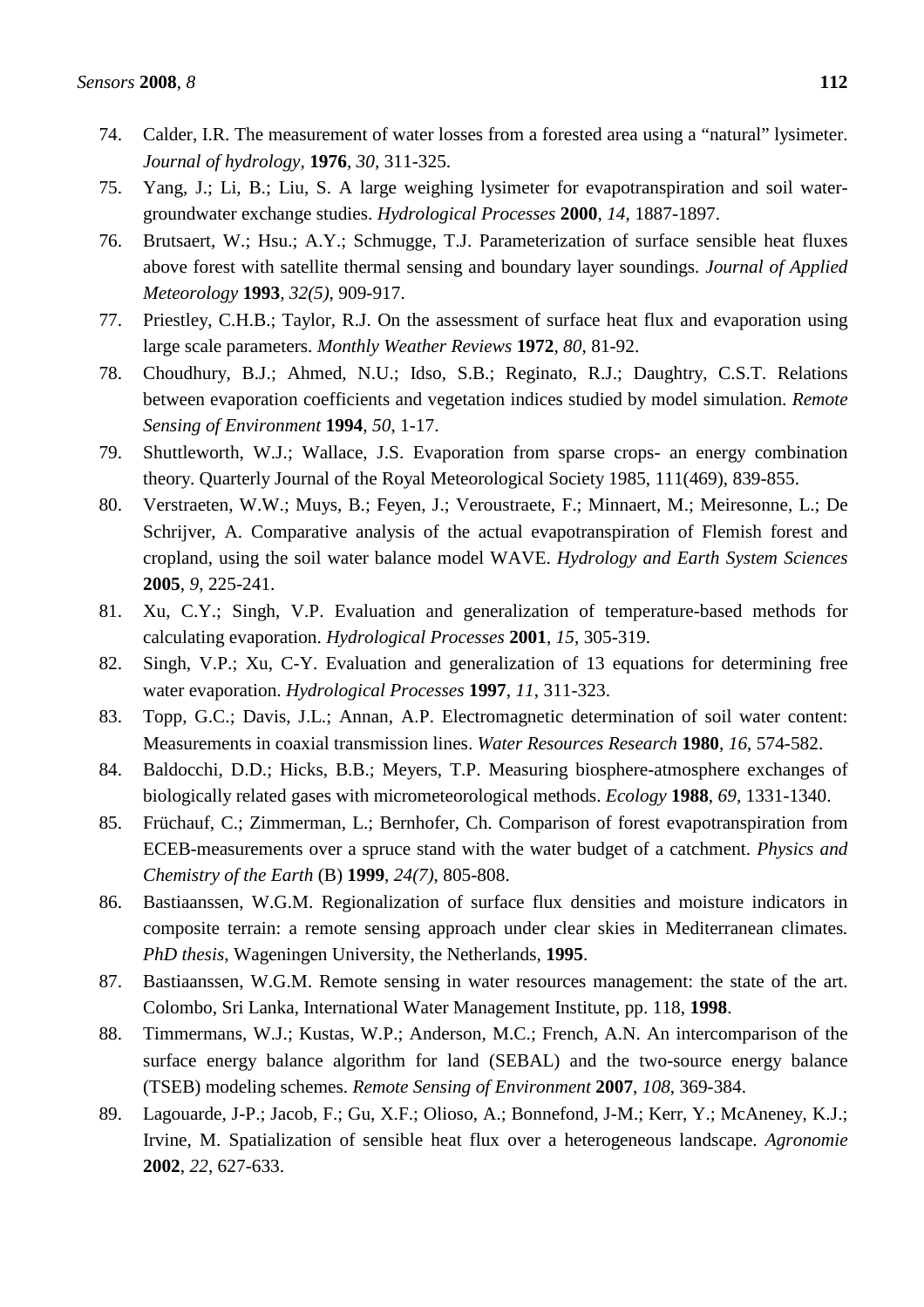74. Calder, I.R. The measurement of water losses from a forested area using a "natural" lysimeter. *Journal of hydrology*, **1976**, *30*, 311-325.
75. Yang, J.; Li, B.; Liu, S. A large weighing lysimeter for evapotranspiration and soil water-groundwater exchange studies. *Hydrological Processes* **2000**, *14*, 1887-1897.
76. Brutsaert, W.; Hsu.; A.Y.; Schmugge, T.J. Parameterization of surface sensible heat fluxes above forest with satellite thermal sensing and boundary layer soundings. *Journal of Applied Meteorology* **1993**, *32(5)*, 909-917.
77. Priestley, C.H.B.; Taylor, R.J. On the assessment of surface heat flux and evaporation using large scale parameters. *Monthly Weather Reviews* **1972**, *80*, 81-92.
78. Choudhury, B.J.; Ahmed, N.U.; Idso, S.B.; Reginato, R.J.; Daughtry, C.S.T. Relations between evaporation coefficients and vegetation indices studied by model simulation. *Remote Sensing of Environment* **1994**, *50*, 1-17.
79. Shuttleworth, W.J.; Wallace, J.S. Evaporation from sparse crops- an energy combination theory. Quarterly Journal of the Royal Meteorological Society 1985, 111(469), 839-855.
80. Verstraeten, W.W.; Muys, B.; Feyen, J.; Veroustraete, F.; Minnaert, M.; Meiresonne, L.; De Schrijver, A. Comparative analysis of the actual evapotranspiration of Flemish forest and cropland, using the soil water balance model WAVE. *Hydrology and Earth System Sciences* **2005**, *9*, 225-241.
81. Xu, C.Y.; Singh, V.P. Evaluation and generalization of temperature-based methods for calculating evaporation. *Hydrological Processes* **2001**, *15*, 305-319.
82. Singh, V.P.; Xu, C-Y. Evaluation and generalization of 13 equations for determining free water evaporation. *Hydrological Processes* **1997**, *11*, 311-323.
83. Topp, G.C.; Davis, J.L.; Annan, A.P. Electromagnetic determination of soil water content: Measurements in coaxial transmission lines. *Water Resources Research* **1980**, *16*, 574-582.
84. Baldocchi, D.D.; Hicks, B.B.; Meyers, T.P. Measuring biosphere-atmosphere exchanges of biologically related gases with micrometeorological methods. *Ecology* **1988**, *69*, 1331-1340.
85. Früchauf, C.; Zimmerman, L.; Bernhofer, Ch. Comparison of forest evapotranspiration from ECEB-measurements over a spruce stand with the water budget of a catchment. *Physics and Chemistry of the Earth* (B) **1999**, *24(7)*, 805-808.
86. Bastiaanssen, W.G.M. Regionalization of surface flux densities and moisture indicators in composite terrain: a remote sensing approach under clear skies in Mediterranean climates. *PhD thesis*, Wageningen University, the Netherlands, **1995**.
87. Bastiaanssen, W.G.M. Remote sensing in water resources management: the state of the art. Colombo, Sri Lanka, International Water Management Institute, pp. 118, **1998**.
88. Timmermans, W.J.; Kustas, W.P.; Anderson, M.C.; French, A.N. An intercomparison of the surface energy balance algorithm for land (SEBAL) and the two-source energy balance (TSEB) modeling schemes. *Remote Sensing of Environment* **2007**, *108*, 369-384.
89. Lagouarde, J-P.; Jacob, F.; Gu, X.F.; Olioso, A.; Bonnefond, J-M.; Kerr, Y.; McAneney, K.J.; Irvine, M. Spatialization of sensible heat flux over a heterogeneous landscape. *Agronomie* **2002**, *22*, 627-633.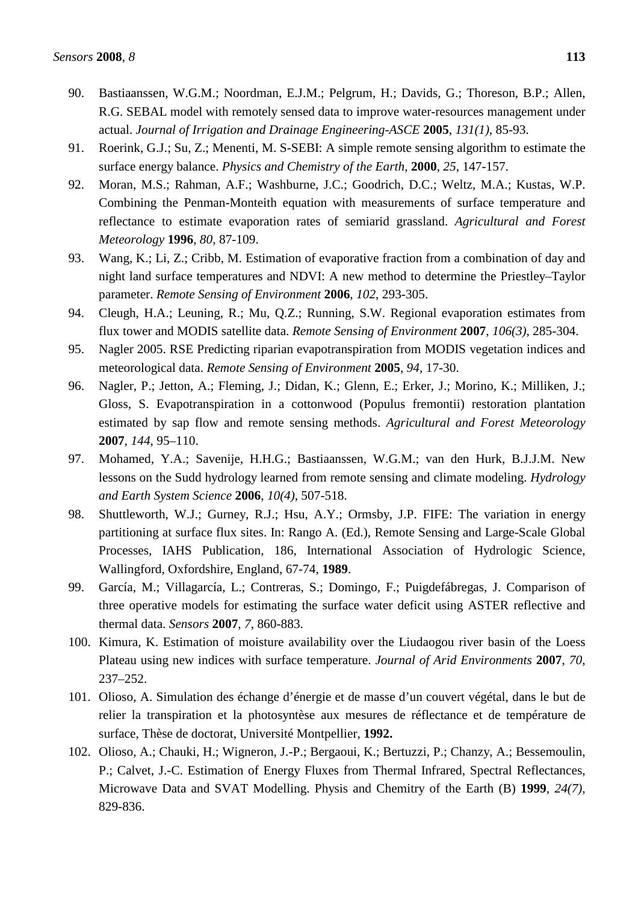90. Bastiaanssen, W.G.M.; Noordman, E.J.M.; Pelgrum, H.; Davids, G.; Thoreson, B.P.; Allen, R.G. SEBAL model with remotely sensed data to improve water-resources management under actual. *Journal of Irrigation and Drainage Engineering-ASCE* **2005**, *131(1)*, 85-93.
91. Roerink, G.J.; Su, Z.; Menenti, M. S-SEBI: A simple remote sensing algorithm to estimate the surface energy balance. *Physics and Chemistry of the Earth*, **2000**, *25*, 147-157.
92. Moran, M.S.; Rahman, A.F.; Washburne, J.C.; Goodrich, D.C.; Weltz, M.A.; Kustas, W.P. Combining the Penman-Monteith equation with measurements of surface temperature and reflectance to estimate evaporation rates of semiarid grassland. *Agricultural and Forest Meteorology* **1996**, *80*, 87-109.
93. Wang, K.; Li, Z.; Cribb, M. Estimation of evaporative fraction from a combination of day and night land surface temperatures and NDVI: A new method to determine the Priestley–Taylor parameter. *Remote Sensing of Environment* **2006**, *102*, 293-305.
94. Cleugh, H.A.; Leuning, R.; Mu, Q.Z.; Running, S.W. Regional evaporation estimates from flux tower and MODIS satellite data. *Remote Sensing of Environment* **2007**, *106(3)*, 285-304.
95. Nagler 2005. RSE Predicting riparian evapotranspiration from MODIS vegetation indices and meteorological data. *Remote Sensing of Environment* **2005**, *94*, 17-30.
96. Nagler, P.; Jetton, A.; Fleming, J.; Didan, K.; Glenn, E.; Erker, J.; Morino, K.; Milliken, J.; Gloss, S. Evapotranspiration in a cottonwood (Populus fremontii) restoration plantation estimated by sap flow and remote sensing methods. *Agricultural and Forest Meteorology* **2007**, *144*, 95–110.
97. Mohamed, Y.A.; Savenije, H.H.G.; Bastiaanssen, W.G.M.; van den Hurk, B.J.J.M. New lessons on the Sudd hydrology learned from remote sensing and climate modeling. *Hydrology and Earth System Science* **2006**, *10(4)*, 507-518.
98. Shuttleworth, W.J.; Gurney, R.J.; Hsu, A.Y.; Ormsby, J.P. FIFE: The variation in energy partitioning at surface flux sites. In: Rango A. (Ed.), Remote Sensing and Large-Scale Global Processes, IAHS Publication, 186, International Association of Hydrologic Science, Wallingford, Oxfordshire, England, 67-74, **1989**.
99. García, M.; Villagarcía, L.; Contreras, S.; Domingo, F.; Puigdefábregas, J. Comparison of three operative models for estimating the surface water deficit using ASTER reflective and thermal data. *Sensors* **2007**, *7*, 860-883.
100. Kimura, K. Estimation of moisture availability over the Liudaogou river basin of the Loess Plateau using new indices with surface temperature. *Journal of Arid Environments* **2007**, *70*, 237–252.
101. Olioso, A. Simulation des échange d'énergie et de masse d'un couvert végétal, dans le but de relier la transpiration et la photosyntèse aux mesures de réflectance et de température de surface, Thèse de doctorat, Université Montpellier, **1992.**
102. Olioso, A.; Chauki, H.; Wigneron, J.-P.; Bergaoui, K.; Bertuzzi, P.; Chanzy, A.; Bessemoulin, P.; Calvet, J.-C. Estimation of Energy Fluxes from Thermal Infrared, Spectral Reflectances, Microwave Data and SVAT Modelling. Physis and Chemitry of the Earth (B) **1999**, *24(7)*, 829-836.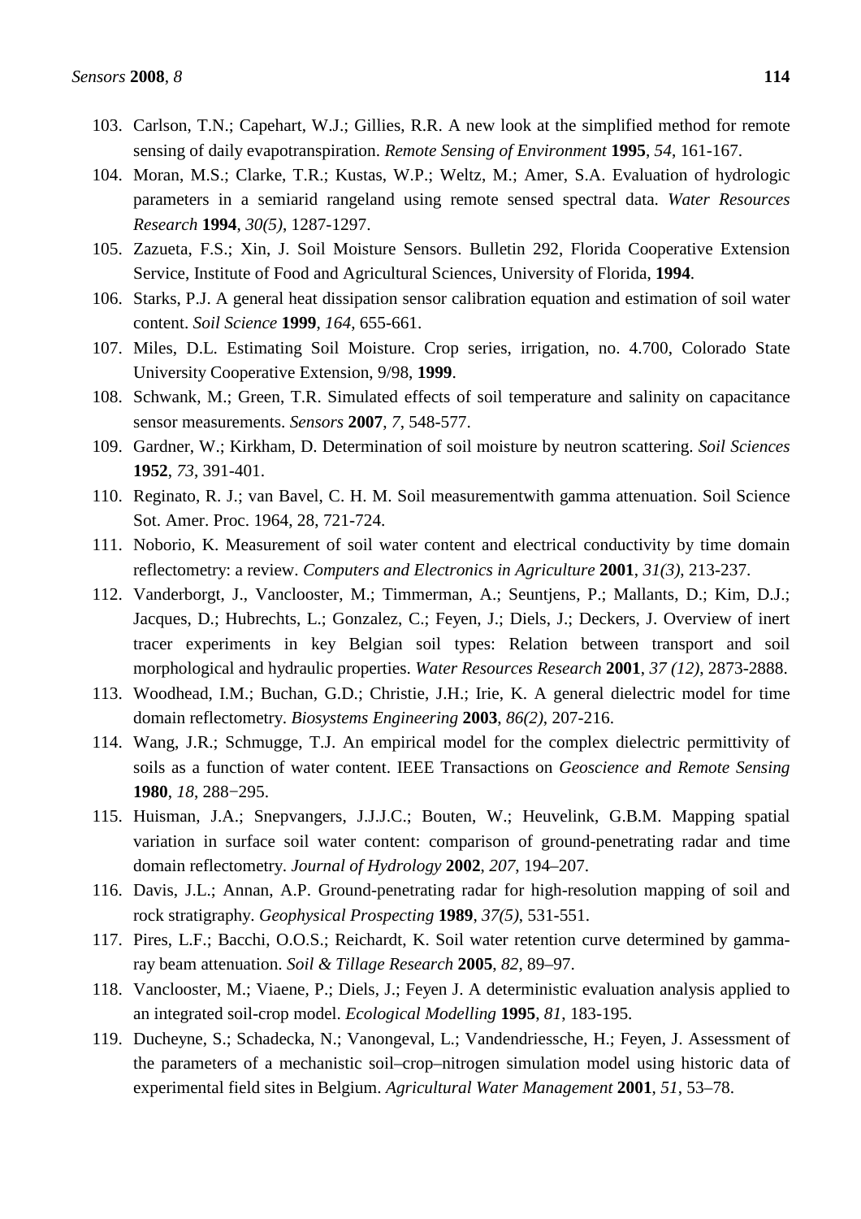103. Carlson, T.N.; Capehart, W.J.; Gillies, R.R. A new look at the simplified method for remote sensing of daily evapotranspiration. *Remote Sensing of Environment* **1995**, *54*, 161-167.
104. Moran, M.S.; Clarke, T.R.; Kustas, W.P.; Weltz, M.; Amer, S.A. Evaluation of hydrologic parameters in a semiarid rangeland using remote sensed spectral data. *Water Resources Research* **1994**, *30(5)*, 1287-1297.
105. Zazueta, F.S.; Xin, J. Soil Moisture Sensors. Bulletin 292, Florida Cooperative Extension Service, Institute of Food and Agricultural Sciences, University of Florida, **1994**.
106. Starks, P.J. A general heat dissipation sensor calibration equation and estimation of soil water content. *Soil Science* **1999**, *164*, 655-661.
107. Miles, D.L. Estimating Soil Moisture. Crop series, irrigation, no. 4.700, Colorado State University Cooperative Extension, 9/98, **1999**.
108. Schwank, M.; Green, T.R. Simulated effects of soil temperature and salinity on capacitance sensor measurements. *Sensors* **2007**, *7*, 548-577.
109. Gardner, W.; Kirkham, D. Determination of soil moisture by neutron scattering. *Soil Sciences* **1952**, *73*, 391-401.
110. Reginato, R. J.; van Bavel, C. H. M. Soil measurementwith gamma attenuation. Soil Science Sot. Amer. Proc. 1964, 28, 721-724.
111. Noborio, K. Measurement of soil water content and electrical conductivity by time domain reflectometry: a review. *Computers and Electronics in Agriculture* **2001**, *31(3)*, 213-237.
112. Vanderborgt, J., Vanclooster, M.; Timmerman, A.; Seuntjens, P.; Mallants, D.; Kim, D.J.; Jacques, D.; Hubrechts, L.; Gonzalez, C.; Feyen, J.; Diels, J.; Deckers, J. Overview of inert tracer experiments in key Belgian soil types: Relation between transport and soil morphological and hydraulic properties. *Water Resources Research* **2001**, *37 (12)*, 2873-2888.
113. Woodhead, I.M.; Buchan, G.D.; Christie, J.H.; Irie, K. A general dielectric model for time domain reflectometry. *Biosystems Engineering* **2003**, *86(2)*, 207-216.
114. Wang, J.R.; Schmugge, T.J. An empirical model for the complex dielectric permittivity of soils as a function of water content. IEEE Transactions on *Geoscience and Remote Sensing* **1980**, *18*, 288−295.
115. Huisman, J.A.; Snepvangers, J.J.J.C.; Bouten, W.; Heuvelink, G.B.M. Mapping spatial variation in surface soil water content: comparison of ground-penetrating radar and time domain reflectometry. *Journal of Hydrology* **2002**, *207*, 194–207.
116. Davis, J.L.; Annan, A.P. Ground-penetrating radar for high-resolution mapping of soil and rock stratigraphy. *Geophysical Prospecting* **1989**, *37(5)*, 531-551.
117. Pires, L.F.; Bacchi, O.O.S.; Reichardt, K. Soil water retention curve determined by gamma-ray beam attenuation. *Soil & Tillage Research* **2005**, *82*, 89–97.
118. Vanclooster, M.; Viaene, P.; Diels, J.; Feyen J. A deterministic evaluation analysis applied to an integrated soil-crop model. *Ecological Modelling* **1995**, *81*, 183-195.
119. Ducheyne, S.; Schadecka, N.; Vanongeval, L.; Vandendriessche, H.; Feyen, J. Assessment of the parameters of a mechanistic soil–crop–nitrogen simulation model using historic data of experimental field sites in Belgium. *Agricultural Water Management* **2001**, *51*, 53–78.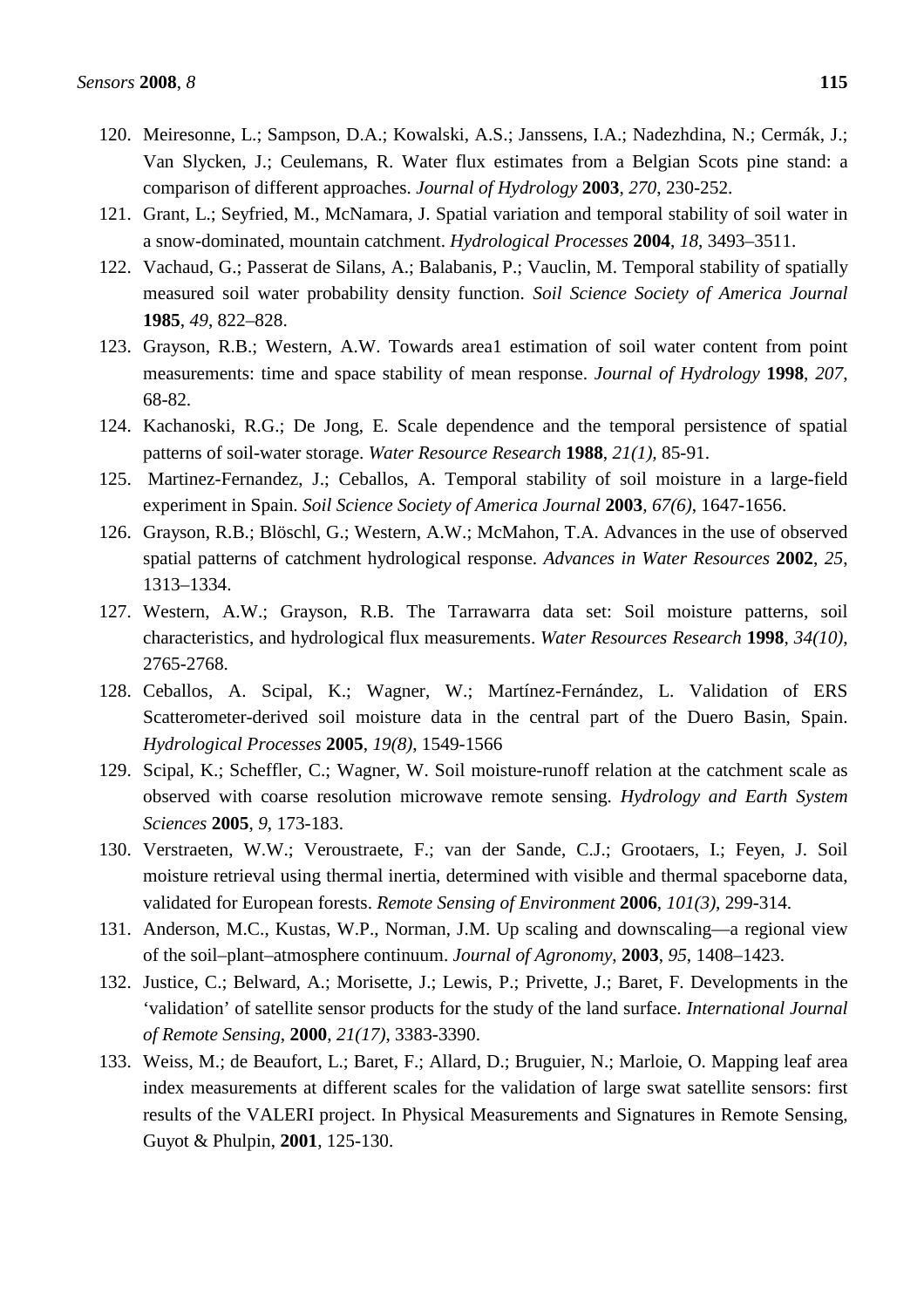120. Meiresonne, L.; Sampson, D.A.; Kowalski, A.S.; Janssens, I.A.; Nadezhdina, N.; Cermák, J.; Van Slycken, J.; Ceulemans, R. Water flux estimates from a Belgian Scots pine stand: a comparison of different approaches. *Journal of Hydrology* **2003**, *270*, 230-252.
121. Grant, L.; Seyfried, M., McNamara, J. Spatial variation and temporal stability of soil water in a snow-dominated, mountain catchment. *Hydrological Processes* **2004**, *18*, 3493–3511.
122. Vachaud, G.; Passerat de Silans, A.; Balabanis, P.; Vauclin, M. Temporal stability of spatially measured soil water probability density function. *Soil Science Society of America Journal* **1985**, *49*, 822–828.
123. Grayson, R.B.; Western, A.W. Towards area1 estimation of soil water content from point measurements: time and space stability of mean response. *Journal of Hydrology* **1998**, *207*, 68-82.
124. Kachanoski, R.G.; De Jong, E. Scale dependence and the temporal persistence of spatial patterns of soil-water storage. *Water Resource Research* **1988**, *21(1),* 85-91.
125. Martinez-Fernandez, J.; Ceballos, A. Temporal stability of soil moisture in a large-field experiment in Spain. *Soil Science Society of America Journal* **2003**, *67(6)*, 1647-1656.
126. Grayson, R.B.; Blöschl, G.; Western, A.W.; McMahon, T.A. Advances in the use of observed spatial patterns of catchment hydrological response. *Advances in Water Resources* **2002**, *25*, 1313–1334.
127. Western, A.W.; Grayson, R.B. The Tarrawarra data set: Soil moisture patterns, soil characteristics, and hydrological flux measurements. *Water Resources Research* **1998**, *34(10)*, 2765-2768.
128. Ceballos, A. Scipal, K.; Wagner, W.; Martínez-Fernández, L. Validation of ERS Scatterometer-derived soil moisture data in the central part of the Duero Basin, Spain. *Hydrological Processes* **2005**, *19(8)*, 1549-1566
129. Scipal, K.; Scheffler, C.; Wagner, W. Soil moisture-runoff relation at the catchment scale as observed with coarse resolution microwave remote sensing. *Hydrology and Earth System Sciences* **2005**, *9*, 173-183.
130. Verstraeten, W.W.; Veroustraete, F.; van der Sande, C.J.; Grootaers, I.; Feyen, J. Soil moisture retrieval using thermal inertia, determined with visible and thermal spaceborne data, validated for European forests. *Remote Sensing of Environment* **2006**, *101(3)*, 299-314.
131. Anderson, M.C., Kustas, W.P., Norman, J.M. Up scaling and downscaling—a regional view of the soil–plant–atmosphere continuum. *Journal of Agronomy*, **2003**, *95*, 1408–1423.
132. Justice, C.; Belward, A.; Morisette, J.; Lewis, P.; Privette, J.; Baret, F. Developments in the 'validation' of satellite sensor products for the study of the land surface. *International Journal of Remote Sensing*, **2000**, *21(17),* 3383-3390.
133. Weiss, M.; de Beaufort, L.; Baret, F.; Allard, D.; Bruguier, N.; Marloie, O. Mapping leaf area index measurements at different scales for the validation of large swat satellite sensors: first results of the VALERI project. In Physical Measurements and Signatures in Remote Sensing, Guyot & Phulpin, **2001**, 125-130.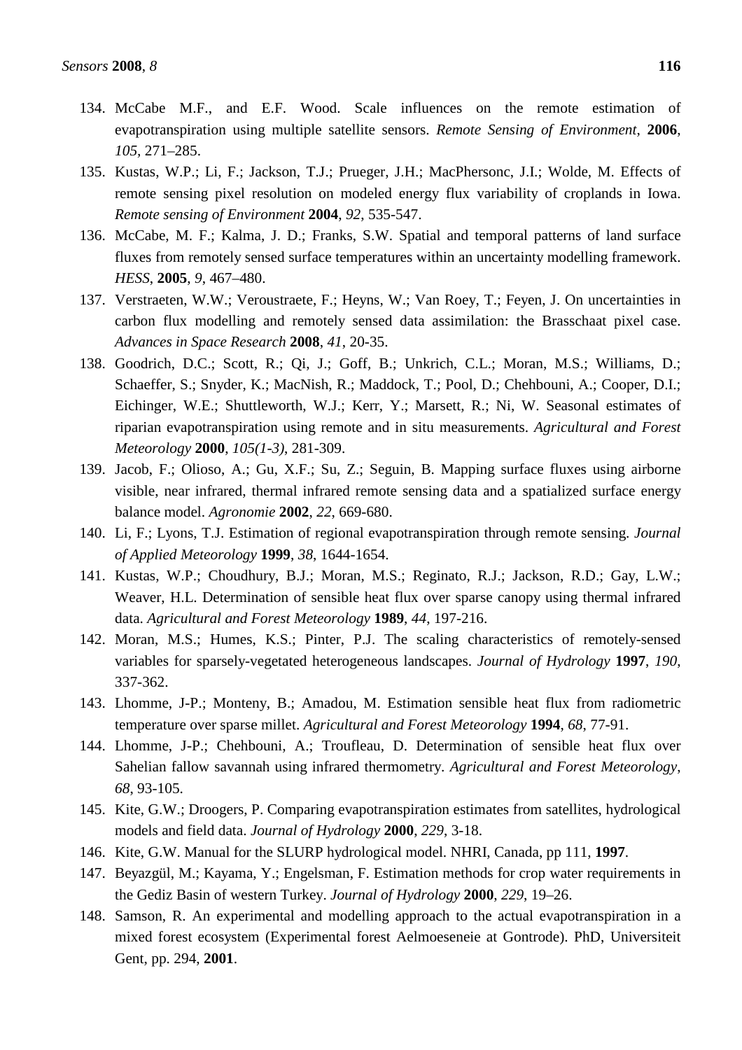134. McCabe M.F., and E.F. Wood. Scale influences on the remote estimation of evapotranspiration using multiple satellite sensors. *Remote Sensing of Environment*, **2006**, *105*, 271–285.
135. Kustas, W.P.; Li, F.; Jackson, T.J.; Prueger, J.H.; MacPhersonc, J.I.; Wolde, M. Effects of remote sensing pixel resolution on modeled energy flux variability of croplands in Iowa. *Remote sensing of Environment* **2004**, *92*, 535-547.
136. McCabe, M. F.; Kalma, J. D.; Franks, S.W. Spatial and temporal patterns of land surface fluxes from remotely sensed surface temperatures within an uncertainty modelling framework. *HESS*, **2005**, *9*, 467–480.
137. Verstraeten, W.W.; Veroustraete, F.; Heyns, W.; Van Roey, T.; Feyen, J. On uncertainties in carbon flux modelling and remotely sensed data assimilation: the Brasschaat pixel case. *Advances in Space Research* **2008**, *41*, 20-35.
138. Goodrich, D.C.; Scott, R.; Qi, J.; Goff, B.; Unkrich, C.L.; Moran, M.S.; Williams, D.; Schaeffer, S.; Snyder, K.; MacNish, R.; Maddock, T.; Pool, D.; Chehbouni, A.; Cooper, D.I.; Eichinger, W.E.; Shuttleworth, W.J.; Kerr, Y.; Marsett, R.; Ni, W. Seasonal estimates of riparian evapotranspiration using remote and in situ measurements. *Agricultural and Forest Meteorology* **2000**, *105(1-3)*, 281-309.
139. Jacob, F.; Olioso, A.; Gu, X.F.; Su, Z.; Seguin, B. Mapping surface fluxes using airborne visible, near infrared, thermal infrared remote sensing data and a spatialized surface energy balance model. *Agronomie* **2002**, *22*, 669-680.
140. Li, F.; Lyons, T.J. Estimation of regional evapotranspiration through remote sensing. *Journal of Applied Meteorology* **1999**, *38*, 1644-1654.
141. Kustas, W.P.; Choudhury, B.J.; Moran, M.S.; Reginato, R.J.; Jackson, R.D.; Gay, L.W.; Weaver, H.L. Determination of sensible heat flux over sparse canopy using thermal infrared data. *Agricultural and Forest Meteorology* **1989**, *44*, 197-216.
142. Moran, M.S.; Humes, K.S.; Pinter, P.J. The scaling characteristics of remotely-sensed variables for sparsely-vegetated heterogeneous landscapes. *Journal of Hydrology* **1997**, *190*, 337-362.
143. Lhomme, J-P.; Monteny, B.; Amadou, M. Estimation sensible heat flux from radiometric temperature over sparse millet. *Agricultural and Forest Meteorology* **1994**, *68*, 77-91.
144. Lhomme, J-P.; Chehbouni, A.; Troufleau, D. Determination of sensible heat flux over Sahelian fallow savannah using infrared thermometry. *Agricultural and Forest Meteorology*, *68*, 93-105.
145. Kite, G.W.; Droogers, P. Comparing evapotranspiration estimates from satellites, hydrological models and field data. *Journal of Hydrology* **2000**, *229*, 3-18.
146. Kite, G.W. Manual for the SLURP hydrological model. NHRI, Canada, pp 111, **1997**.
147. Beyazgül, M.; Kayama, Y.; Engelsman, F. Estimation methods for crop water requirements in the Gediz Basin of western Turkey. *Journal of Hydrology* **2000**, *229*, 19–26.
148. Samson, R. An experimental and modelling approach to the actual evapotranspiration in a mixed forest ecosystem (Experimental forest Aelmoeseneie at Gontrode). PhD, Universiteit Gent, pp. 294, **2001**.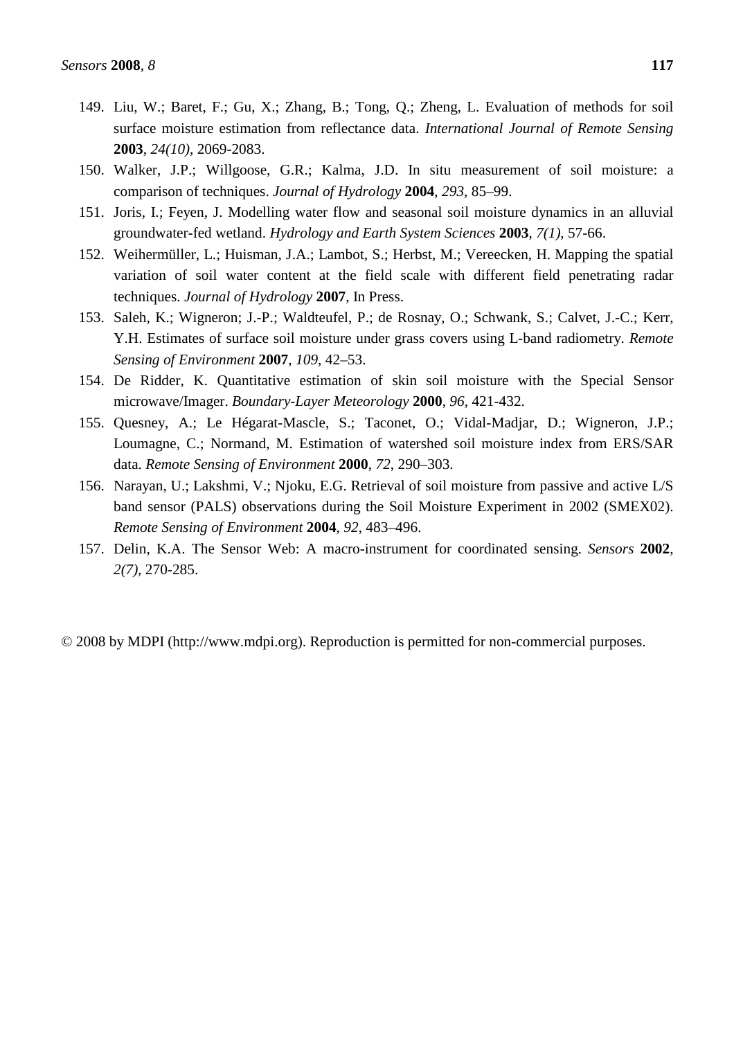149. Liu, W.; Baret, F.; Gu, X.; Zhang, B.; Tong, Q.; Zheng, L. Evaluation of methods for soil surface moisture estimation from reflectance data. *International Journal of Remote Sensing* **2003**, *24(10)*, 2069-2083.
150. Walker, J.P.; Willgoose, G.R.; Kalma, J.D. In situ measurement of soil moisture: a comparison of techniques. *Journal of Hydrology* **2004**, *293*, 85–99.
151. Joris, I.; Feyen, J. Modelling water flow and seasonal soil moisture dynamics in an alluvial groundwater-fed wetland. *Hydrology and Earth System Sciences* **2003**, *7(1)*, 57-66.
152. Weihermüller, L.; Huisman, J.A.; Lambot, S.; Herbst, M.; Vereecken, H. Mapping the spatial variation of soil water content at the field scale with different field penetrating radar techniques. *Journal of Hydrology* **2007**, In Press.
153. Saleh, K.; Wigneron; J.-P.; Waldteufel, P.; de Rosnay, O.; Schwank, S.; Calvet, J.-C.; Kerr, Y.H. Estimates of surface soil moisture under grass covers using L-band radiometry. *Remote Sensing of Environment* **2007**, *109*, 42–53.
154. De Ridder, K. Quantitative estimation of skin soil moisture with the Special Sensor microwave/Imager. *Boundary-Layer Meteorology* **2000**, *96*, 421-432.
155. Quesney, A.; Le Hégarat-Mascle, S.; Taconet, O.; Vidal-Madjar, D.; Wigneron, J.P.; Loumagne, C.; Normand, M. Estimation of watershed soil moisture index from ERS/SAR data. *Remote Sensing of Environment* **2000**, *72*, 290–303.
156. Narayan, U.; Lakshmi, V.; Njoku, E.G. Retrieval of soil moisture from passive and active L/S band sensor (PALS) observations during the Soil Moisture Experiment in 2002 (SMEX02). *Remote Sensing of Environment* **2004**, *92*, 483–496.
157. Delin, K.A. The Sensor Web: A macro-instrument for coordinated sensing. *Sensors* **2002**, *2(7)*, 270-285.

© 2008 by MDPI (http://www.mdpi.org). Reproduction is permitted for non-commercial purposes.